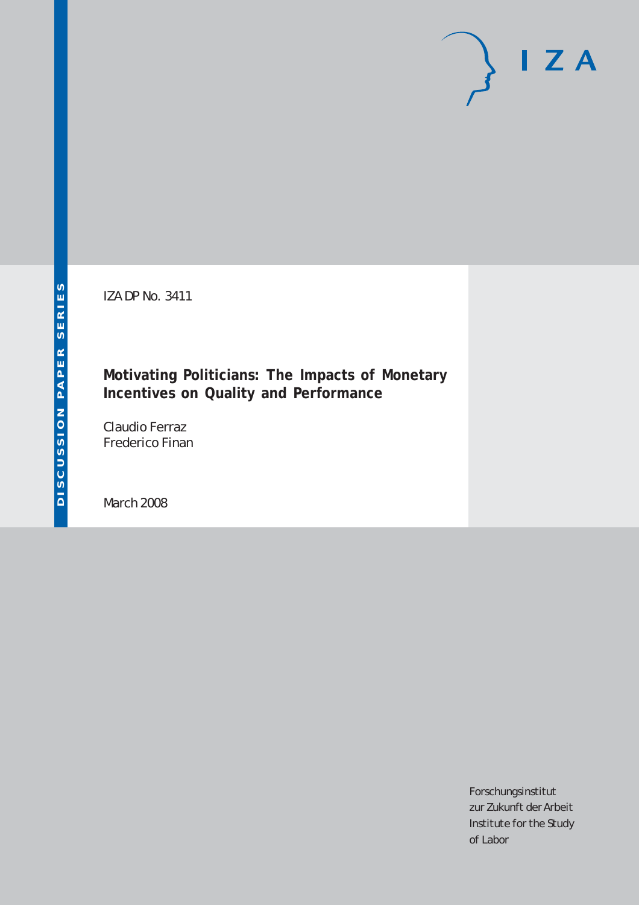DISCUSSION PAPER SERIES

IZA DP No. 3411

# Motivating Politicians: The Impacts of Monetary Incentives on Quality and Performance

Claudio Ferraz
Frederico Finan

March 2008

Forschungsinstitut
zur Zukunft der Arbeit
Institute for the Study
of Labor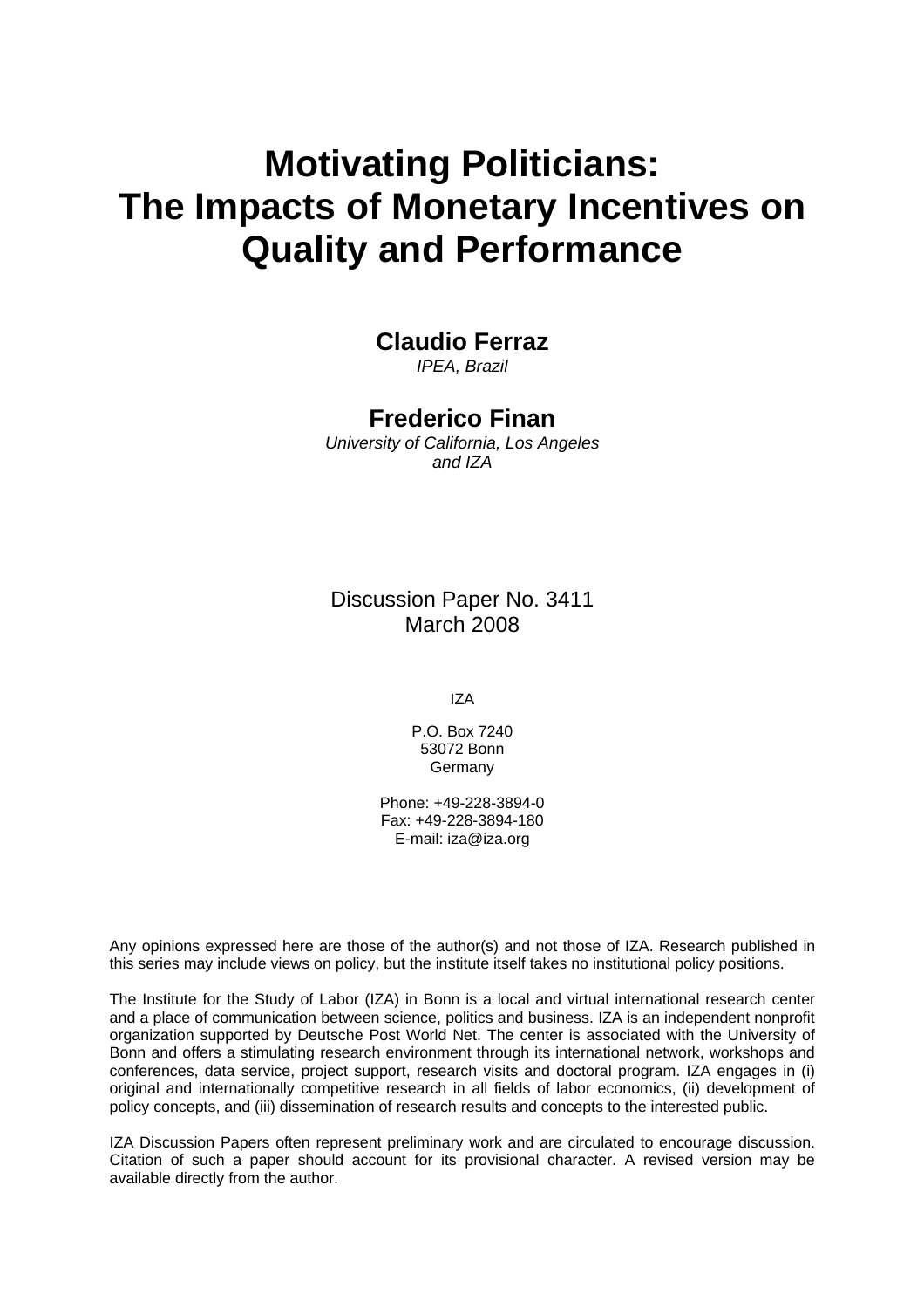# Motivating Politicians: The Impacts of Monetary Incentives on Quality and Performance

**Claudio Ferraz**

*IPEA, Brazil*

**Frederico Finan**

*University of California, Los Angeles and IZA*

Discussion Paper No. 3411
March 2008

IZA

P.O. Box 7240
53072 Bonn
Germany

Phone: +49-228-3894-0
Fax: +49-228-3894-180
E-mail: iza@iza.org

Any opinions expressed here are those of the author(s) and not those of IZA. Research published in this series may include views on policy, but the institute itself takes no institutional policy positions.

The Institute for the Study of Labor (IZA) in Bonn is a local and virtual international research center and a place of communication between science, politics and business. IZA is an independent nonprofit organization supported by Deutsche Post World Net. The center is associated with the University of Bonn and offers a stimulating research environment through its international network, workshops and conferences, data service, project support, research visits and doctoral program. IZA engages in (i) original and internationally competitive research in all fields of labor economics, (ii) development of policy concepts, and (iii) dissemination of research results and concepts to the interested public.

IZA Discussion Papers often represent preliminary work and are circulated to encourage discussion. Citation of such a paper should account for its provisional character. A revised version may be available directly from the author.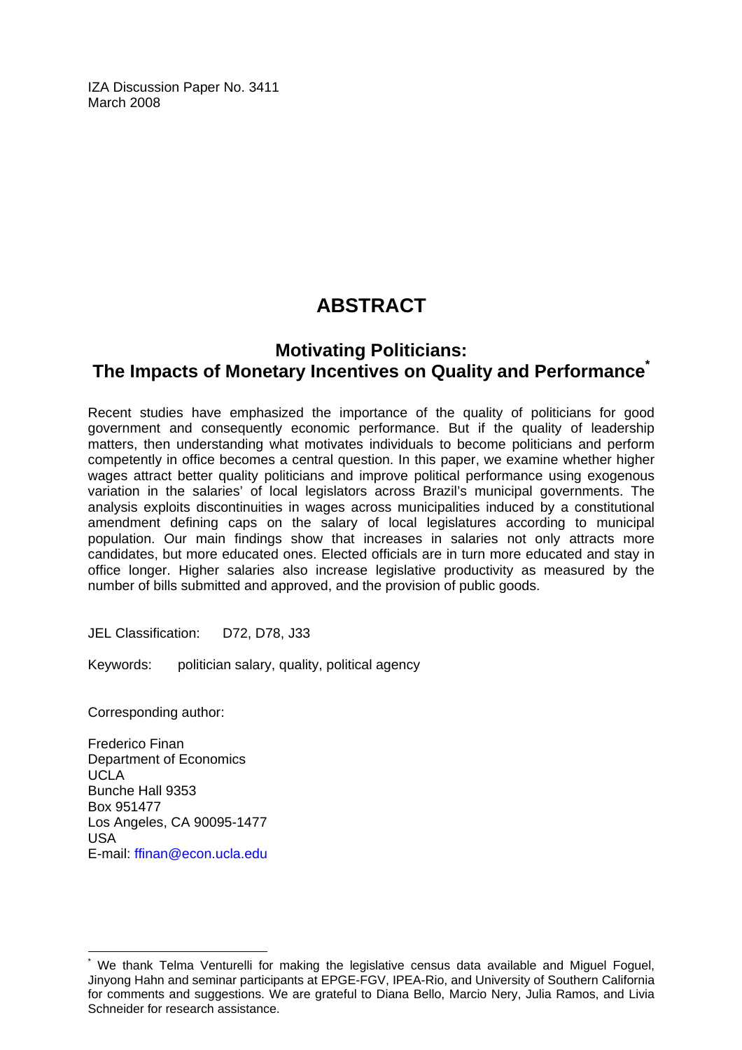IZA Discussion Paper No. 3411
March 2008

# ABSTRACT

## Motivating Politicians: The Impacts of Monetary Incentives on Quality and Performance*

Recent studies have emphasized the importance of the quality of politicians for good government and consequently economic performance. But if the quality of leadership matters, then understanding what motivates individuals to become politicians and perform competently in office becomes a central question. In this paper, we examine whether higher wages attract better quality politicians and improve political performance using exogenous variation in the salaries' of local legislators across Brazil's municipal governments. The analysis exploits discontinuities in wages across municipalities induced by a constitutional amendment defining caps on the salary of local legislatures according to municipal population. Our main findings show that increases in salaries not only attracts more candidates, but more educated ones. Elected officials are in turn more educated and stay in office longer. Higher salaries also increase legislative productivity as measured by the number of bills submitted and approved, and the provision of public goods.

JEL Classification: D72, D78, J33

Keywords: politician salary, quality, political agency

Corresponding author:

Frederico Finan
Department of Economics
UCLA
Bunche Hall 9353
Box 951477
Los Angeles, CA 90095-1477
USA
E-mail: ffinan@econ.ucla.edu

* We thank Telma Venturelli for making the legislative census data available and Miguel Foguel, Jinyong Hahn and seminar participants at EPGE-FGV, IPEA-Rio, and University of Southern California for comments and suggestions. We are grateful to Diana Bello, Marcio Nery, Julia Ramos, and Livia Schneider for research assistance.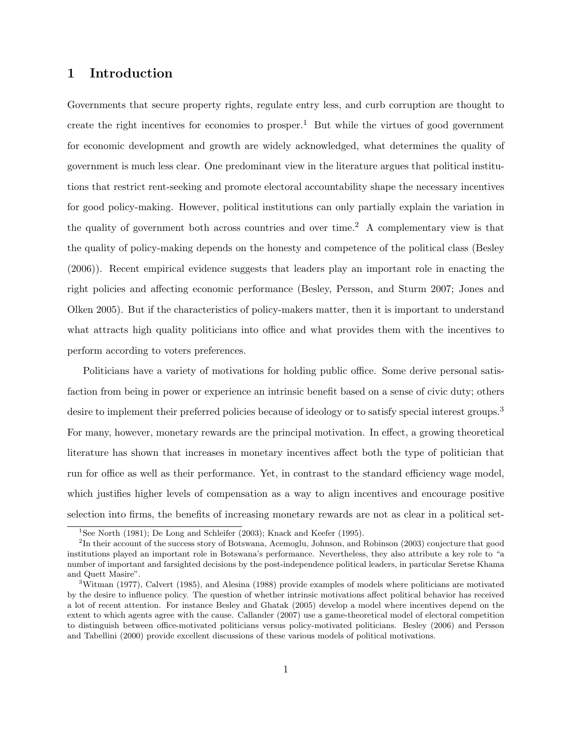# 1 Introduction

Governments that secure property rights, regulate entry less, and curb corruption are thought to create the right incentives for economies to prosper.[1] But while the virtues of good government for economic development and growth are widely acknowledged, what determines the quality of government is much less clear. One predominant view in the literature argues that political institutions that restrict rent-seeking and promote electoral accountability shape the necessary incentives for good policy-making. However, political institutions can only partially explain the variation in the quality of government both across countries and over time.[2] A complementary view is that the quality of policy-making depends on the honesty and competence of the political class (Besley (2006)). Recent empirical evidence suggests that leaders play an important role in enacting the right policies and affecting economic performance (Besley, Persson, and Sturm 2007; Jones and Olken 2005). But if the characteristics of policy-makers matter, then it is important to understand what attracts high quality politicians into office and what provides them with the incentives to perform according to voters preferences.

Politicians have a variety of motivations for holding public office. Some derive personal satisfaction from being in power or experience an intrinsic benefit based on a sense of civic duty; others desire to implement their preferred policies because of ideology or to satisfy special interest groups.[3] For many, however, monetary rewards are the principal motivation. In effect, a growing theoretical literature has shown that increases in monetary incentives affect both the type of politician that run for office as well as their performance. Yet, in contrast to the standard efficiency wage model, which justifies higher levels of compensation as a way to align incentives and encourage positive selection into firms, the benefits of increasing monetary rewards are not as clear in a political set-

[1] See North (1981); De Long and Schleifer (2003); Knack and Keefer (1995).

[2] In their account of the success story of Botswana, Acemoglu, Johnson, and Robinson (2003) conjecture that good institutions played an important role in Botswana's performance. Nevertheless, they also attribute a key role to "a number of important and farsighted decisions by the post-independence political leaders, in particular Seretse Khama and Quett Masire".

[3] Witman (1977), Calvert (1985), and Alesina (1988) provide examples of models where politicians are motivated by the desire to influence policy. The question of whether intrinsic motivations affect political behavior has received a lot of recent attention. For instance Besley and Ghatak (2005) develop a model where incentives depend on the extent to which agents agree with the cause. Callander (2007) use a game-theoretical model of electoral competition to distinguish between office-motivated politicians versus policy-motivated politicians. Besley (2006) and Persson and Tabellini (2000) provide excellent discussions of these various models of political motivations.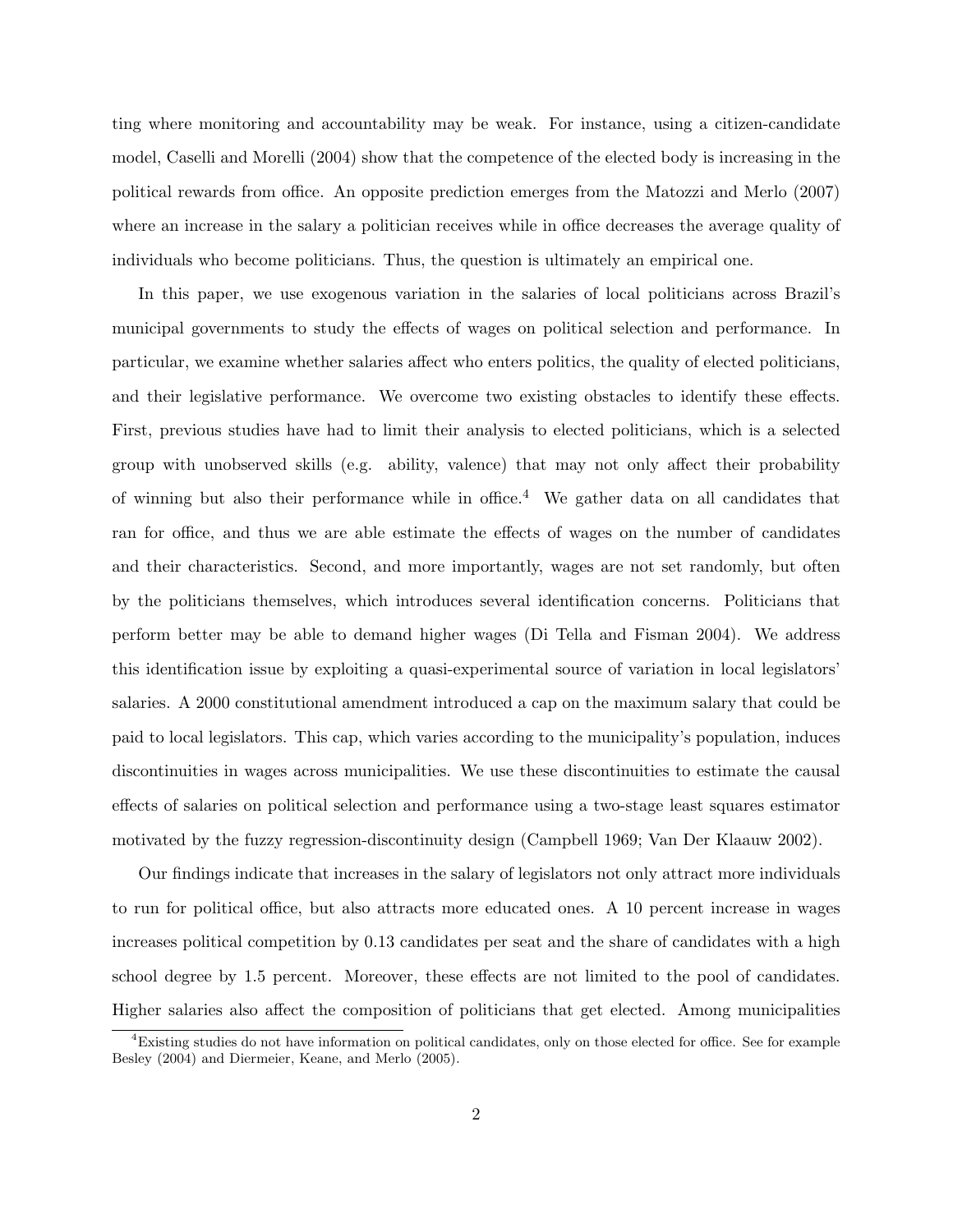ting where monitoring and accountability may be weak. For instance, using a citizen-candidate model, Caselli and Morelli (2004) show that the competence of the elected body is increasing in the political rewards from office. An opposite prediction emerges from the Matozzi and Merlo (2007) where an increase in the salary a politician receives while in office decreases the average quality of individuals who become politicians. Thus, the question is ultimately an empirical one.

In this paper, we use exogenous variation in the salaries of local politicians across Brazil's municipal governments to study the effects of wages on political selection and performance. In particular, we examine whether salaries affect who enters politics, the quality of elected politicians, and their legislative performance. We overcome two existing obstacles to identify these effects. First, previous studies have had to limit their analysis to elected politicians, which is a selected group with unobserved skills (e.g. ability, valence) that may not only affect their probability of winning but also their performance while in office.[4] We gather data on all candidates that ran for office, and thus we are able estimate the effects of wages on the number of candidates and their characteristics. Second, and more importantly, wages are not set randomly, but often by the politicians themselves, which introduces several identification concerns. Politicians that perform better may be able to demand higher wages (Di Tella and Fisman 2004). We address this identification issue by exploiting a quasi-experimental source of variation in local legislators' salaries. A 2000 constitutional amendment introduced a cap on the maximum salary that could be paid to local legislators. This cap, which varies according to the municipality's population, induces discontinuities in wages across municipalities. We use these discontinuities to estimate the causal effects of salaries on political selection and performance using a two-stage least squares estimator motivated by the fuzzy regression-discontinuity design (Campbell 1969; Van Der Klaauw 2002).

Our findings indicate that increases in the salary of legislators not only attract more individuals to run for political office, but also attracts more educated ones. A 10 percent increase in wages increases political competition by 0.13 candidates per seat and the share of candidates with a high school degree by 1.5 percent. Moreover, these effects are not limited to the pool of candidates. Higher salaries also affect the composition of politicians that get elected. Among municipalities

[4] Existing studies do not have information on political candidates, only on those elected for office. See for example Besley (2004) and Diermeier, Keane, and Merlo (2005).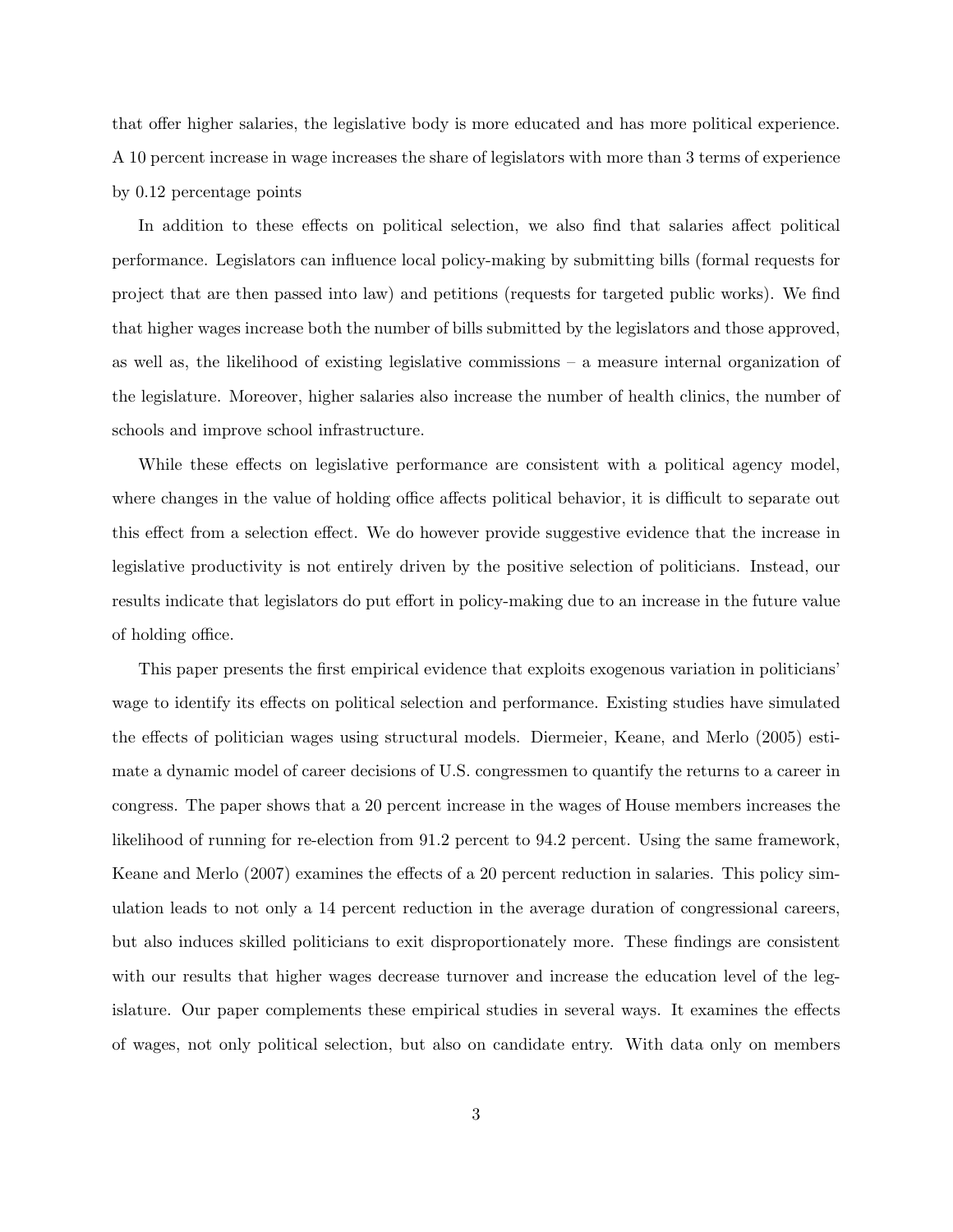that offer higher salaries, the legislative body is more educated and has more political experience. A 10 percent increase in wage increases the share of legislators with more than 3 terms of experience by 0.12 percentage points

In addition to these effects on political selection, we also find that salaries affect political performance. Legislators can influence local policy-making by submitting bills (formal requests for project that are then passed into law) and petitions (requests for targeted public works). We find that higher wages increase both the number of bills submitted by the legislators and those approved, as well as, the likelihood of existing legislative commissions – a measure internal organization of the legislature. Moreover, higher salaries also increase the number of health clinics, the number of schools and improve school infrastructure.

While these effects on legislative performance are consistent with a political agency model, where changes in the value of holding office affects political behavior, it is difficult to separate out this effect from a selection effect. We do however provide suggestive evidence that the increase in legislative productivity is not entirely driven by the positive selection of politicians. Instead, our results indicate that legislators do put effort in policy-making due to an increase in the future value of holding office.

This paper presents the first empirical evidence that exploits exogenous variation in politicians' wage to identify its effects on political selection and performance. Existing studies have simulated the effects of politician wages using structural models. Diermeier, Keane, and Merlo (2005) estimate a dynamic model of career decisions of U.S. congressmen to quantify the returns to a career in congress. The paper shows that a 20 percent increase in the wages of House members increases the likelihood of running for re-election from 91.2 percent to 94.2 percent. Using the same framework, Keane and Merlo (2007) examines the effects of a 20 percent reduction in salaries. This policy simulation leads to not only a 14 percent reduction in the average duration of congressional careers, but also induces skilled politicians to exit disproportionately more. These findings are consistent with our results that higher wages decrease turnover and increase the education level of the legislature. Our paper complements these empirical studies in several ways. It examines the effects of wages, not only political selection, but also on candidate entry. With data only on members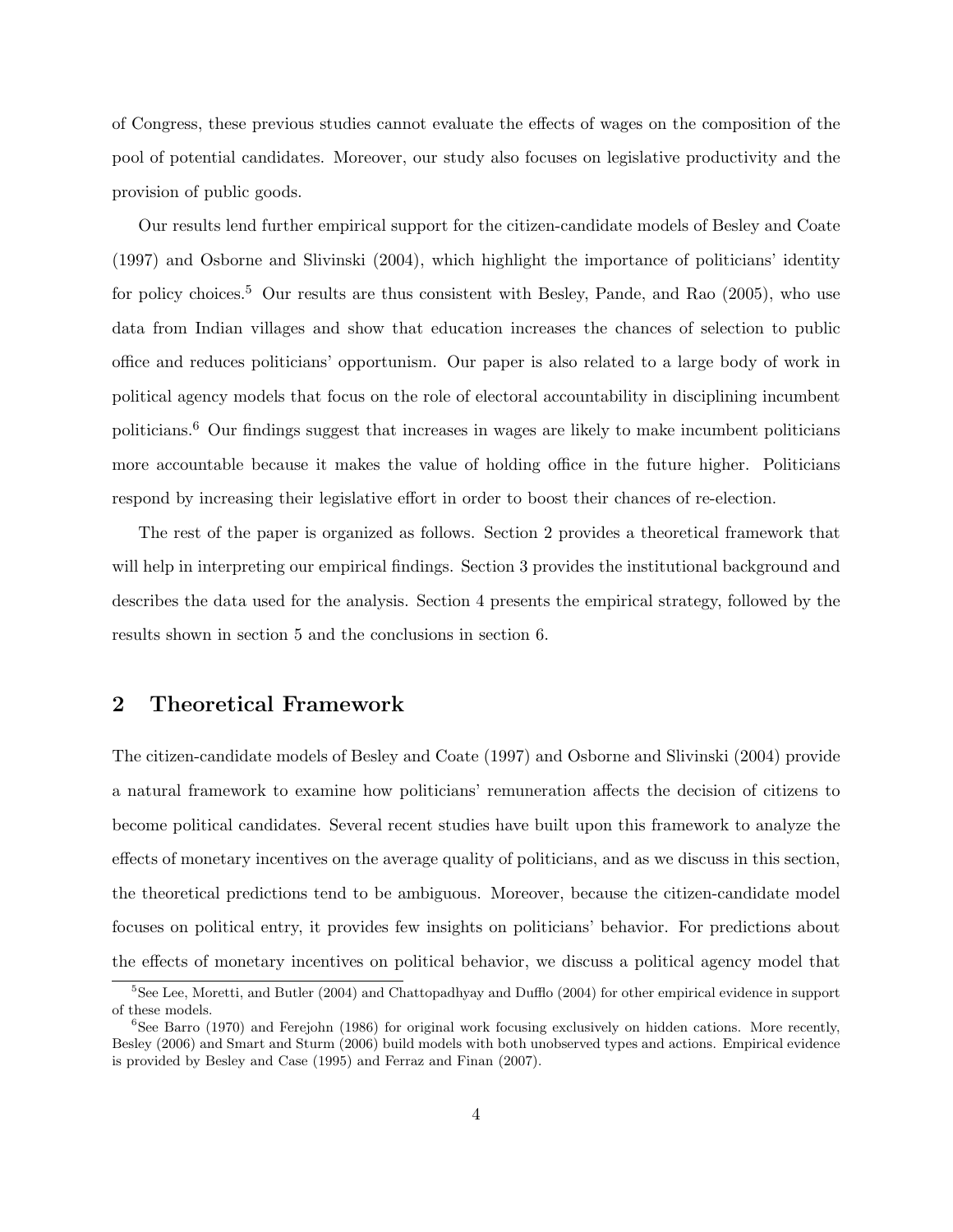of Congress, these previous studies cannot evaluate the effects of wages on the composition of the pool of potential candidates. Moreover, our study also focuses on legislative productivity and the provision of public goods.

Our results lend further empirical support for the citizen-candidate models of Besley and Coate (1997) and Osborne and Slivinski (2004), which highlight the importance of politicians' identity for policy choices.[5] Our results are thus consistent with Besley, Pande, and Rao (2005), who use data from Indian villages and show that education increases the chances of selection to public office and reduces politicians' opportunism. Our paper is also related to a large body of work in political agency models that focus on the role of electoral accountability in disciplining incumbent politicians.[6] Our findings suggest that increases in wages are likely to make incumbent politicians more accountable because it makes the value of holding office in the future higher. Politicians respond by increasing their legislative effort in order to boost their chances of re-election.

The rest of the paper is organized as follows. Section 2 provides a theoretical framework that will help in interpreting our empirical findings. Section 3 provides the institutional background and describes the data used for the analysis. Section 4 presents the empirical strategy, followed by the results shown in section 5 and the conclusions in section 6.

## 2 Theoretical Framework

The citizen-candidate models of Besley and Coate (1997) and Osborne and Slivinski (2004) provide a natural framework to examine how politicians' remuneration affects the decision of citizens to become political candidates. Several recent studies have built upon this framework to analyze the effects of monetary incentives on the average quality of politicians, and as we discuss in this section, the theoretical predictions tend to be ambiguous. Moreover, because the citizen-candidate model focuses on political entry, it provides few insights on politicians' behavior. For predictions about the effects of monetary incentives on political behavior, we discuss a political agency model that

[5] See Lee, Moretti, and Butler (2004) and Chattopadhyay and Dufflo (2004) for other empirical evidence in support of these models.

[6] See Barro (1970) and Ferejohn (1986) for original work focusing exclusively on hidden cations. More recently, Besley (2006) and Smart and Sturm (2006) build models with both unobserved types and actions. Empirical evidence is provided by Besley and Case (1995) and Ferraz and Finan (2007).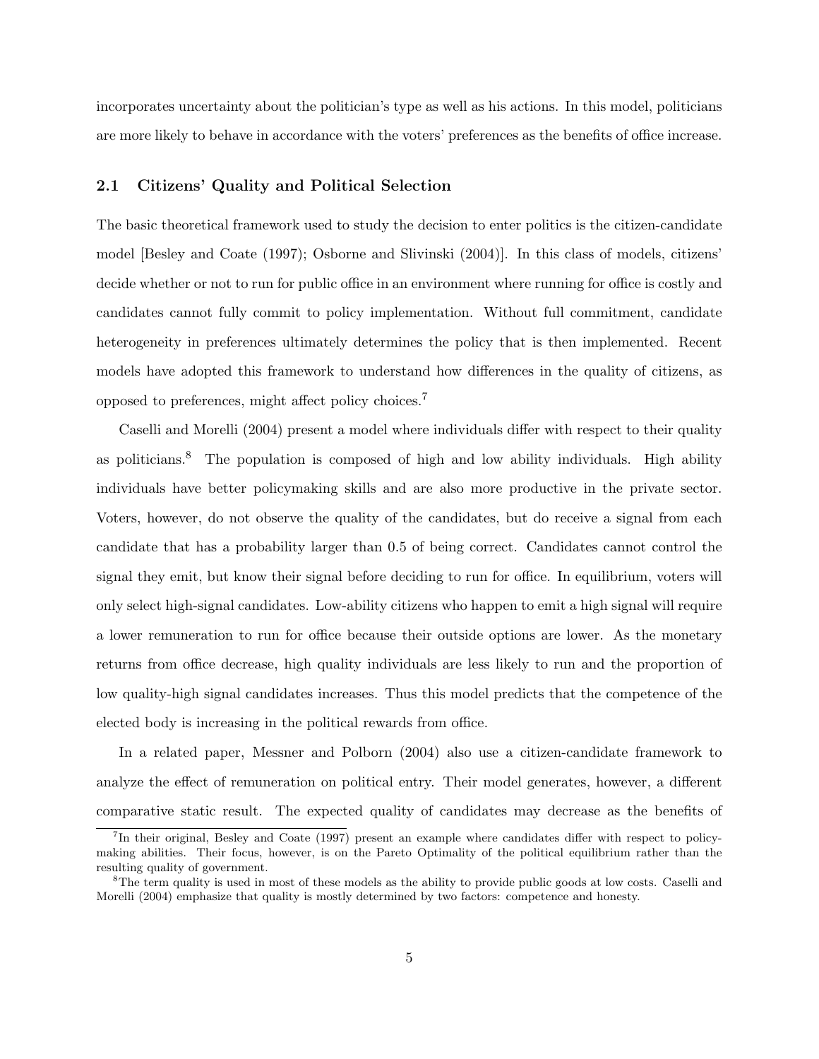incorporates uncertainty about the politician's type as well as his actions. In this model, politicians are more likely to behave in accordance with the voters' preferences as the benefits of office increase.

## 2.1 Citizens' Quality and Political Selection

The basic theoretical framework used to study the decision to enter politics is the citizen-candidate model [Besley and Coate (1997); Osborne and Slivinski (2004)]. In this class of models, citizens' decide whether or not to run for public office in an environment where running for office is costly and candidates cannot fully commit to policy implementation. Without full commitment, candidate heterogeneity in preferences ultimately determines the policy that is then implemented. Recent models have adopted this framework to understand how differences in the quality of citizens, as opposed to preferences, might affect policy choices.[7]

Caselli and Morelli (2004) present a model where individuals differ with respect to their quality as politicians.[8] The population is composed of high and low ability individuals. High ability individuals have better policymaking skills and are also more productive in the private sector. Voters, however, do not observe the quality of the candidates, but do receive a signal from each candidate that has a probability larger than 0.5 of being correct. Candidates cannot control the signal they emit, but know their signal before deciding to run for office. In equilibrium, voters will only select high-signal candidates. Low-ability citizens who happen to emit a high signal will require a lower remuneration to run for office because their outside options are lower. As the monetary returns from office decrease, high quality individuals are less likely to run and the proportion of low quality-high signal candidates increases. Thus this model predicts that the competence of the elected body is increasing in the political rewards from office.

In a related paper, Messner and Polborn (2004) also use a citizen-candidate framework to analyze the effect of remuneration on political entry. Their model generates, however, a different comparative static result. The expected quality of candidates may decrease as the benefits of

---

[7] In their original, Besley and Coate (1997) present an example where candidates differ with respect to policy-making abilities. Their focus, however, is on the Pareto Optimality of the political equilibrium rather than the resulting quality of government.

[8] The term quality is used in most of these models as the ability to provide public goods at low costs. Caselli and Morelli (2004) emphasize that quality is mostly determined by two factors: competence and honesty.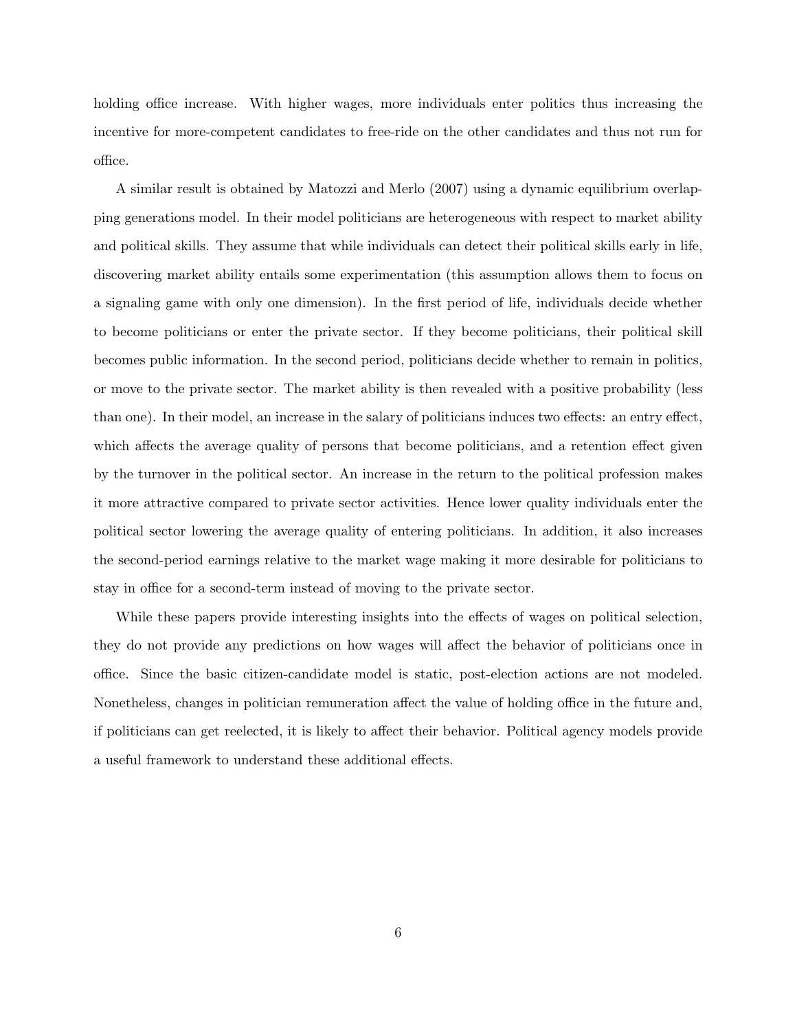holding office increase. With higher wages, more individuals enter politics thus increasing the incentive for more-competent candidates to free-ride on the other candidates and thus not run for office.

A similar result is obtained by Matozzi and Merlo (2007) using a dynamic equilibrium overlapping generations model. In their model politicians are heterogeneous with respect to market ability and political skills. They assume that while individuals can detect their political skills early in life, discovering market ability entails some experimentation (this assumption allows them to focus on a signaling game with only one dimension). In the first period of life, individuals decide whether to become politicians or enter the private sector. If they become politicians, their political skill becomes public information. In the second period, politicians decide whether to remain in politics, or move to the private sector. The market ability is then revealed with a positive probability (less than one). In their model, an increase in the salary of politicians induces two effects: an entry effect, which affects the average quality of persons that become politicians, and a retention effect given by the turnover in the political sector. An increase in the return to the political profession makes it more attractive compared to private sector activities. Hence lower quality individuals enter the political sector lowering the average quality of entering politicians. In addition, it also increases the second-period earnings relative to the market wage making it more desirable for politicians to stay in office for a second-term instead of moving to the private sector.

While these papers provide interesting insights into the effects of wages on political selection, they do not provide any predictions on how wages will affect the behavior of politicians once in office. Since the basic citizen-candidate model is static, post-election actions are not modeled. Nonetheless, changes in politician remuneration affect the value of holding office in the future and, if politicians can get reelected, it is likely to affect their behavior. Political agency models provide a useful framework to understand these additional effects.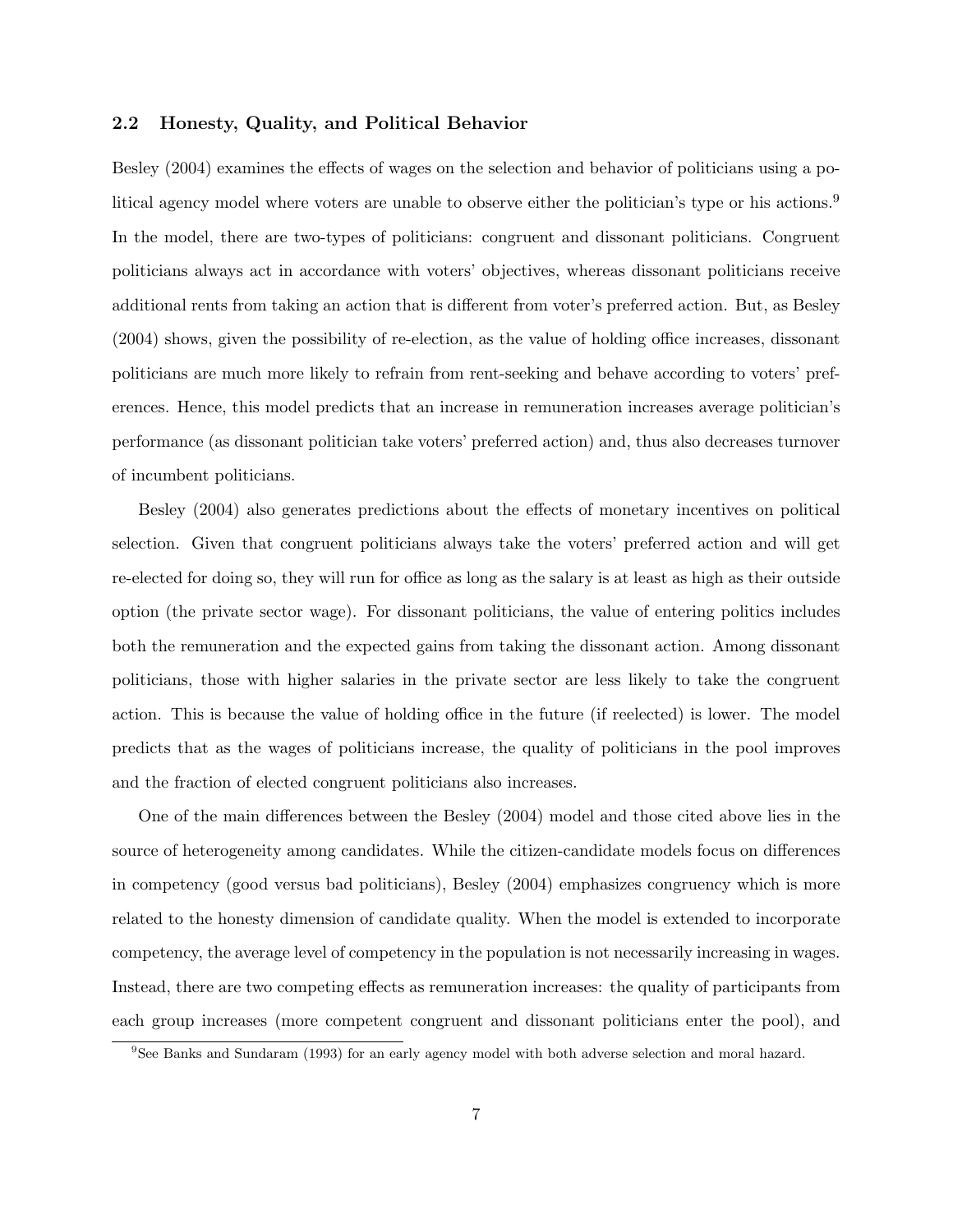### 2.2 Honesty, Quality, and Political Behavior

Besley (2004) examines the effects of wages on the selection and behavior of politicians using a political agency model where voters are unable to observe either the politician's type or his actions.[9] In the model, there are two-types of politicians: congruent and dissonant politicians. Congruent politicians always act in accordance with voters' objectives, whereas dissonant politicians receive additional rents from taking an action that is different from voter's preferred action. But, as Besley (2004) shows, given the possibility of re-election, as the value of holding office increases, dissonant politicians are much more likely to refrain from rent-seeking and behave according to voters' preferences. Hence, this model predicts that an increase in remuneration increases average politician's performance (as dissonant politician take voters' preferred action) and, thus also decreases turnover of incumbent politicians.

Besley (2004) also generates predictions about the effects of monetary incentives on political selection. Given that congruent politicians always take the voters' preferred action and will get re-elected for doing so, they will run for office as long as the salary is at least as high as their outside option (the private sector wage). For dissonant politicians, the value of entering politics includes both the remuneration and the expected gains from taking the dissonant action. Among dissonant politicians, those with higher salaries in the private sector are less likely to take the congruent action. This is because the value of holding office in the future (if reelected) is lower. The model predicts that as the wages of politicians increase, the quality of politicians in the pool improves and the fraction of elected congruent politicians also increases.

One of the main differences between the Besley (2004) model and those cited above lies in the source of heterogeneity among candidates. While the citizen-candidate models focus on differences in competency (good versus bad politicians), Besley (2004) emphasizes congruency which is more related to the honesty dimension of candidate quality. When the model is extended to incorporate competency, the average level of competency in the population is not necessarily increasing in wages. Instead, there are two competing effects as remuneration increases: the quality of participants from each group increases (more competent congruent and dissonant politicians enter the pool), and

[9] See Banks and Sundaram (1993) for an early agency model with both adverse selection and moral hazard.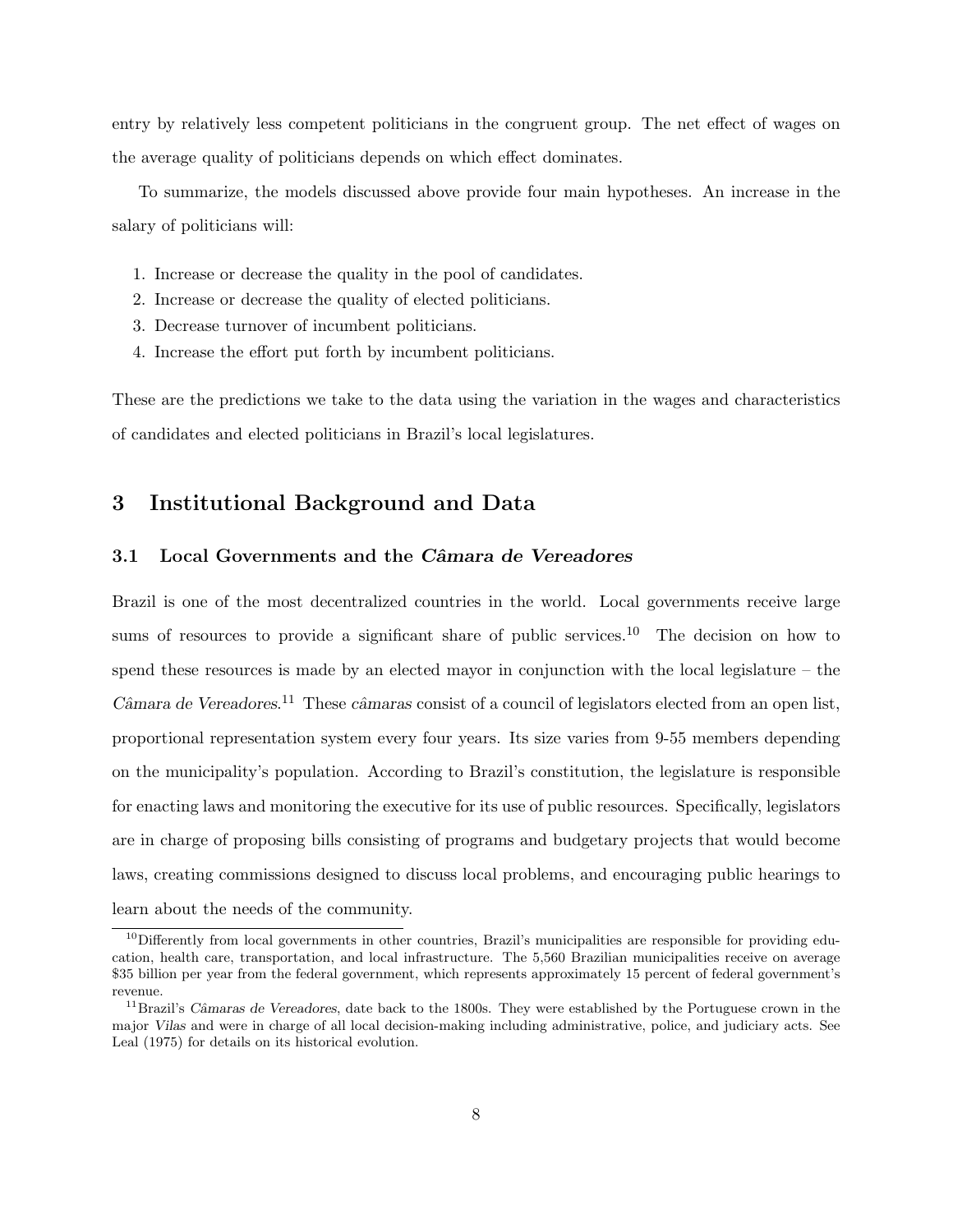entry by relatively less competent politicians in the congruent group. The net effect of wages on the average quality of politicians depends on which effect dominates.

To summarize, the models discussed above provide four main hypotheses. An increase in the salary of politicians will:

1. Increase or decrease the quality in the pool of candidates.
2. Increase or decrease the quality of elected politicians.
3. Decrease turnover of incumbent politicians.
4. Increase the effort put forth by incumbent politicians.

These are the predictions we take to the data using the variation in the wages and characteristics of candidates and elected politicians in Brazil's local legislatures.

# 3 Institutional Background and Data

## 3.1 Local Governments and the *Câmara de Vereadores*

Brazil is one of the most decentralized countries in the world. Local governments receive large sums of resources to provide a significant share of public services.[10] The decision on how to spend these resources is made by an elected mayor in conjunction with the local legislature – the *Câmara de Vereadores*.[11] These *câmaras* consist of a council of legislators elected from an open list, proportional representation system every four years. Its size varies from 9-55 members depending on the municipality's population. According to Brazil's constitution, the legislature is responsible for enacting laws and monitoring the executive for its use of public resources. Specifically, legislators are in charge of proposing bills consisting of programs and budgetary projects that would become laws, creating commissions designed to discuss local problems, and encouraging public hearings to learn about the needs of the community.

[10] Differently from local governments in other countries, Brazil's municipalities are responsible for providing education, health care, transportation, and local infrastructure. The 5,560 Brazilian municipalities receive on average $35 billion per year from the federal government, which represents approximately 15 percent of federal government's revenue.

[11] Brazil's *Câmaras de Vereadores*, date back to the 1800s. They were established by the Portuguese crown in the major *Vilas* and were in charge of all local decision-making including administrative, police, and judiciary acts. See Leal (1975) for details on its historical evolution.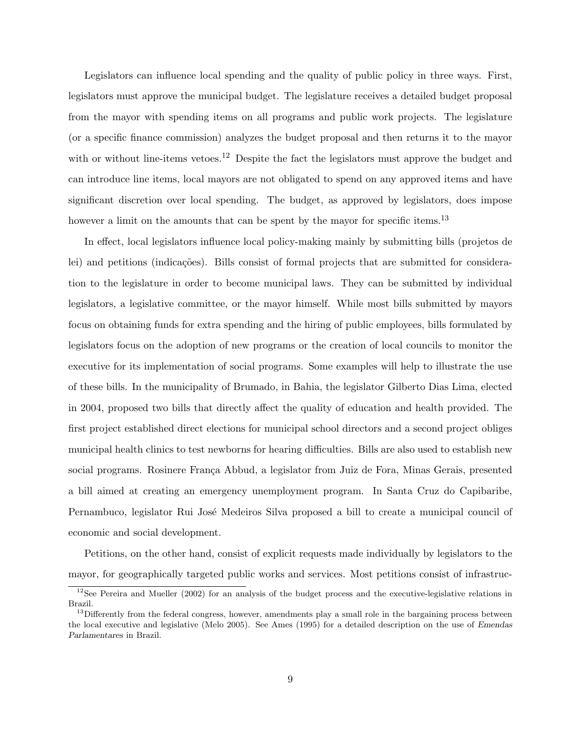Legislators can influence local spending and the quality of public policy in three ways. First, legislators must approve the municipal budget. The legislature receives a detailed budget proposal from the mayor with spending items on all programs and public work projects. The legislature (or a specific finance commission) analyzes the budget proposal and then returns it to the mayor with or without line-items vetoes.[12] Despite the fact the legislators must approve the budget and can introduce line items, local mayors are not obligated to spend on any approved items and have significant discretion over local spending. The budget, as approved by legislators, does impose however a limit on the amounts that can be spent by the mayor for specific items.[13]

In effect, local legislators influence local policy-making mainly by submitting bills (projetos de lei) and petitions (indicações). Bills consist of formal projects that are submitted for consideration to the legislature in order to become municipal laws. They can be submitted by individual legislators, a legislative committee, or the mayor himself. While most bills submitted by mayors focus on obtaining funds for extra spending and the hiring of public employees, bills formulated by legislators focus on the adoption of new programs or the creation of local councils to monitor the executive for its implementation of social programs. Some examples will help to illustrate the use of these bills. In the municipality of Brumado, in Bahia, the legislator Gilberto Dias Lima, elected in 2004, proposed two bills that directly affect the quality of education and health provided. The first project established direct elections for municipal school directors and a second project obliges municipal health clinics to test newborns for hearing difficulties. Bills are also used to establish new social programs. Rosinere França Abbud, a legislator from Juiz de Fora, Minas Gerais, presented a bill aimed at creating an emergency unemployment program. In Santa Cruz do Capibaribe, Pernambuco, legislator Rui José Medeiros Silva proposed a bill to create a municipal council of economic and social development.

Petitions, on the other hand, consist of explicit requests made individually by legislators to the mayor, for geographically targeted public works and services. Most petitions consist of infrastruc-

[12] See Pereira and Mueller (2002) for an analysis of the budget process and the executive-legislative relations in Brazil.

[13] Differently from the federal congress, however, amendments play a small role in the bargaining process between the local executive and legislative (Melo 2005). See Ames (1995) for a detailed description on the use of *Emendas Parlamentares* in Brazil.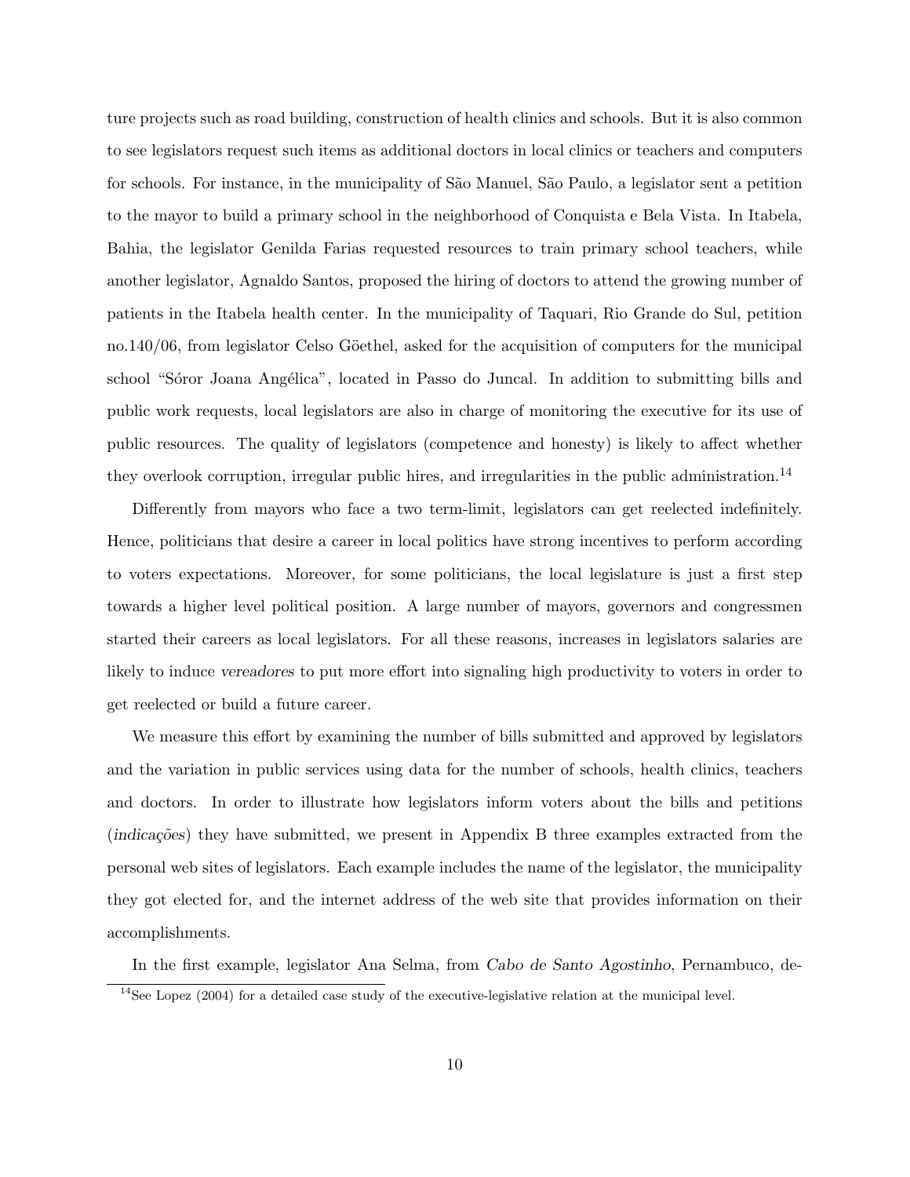ture projects such as road building, construction of health clinics and schools. But it is also common to see legislators request such items as additional doctors in local clinics or teachers and computers for schools. For instance, in the municipality of São Manuel, São Paulo, a legislator sent a petition to the mayor to build a primary school in the neighborhood of Conquista e Bela Vista. In Itabela, Bahia, the legislator Genilda Farias requested resources to train primary school teachers, while another legislator, Agnaldo Santos, proposed the hiring of doctors to attend the growing number of patients in the Itabela health center. In the municipality of Taquari, Rio Grande do Sul, petition no.140/06, from legislator Celso Göethel, asked for the acquisition of computers for the municipal school "Sóror Joana Angélica", located in Passo do Juncal. In addition to submitting bills and public work requests, local legislators are also in charge of monitoring the executive for its use of public resources. The quality of legislators (competence and honesty) is likely to affect whether they overlook corruption, irregular public hires, and irregularities in the public administration.[14]

Differently from mayors who face a two term-limit, legislators can get reelected indefinitely. Hence, politicians that desire a career in local politics have strong incentives to perform according to voters expectations. Moreover, for some politicians, the local legislature is just a first step towards a higher level political position. A large number of mayors, governors and congressmen started their careers as local legislators. For all these reasons, increases in legislators salaries are likely to induce *vereadores* to put more effort into signaling high productivity to voters in order to get reelected or build a future career.

We measure this effort by examining the number of bills submitted and approved by legislators and the variation in public services using data for the number of schools, health clinics, teachers and doctors. In order to illustrate how legislators inform voters about the bills and petitions (*indicações*) they have submitted, we present in Appendix B three examples extracted from the personal web sites of legislators. Each example includes the name of the legislator, the municipality they got elected for, and the internet address of the web site that provides information on their accomplishments.

In the first example, legislator Ana Selma, from *Cabo de Santo Agostinho*, Pernambuco, de-

[14] See Lopez (2004) for a detailed case study of the executive-legislative relation at the municipal level.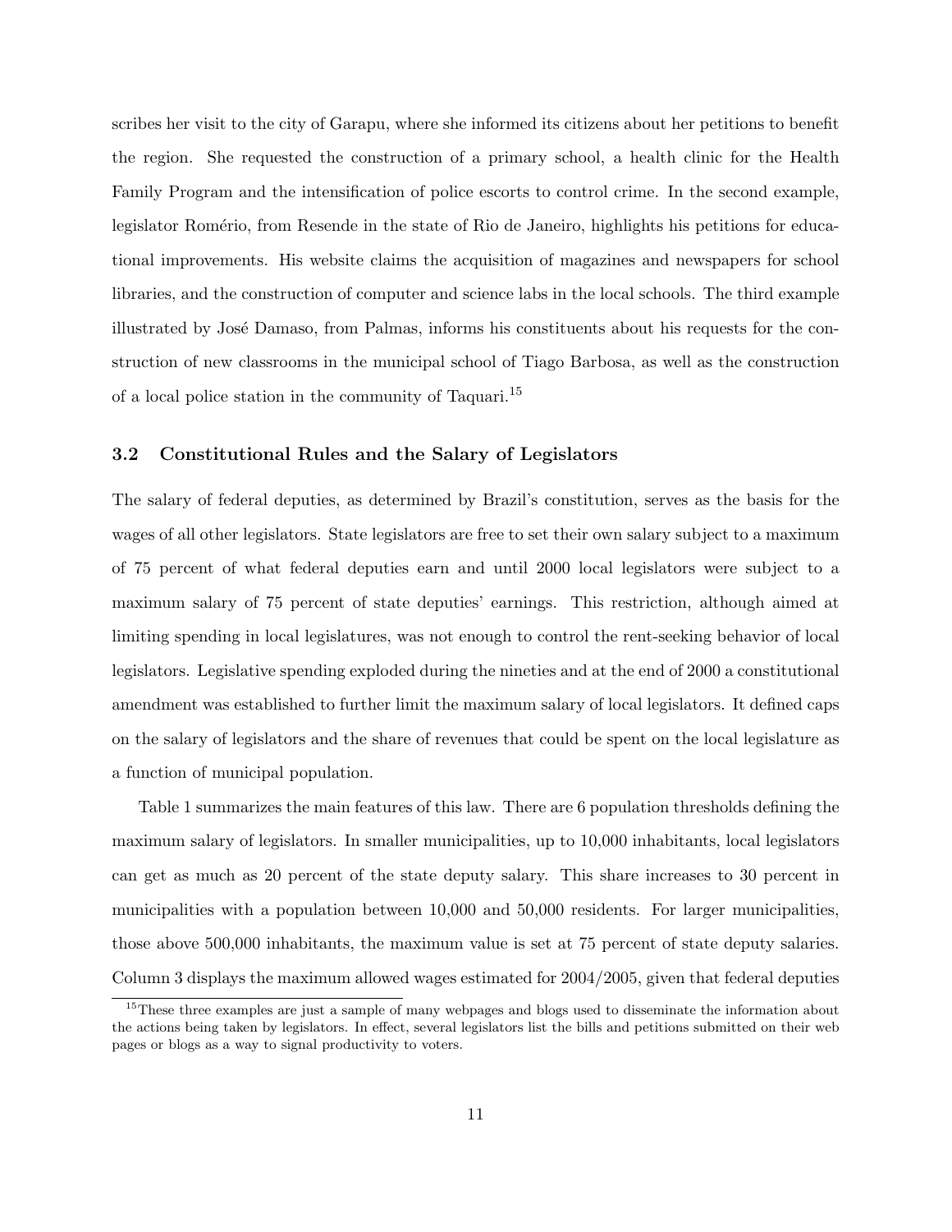scribes her visit to the city of Garapu, where she informed its citizens about her petitions to benefit the region. She requested the construction of a primary school, a health clinic for the Health Family Program and the intensification of police escorts to control crime. In the second example, legislator Romério, from Resende in the state of Rio de Janeiro, highlights his petitions for educational improvements. His website claims the acquisition of magazines and newspapers for school libraries, and the construction of computer and science labs in the local schools. The third example illustrated by José Damaso, from Palmas, informs his constituents about his requests for the construction of new classrooms in the municipal school of Tiago Barbosa, as well as the construction of a local police station in the community of Taquari.[15]

### 3.2 Constitutional Rules and the Salary of Legislators

The salary of federal deputies, as determined by Brazil's constitution, serves as the basis for the wages of all other legislators. State legislators are free to set their own salary subject to a maximum of 75 percent of what federal deputies earn and until 2000 local legislators were subject to a maximum salary of 75 percent of state deputies' earnings. This restriction, although aimed at limiting spending in local legislatures, was not enough to control the rent-seeking behavior of local legislators. Legislative spending exploded during the nineties and at the end of 2000 a constitutional amendment was established to further limit the maximum salary of local legislators. It defined caps on the salary of legislators and the share of revenues that could be spent on the local legislature as a function of municipal population.

Table 1 summarizes the main features of this law. There are 6 population thresholds defining the maximum salary of legislators. In smaller municipalities, up to 10,000 inhabitants, local legislators can get as much as 20 percent of the state deputy salary. This share increases to 30 percent in municipalities with a population between 10,000 and 50,000 residents. For larger municipalities, those above 500,000 inhabitants, the maximum value is set at 75 percent of state deputy salaries. Column 3 displays the maximum allowed wages estimated for 2004/2005, given that federal deputies

[15] These three examples are just a sample of many webpages and blogs used to disseminate the information about the actions being taken by legislators. In effect, several legislators list the bills and petitions submitted on their web pages or blogs as a way to signal productivity to voters.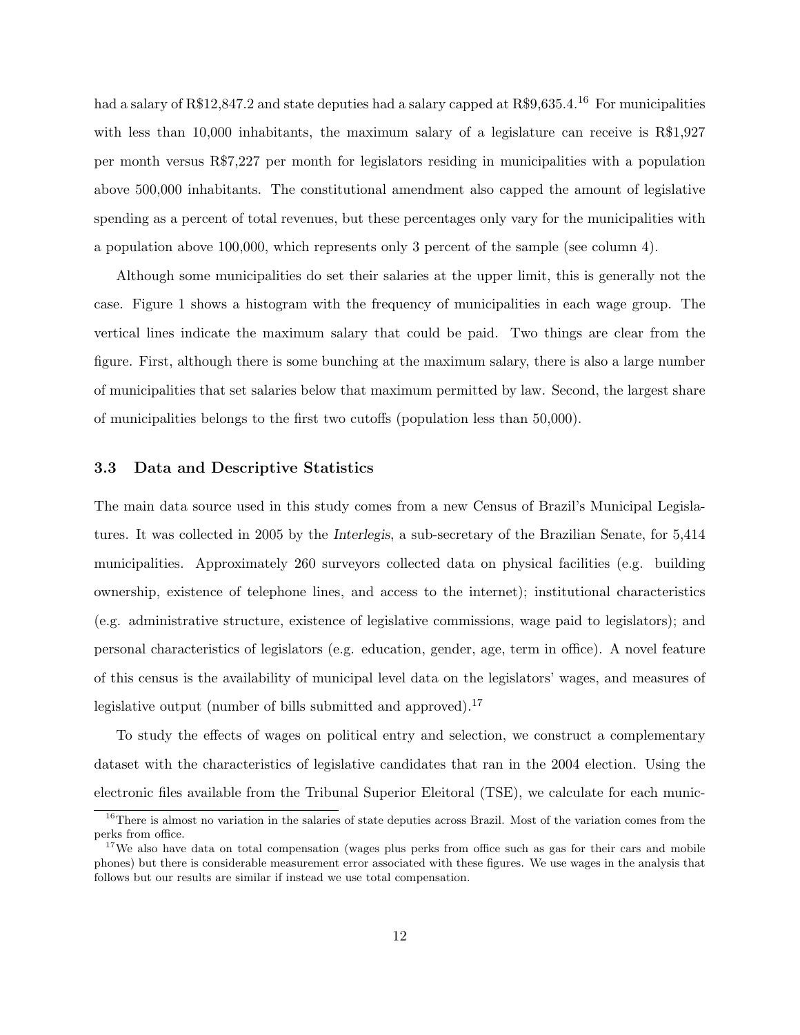had a salary of R$12,847.2 and state deputies had a salary capped at R$9,635.4.[16] For municipalities with less than 10,000 inhabitants, the maximum salary of a legislature can receive is R$1,927 per month versus R$7,227 per month for legislators residing in municipalities with a population above 500,000 inhabitants. The constitutional amendment also capped the amount of legislative spending as a percent of total revenues, but these percentages only vary for the municipalities with a population above 100,000, which represents only 3 percent of the sample (see column 4).

Although some municipalities do set their salaries at the upper limit, this is generally not the case. Figure 1 shows a histogram with the frequency of municipalities in each wage group. The vertical lines indicate the maximum salary that could be paid. Two things are clear from the figure. First, although there is some bunching at the maximum salary, there is also a large number of municipalities that set salaries below that maximum permitted by law. Second, the largest share of municipalities belongs to the first two cutoffs (population less than 50,000).

### 3.3 Data and Descriptive Statistics

The main data source used in this study comes from a new Census of Brazil's Municipal Legislatures. It was collected in 2005 by the *Interlegis*, a sub-secretary of the Brazilian Senate, for 5,414 municipalities. Approximately 260 surveyors collected data on physical facilities (e.g. building ownership, existence of telephone lines, and access to the internet); institutional characteristics (e.g. administrative structure, existence of legislative commissions, wage paid to legislators); and personal characteristics of legislators (e.g. education, gender, age, term in office). A novel feature of this census is the availability of municipal level data on the legislators' wages, and measures of legislative output (number of bills submitted and approved).[17]

To study the effects of wages on political entry and selection, we construct a complementary dataset with the characteristics of legislative candidates that ran in the 2004 election. Using the electronic files available from the Tribunal Superior Eleitoral (TSE), we calculate for each munic-

[16] There is almost no variation in the salaries of state deputies across Brazil. Most of the variation comes from the perks from office.

[17] We also have data on total compensation (wages plus perks from office such as gas for their cars and mobile phones) but there is considerable measurement error associated with these figures. We use wages in the analysis that follows but our results are similar if instead we use total compensation.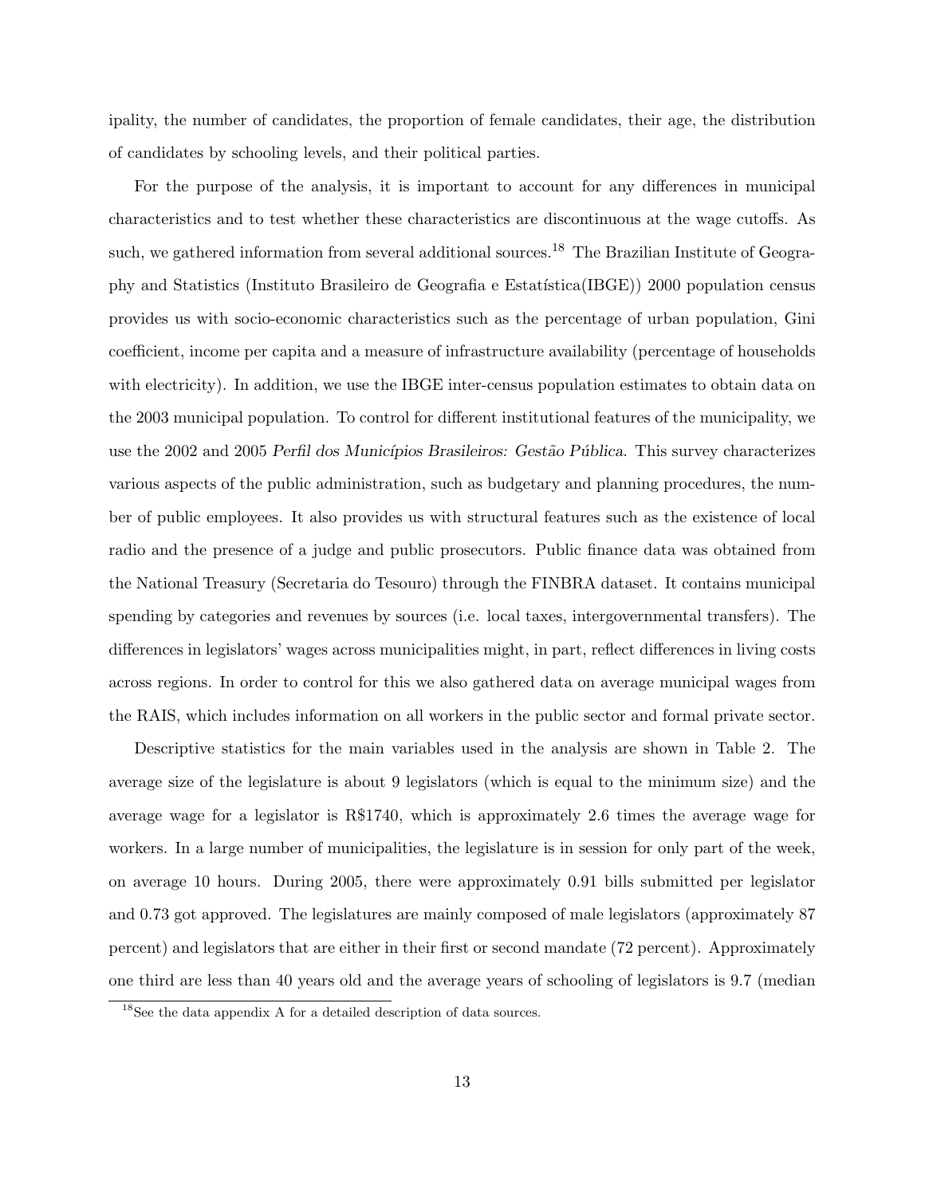ipality, the number of candidates, the proportion of female candidates, their age, the distribution of candidates by schooling levels, and their political parties.

For the purpose of the analysis, it is important to account for any differences in municipal characteristics and to test whether these characteristics are discontinuous at the wage cutoffs. As such, we gathered information from several additional sources.[18] The Brazilian Institute of Geography and Statistics (Instituto Brasileiro de Geografia e Estatística(IBGE)) 2000 population census provides us with socio-economic characteristics such as the percentage of urban population, Gini coefficient, income per capita and a measure of infrastructure availability (percentage of households with electricity). In addition, we use the IBGE inter-census population estimates to obtain data on the 2003 municipal population. To control for different institutional features of the municipality, we use the 2002 and 2005 *Perfil dos Municípios Brasileiros: Gestão Pública*. This survey characterizes various aspects of the public administration, such as budgetary and planning procedures, the number of public employees. It also provides us with structural features such as the existence of local radio and the presence of a judge and public prosecutors. Public finance data was obtained from the National Treasury (Secretaria do Tesouro) through the FINBRA dataset. It contains municipal spending by categories and revenues by sources (i.e. local taxes, intergovernmental transfers). The differences in legislators' wages across municipalities might, in part, reflect differences in living costs across regions. In order to control for this we also gathered data on average municipal wages from the RAIS, which includes information on all workers in the public sector and formal private sector.

Descriptive statistics for the main variables used in the analysis are shown in Table 2. The average size of the legislature is about 9 legislators (which is equal to the minimum size) and the average wage for a legislator is R$1740, which is approximately 2.6 times the average wage for workers. In a large number of municipalities, the legislature is in session for only part of the week, on average 10 hours. During 2005, there were approximately 0.91 bills submitted per legislator and 0.73 got approved. The legislatures are mainly composed of male legislators (approximately 87 percent) and legislators that are either in their first or second mandate (72 percent). Approximately one third are less than 40 years old and the average years of schooling of legislators is 9.7 (median

[18] See the data appendix A for a detailed description of data sources.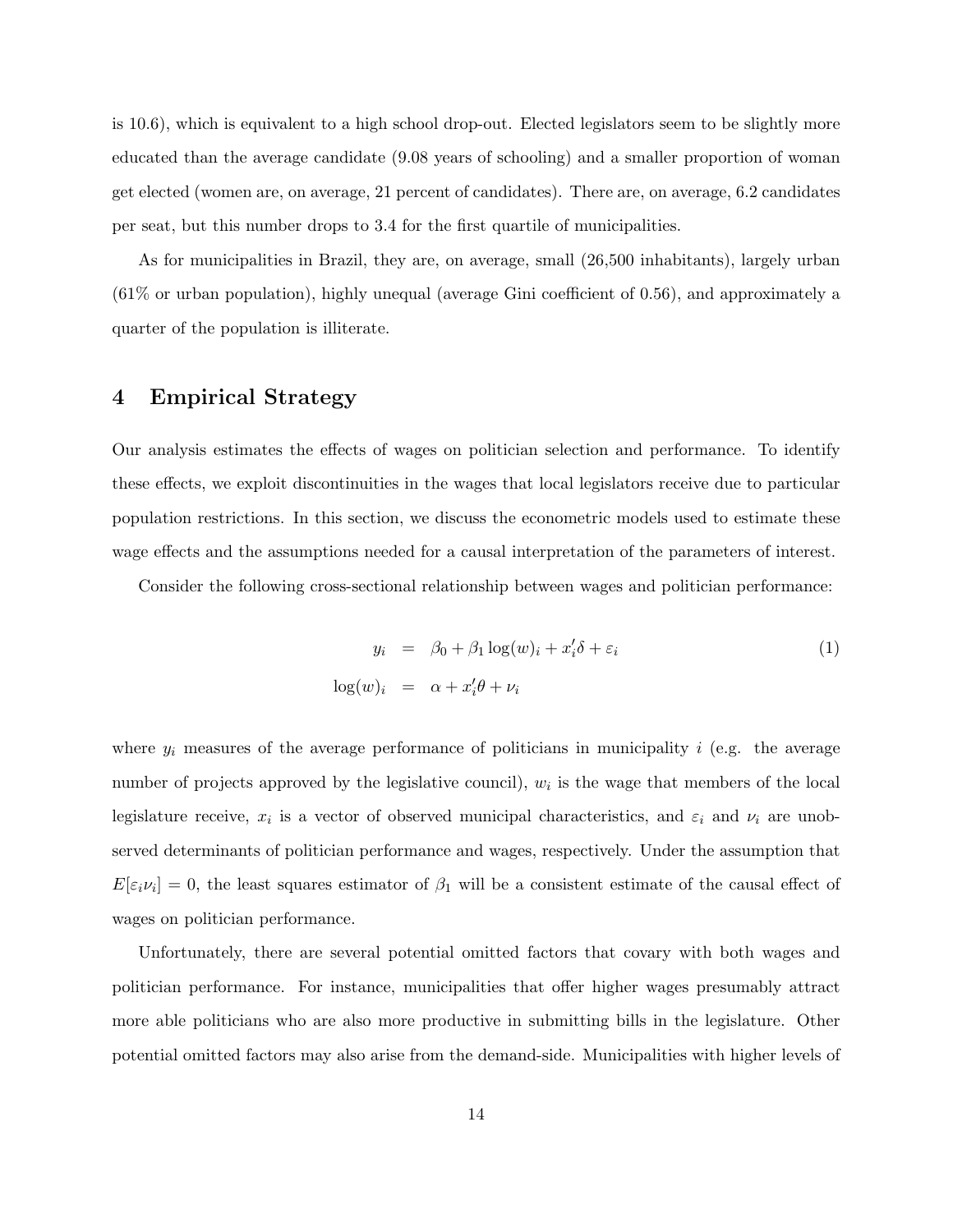is 10.6), which is equivalent to a high school drop-out. Elected legislators seem to be slightly more educated than the average candidate (9.08 years of schooling) and a smaller proportion of woman get elected (women are, on average, 21 percent of candidates). There are, on average, 6.2 candidates per seat, but this number drops to 3.4 for the first quartile of municipalities.

As for municipalities in Brazil, they are, on average, small (26,500 inhabitants), largely urban (61% or urban population), highly unequal (average Gini coefficient of 0.56), and approximately a quarter of the population is illiterate.

# 4 Empirical Strategy

Our analysis estimates the effects of wages on politician selection and performance. To identify these effects, we exploit discontinuities in the wages that local legislators receive due to particular population restrictions. In this section, we discuss the econometric models used to estimate these wage effects and the assumptions needed for a causal interpretation of the parameters of interest.

Consider the following cross-sectional relationship between wages and politician performance:

$$
\begin{aligned}
y_i &= \beta_0 + \beta_1 \log(w)_i + x_i'\delta + \varepsilon_i \\
\log(w)_i &= \alpha + x_i'\theta + \nu_i
\end{aligned}
\tag{1}
$$

where $y_i$ measures of the average performance of politicians in municipality $i$ (e.g. the average number of projects approved by the legislative council), $w_i$ is the wage that members of the local legislature receive, $x_i$ is a vector of observed municipal characteristics, and $\varepsilon_i$ and $\nu_i$ are unobserved determinants of politician performance and wages, respectively. Under the assumption that $E[\varepsilon_i \nu_i] = 0$, the least squares estimator of $\beta_1$ will be a consistent estimate of the causal effect of wages on politician performance.

Unfortunately, there are several potential omitted factors that covary with both wages and politician performance. For instance, municipalities that offer higher wages presumably attract more able politicians who are also more productive in submitting bills in the legislature. Other potential omitted factors may also arise from the demand-side. Municipalities with higher levels of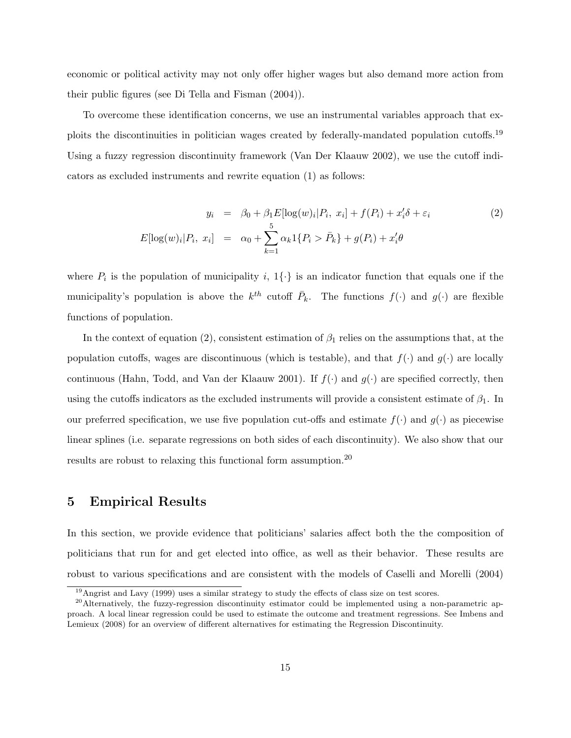economic or political activity may not only offer higher wages but also demand more action from their public figures (see Di Tella and Fisman (2004)).

To overcome these identification concerns, we use an instrumental variables approach that exploits the discontinuities in politician wages created by federally-mandated population cutoffs.[19] Using a fuzzy regression discontinuity framework (Van Der Klaauw 2002), we use the cutoff indicators as excluded instruments and rewrite equation (1) as follows:

$$
\begin{aligned}
y_i &= \beta_0 + \beta_1 E[\log(w)_i | P_i,\ x_i] + f(P_i) + x_i'\delta + \varepsilon_i \\
E[\log(w)_i | P_i,\ x_i] &= \alpha_0 + \sum_{k=1}^{5} \alpha_k 1\{P_i > \bar{P}_k\} + g(P_i) + x_i'\theta
\end{aligned} \tag{2}
$$

where $P_i$ is the population of municipality $i$, $1\{\cdot\}$ is an indicator function that equals one if the municipality's population is above the $k^{th}$ cutoff $\bar{P}_k$. The functions $f(\cdot)$ and $g(\cdot)$ are flexible functions of population.

In the context of equation (2), consistent estimation of $\beta_1$ relies on the assumptions that, at the population cutoffs, wages are discontinuous (which is testable), and that $f(\cdot)$ and $g(\cdot)$ are locally continuous (Hahn, Todd, and Van der Klaauw 2001). If $f(\cdot)$ and $g(\cdot)$ are specified correctly, then using the cutoffs indicators as the excluded instruments will provide a consistent estimate of $\beta_1$. In our preferred specification, we use five population cut-offs and estimate $f(\cdot)$ and $g(\cdot)$ as piecewise linear splines (i.e. separate regressions on both sides of each discontinuity). We also show that our results are robust to relaxing this functional form assumption.[20]

# 5 Empirical Results

In this section, we provide evidence that politicians' salaries affect both the the composition of politicians that run for and get elected into office, as well as their behavior. These results are robust to various specifications and are consistent with the models of Caselli and Morelli (2004)

[19] Angrist and Lavy (1999) uses a similar strategy to study the effects of class size on test scores.

[20] Alternatively, the fuzzy-regression discontinuity estimator could be implemented using a non-parametric approach. A local linear regression could be used to estimate the outcome and treatment regressions. See Imbens and Lemieux (2008) for an overview of different alternatives for estimating the Regression Discontinuity.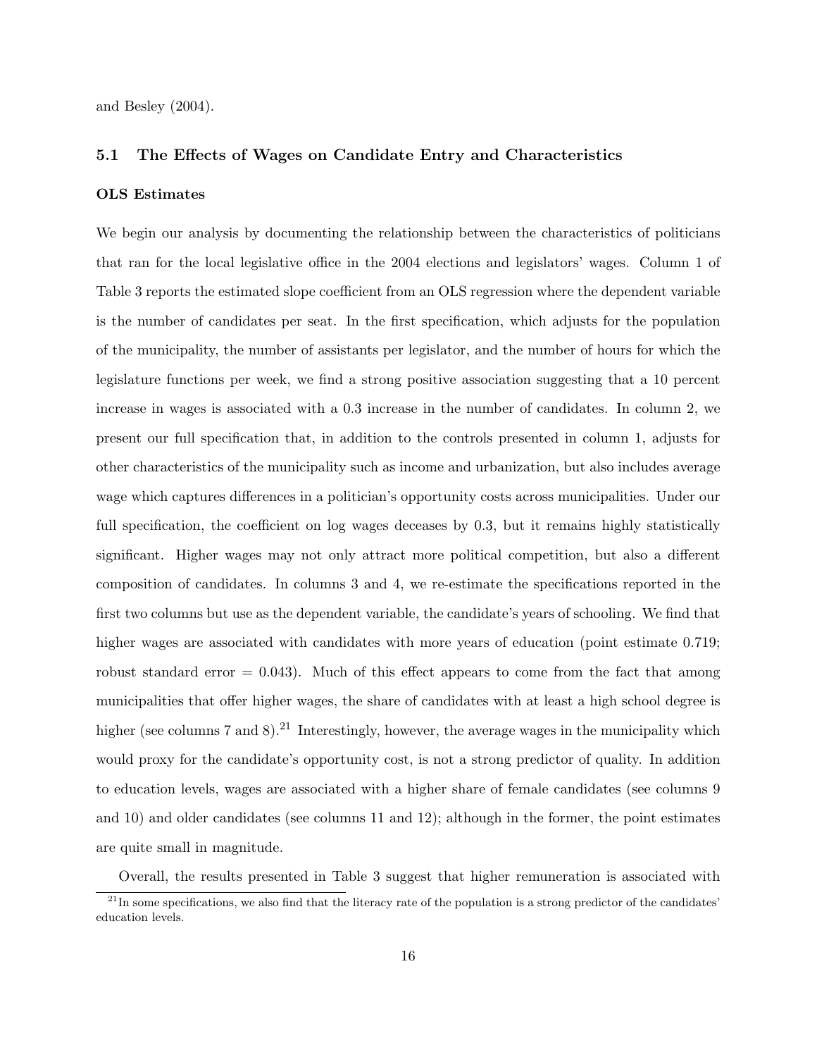and Besley (2004).

### 5.1 The Effects of Wages on Candidate Entry and Characteristics

**OLS Estimates**

We begin our analysis by documenting the relationship between the characteristics of politicians that ran for the local legislative office in the 2004 elections and legislators' wages. Column 1 of Table 3 reports the estimated slope coefficient from an OLS regression where the dependent variable is the number of candidates per seat. In the first specification, which adjusts for the population of the municipality, the number of assistants per legislator, and the number of hours for which the legislature functions per week, we find a strong positive association suggesting that a 10 percent increase in wages is associated with a 0.3 increase in the number of candidates. In column 2, we present our full specification that, in addition to the controls presented in column 1, adjusts for other characteristics of the municipality such as income and urbanization, but also includes average wage which captures differences in a politician's opportunity costs across municipalities. Under our full specification, the coefficient on log wages deceases by 0.3, but it remains highly statistically significant. Higher wages may not only attract more political competition, but also a different composition of candidates. In columns 3 and 4, we re-estimate the specifications reported in the first two columns but use as the dependent variable, the candidate's years of schooling. We find that higher wages are associated with candidates with more years of education (point estimate 0.719; robust standard error = 0.043). Much of this effect appears to come from the fact that among municipalities that offer higher wages, the share of candidates with at least a high school degree is higher (see columns 7 and 8).[21] Interestingly, however, the average wages in the municipality which would proxy for the candidate's opportunity cost, is not a strong predictor of quality. In addition to education levels, wages are associated with a higher share of female candidates (see columns 9 and 10) and older candidates (see columns 11 and 12); although in the former, the point estimates are quite small in magnitude.

Overall, the results presented in Table 3 suggest that higher remuneration is associated with

[21] In some specifications, we also find that the literacy rate of the population is a strong predictor of the candidates' education levels.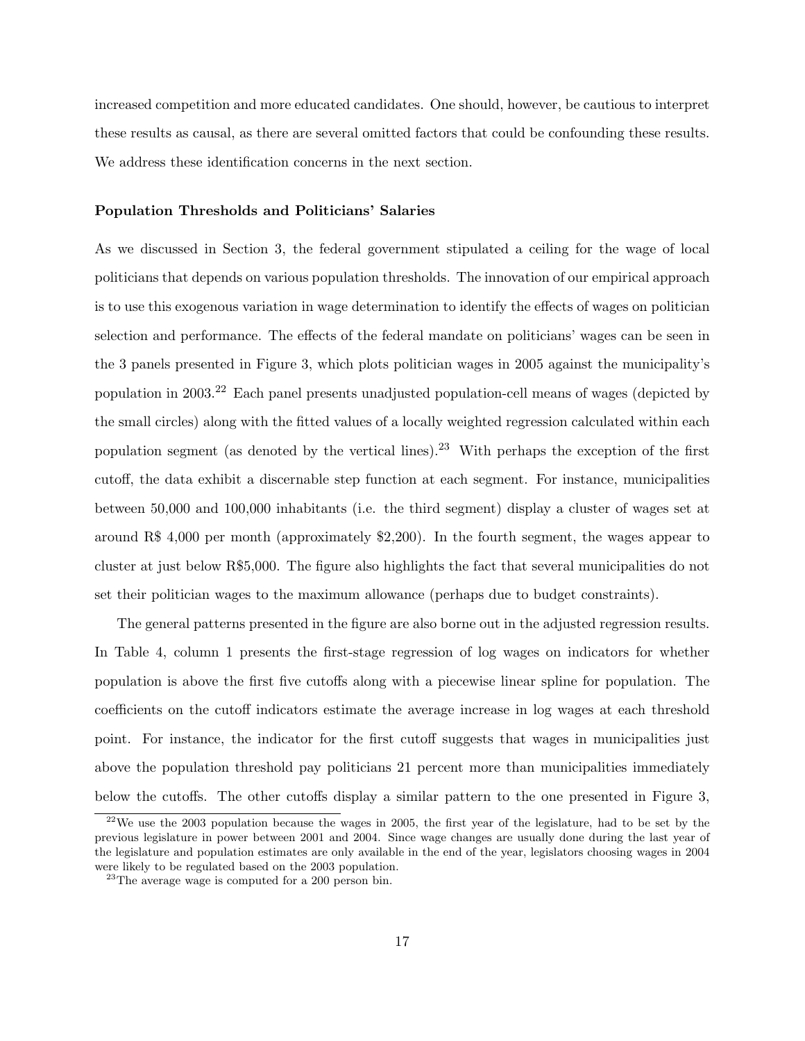increased competition and more educated candidates. One should, however, be cautious to interpret these results as causal, as there are several omitted factors that could be confounding these results. We address these identification concerns in the next section.

### Population Thresholds and Politicians' Salaries

As we discussed in Section 3, the federal government stipulated a ceiling for the wage of local politicians that depends on various population thresholds. The innovation of our empirical approach is to use this exogenous variation in wage determination to identify the effects of wages on politician selection and performance. The effects of the federal mandate on politicians' wages can be seen in the 3 panels presented in Figure 3, which plots politician wages in 2005 against the municipality's population in 2003.[22] Each panel presents unadjusted population-cell means of wages (depicted by the small circles) along with the fitted values of a locally weighted regression calculated within each population segment (as denoted by the vertical lines).[23] With perhaps the exception of the first cutoff, the data exhibit a discernable step function at each segment. For instance, municipalities between 50,000 and 100,000 inhabitants (i.e. the third segment) display a cluster of wages set at around R$ 4,000 per month (approximately $2,200). In the fourth segment, the wages appear to cluster at just below R$5,000. The figure also highlights the fact that several municipalities do not set their politician wages to the maximum allowance (perhaps due to budget constraints).

The general patterns presented in the figure are also borne out in the adjusted regression results. In Table 4, column 1 presents the first-stage regression of log wages on indicators for whether population is above the first five cutoffs along with a piecewise linear spline for population. The coefficients on the cutoff indicators estimate the average increase in log wages at each threshold point. For instance, the indicator for the first cutoff suggests that wages in municipalities just above the population threshold pay politicians 21 percent more than municipalities immediately below the cutoffs. The other cutoffs display a similar pattern to the one presented in Figure 3,

[22] We use the 2003 population because the wages in 2005, the first year of the legislature, had to be set by the previous legislature in power between 2001 and 2004. Since wage changes are usually done during the last year of the legislature and population estimates are only available in the end of the year, legislators choosing wages in 2004 were likely to be regulated based on the 2003 population.

[23] The average wage is computed for a 200 person bin.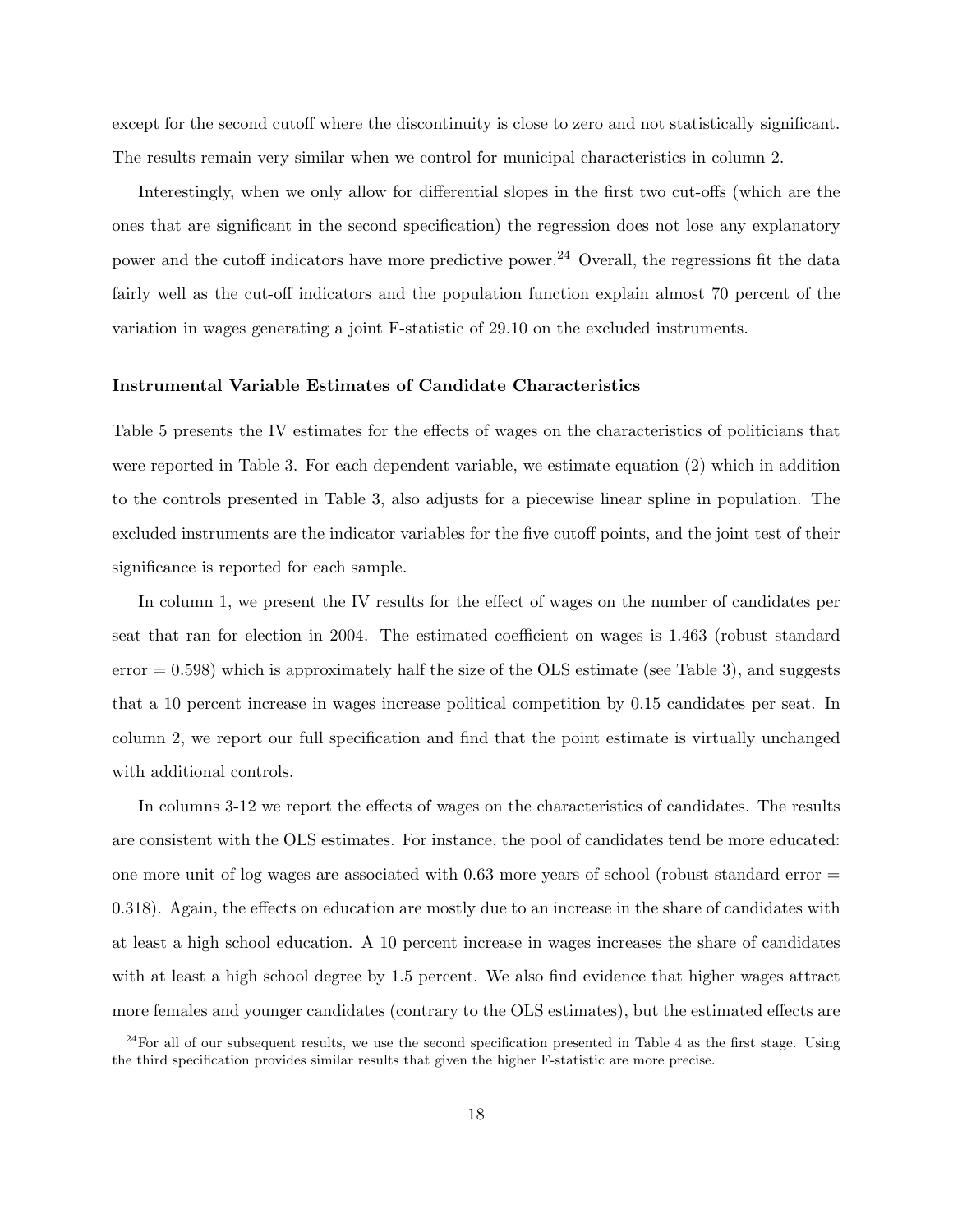except for the second cutoff where the discontinuity is close to zero and not statistically significant. The results remain very similar when we control for municipal characteristics in column 2.

Interestingly, when we only allow for differential slopes in the first two cut-offs (which are the ones that are significant in the second specification) the regression does not lose any explanatory power and the cutoff indicators have more predictive power.[24] Overall, the regressions fit the data fairly well as the cut-off indicators and the population function explain almost 70 percent of the variation in wages generating a joint F-statistic of 29.10 on the excluded instruments.

**Instrumental Variable Estimates of Candidate Characteristics**

Table 5 presents the IV estimates for the effects of wages on the characteristics of politicians that were reported in Table 3. For each dependent variable, we estimate equation (2) which in addition to the controls presented in Table 3, also adjusts for a piecewise linear spline in population. The excluded instruments are the indicator variables for the five cutoff points, and the joint test of their significance is reported for each sample.

In column 1, we present the IV results for the effect of wages on the number of candidates per seat that ran for election in 2004. The estimated coefficient on wages is 1.463 (robust standard error = 0.598) which is approximately half the size of the OLS estimate (see Table 3), and suggests that a 10 percent increase in wages increase political competition by 0.15 candidates per seat. In column 2, we report our full specification and find that the point estimate is virtually unchanged with additional controls.

In columns 3-12 we report the effects of wages on the characteristics of candidates. The results are consistent with the OLS estimates. For instance, the pool of candidates tend be more educated: one more unit of log wages are associated with 0.63 more years of school (robust standard error = 0.318). Again, the effects on education are mostly due to an increase in the share of candidates with at least a high school education. A 10 percent increase in wages increases the share of candidates with at least a high school degree by 1.5 percent. We also find evidence that higher wages attract more females and younger candidates (contrary to the OLS estimates), but the estimated effects are

[24] For all of our subsequent results, we use the second specification presented in Table 4 as the first stage. Using the third specification provides similar results that given the higher F-statistic are more precise.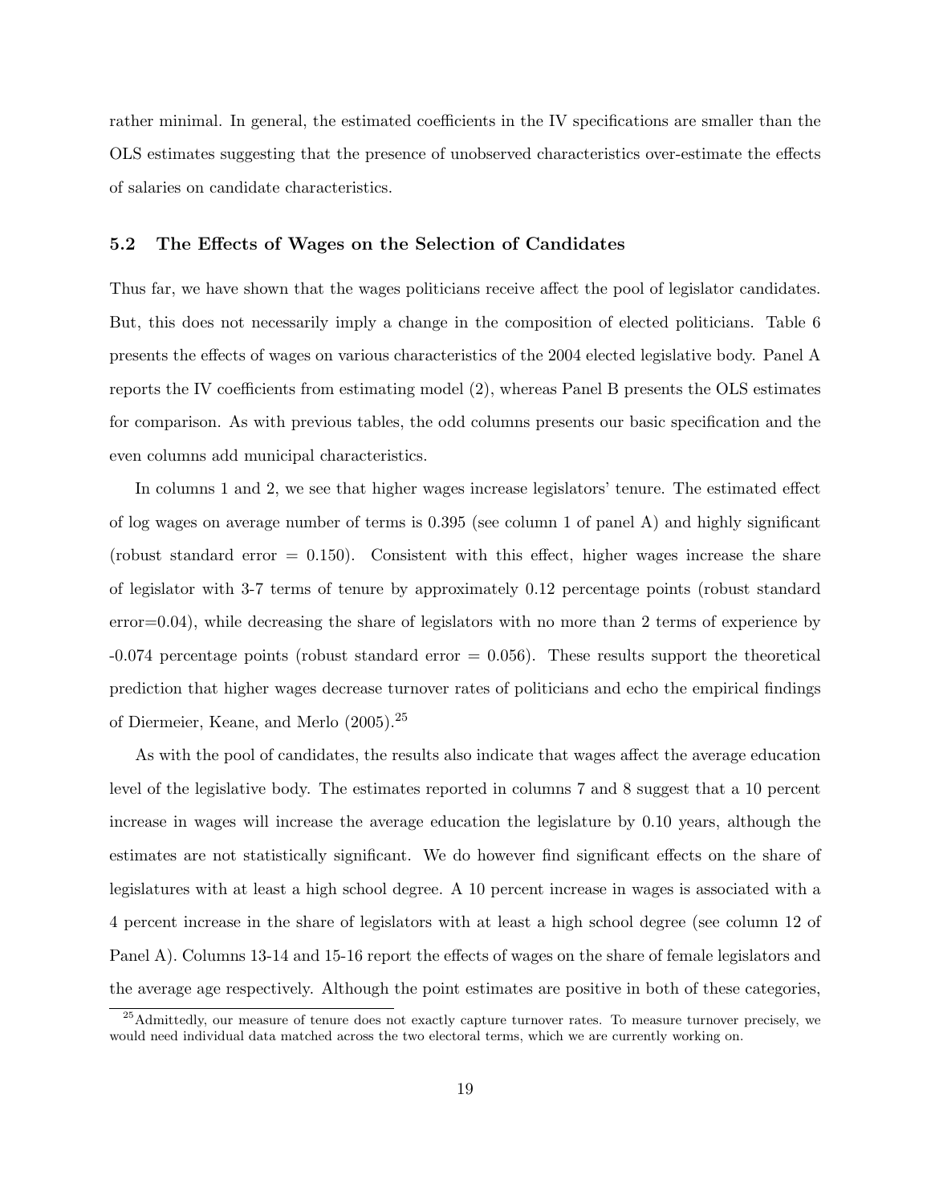rather minimal. In general, the estimated coefficients in the IV specifications are smaller than the OLS estimates suggesting that the presence of unobserved characteristics over-estimate the effects of salaries on candidate characteristics.

### 5.2 The Effects of Wages on the Selection of Candidates

Thus far, we have shown that the wages politicians receive affect the pool of legislator candidates. But, this does not necessarily imply a change in the composition of elected politicians. Table 6 presents the effects of wages on various characteristics of the 2004 elected legislative body. Panel A reports the IV coefficients from estimating model (2), whereas Panel B presents the OLS estimates for comparison. As with previous tables, the odd columns presents our basic specification and the even columns add municipal characteristics.

In columns 1 and 2, we see that higher wages increase legislators' tenure. The estimated effect of log wages on average number of terms is 0.395 (see column 1 of panel A) and highly significant (robust standard error = 0.150). Consistent with this effect, higher wages increase the share of legislator with 3-7 terms of tenure by approximately 0.12 percentage points (robust standard error=0.04), while decreasing the share of legislators with no more than 2 terms of experience by -0.074 percentage points (robust standard error = 0.056). These results support the theoretical prediction that higher wages decrease turnover rates of politicians and echo the empirical findings of Diermeier, Keane, and Merlo (2005).[25]

As with the pool of candidates, the results also indicate that wages affect the average education level of the legislative body. The estimates reported in columns 7 and 8 suggest that a 10 percent increase in wages will increase the average education the legislature by 0.10 years, although the estimates are not statistically significant. We do however find significant effects on the share of legislatures with at least a high school degree. A 10 percent increase in wages is associated with a 4 percent increase in the share of legislators with at least a high school degree (see column 12 of Panel A). Columns 13-14 and 15-16 report the effects of wages on the share of female legislators and the average age respectively. Although the point estimates are positive in both of these categories,

[25] Admittedly, our measure of tenure does not exactly capture turnover rates. To measure turnover precisely, we would need individual data matched across the two electoral terms, which we are currently working on.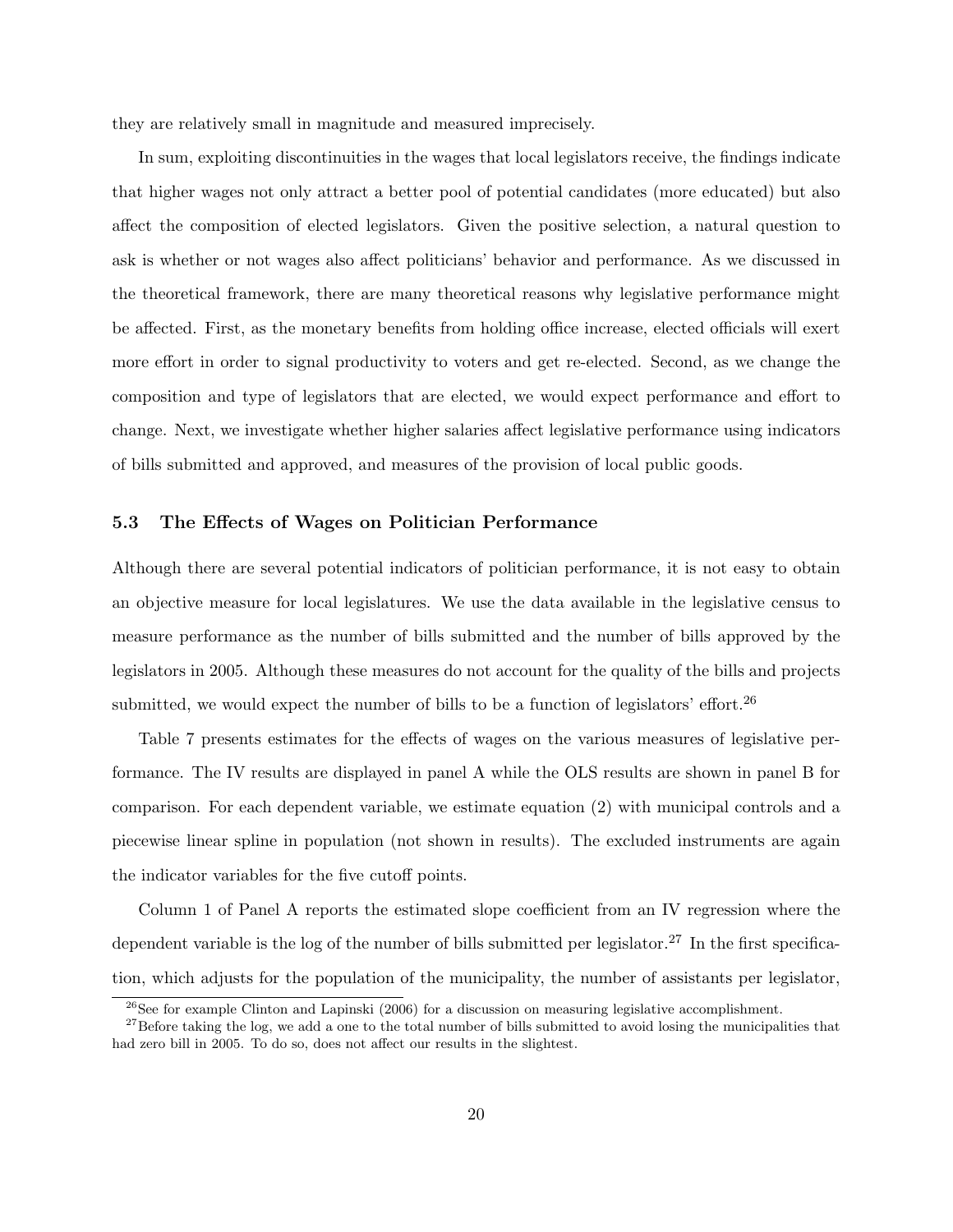they are relatively small in magnitude and measured imprecisely.

In sum, exploiting discontinuities in the wages that local legislators receive, the findings indicate that higher wages not only attract a better pool of potential candidates (more educated) but also affect the composition of elected legislators. Given the positive selection, a natural question to ask is whether or not wages also affect politicians' behavior and performance. As we discussed in the theoretical framework, there are many theoretical reasons why legislative performance might be affected. First, as the monetary benefits from holding office increase, elected officials will exert more effort in order to signal productivity to voters and get re-elected. Second, as we change the composition and type of legislators that are elected, we would expect performance and effort to change. Next, we investigate whether higher salaries affect legislative performance using indicators of bills submitted and approved, and measures of the provision of local public goods.

### 5.3 The Effects of Wages on Politician Performance

Although there are several potential indicators of politician performance, it is not easy to obtain an objective measure for local legislatures. We use the data available in the legislative census to measure performance as the number of bills submitted and the number of bills approved by the legislators in 2005. Although these measures do not account for the quality of the bills and projects submitted, we would expect the number of bills to be a function of legislators' effort.[26]

Table 7 presents estimates for the effects of wages on the various measures of legislative performance. The IV results are displayed in panel A while the OLS results are shown in panel B for comparison. For each dependent variable, we estimate equation (2) with municipal controls and a piecewise linear spline in population (not shown in results). The excluded instruments are again the indicator variables for the five cutoff points.

Column 1 of Panel A reports the estimated slope coefficient from an IV regression where the dependent variable is the log of the number of bills submitted per legislator.[27] In the first specification, which adjusts for the population of the municipality, the number of assistants per legislator,

[26] See for example Clinton and Lapinski (2006) for a discussion on measuring legislative accomplishment.

[27] Before taking the log, we add a one to the total number of bills submitted to avoid losing the municipalities that had zero bill in 2005. To do so, does not affect our results in the slightest.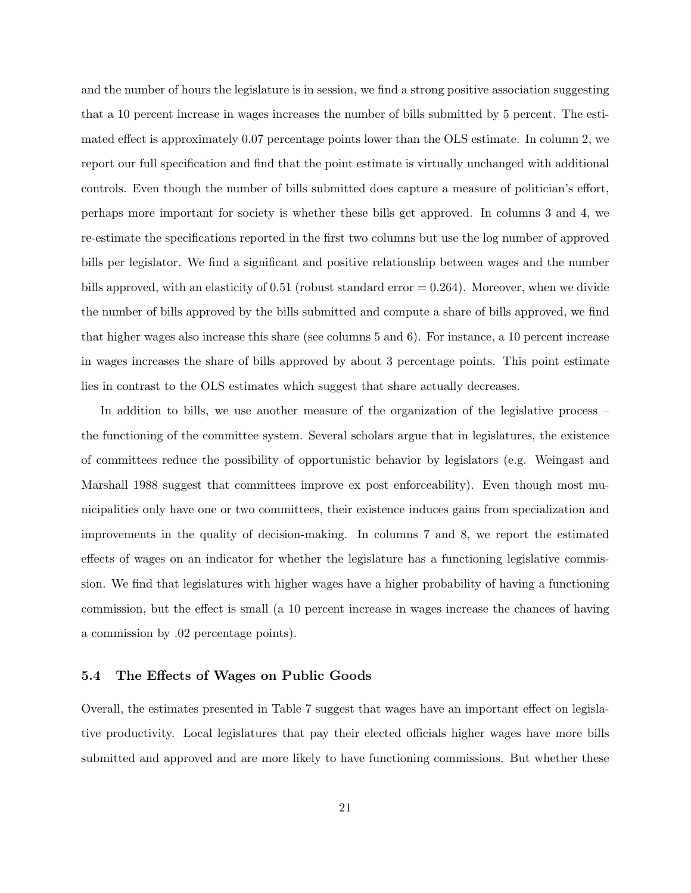and the number of hours the legislature is in session, we find a strong positive association suggesting that a 10 percent increase in wages increases the number of bills submitted by 5 percent. The estimated effect is approximately 0.07 percentage points lower than the OLS estimate. In column 2, we report our full specification and find that the point estimate is virtually unchanged with additional controls. Even though the number of bills submitted does capture a measure of politician's effort, perhaps more important for society is whether these bills get approved. In columns 3 and 4, we re-estimate the specifications reported in the first two columns but use the log number of approved bills per legislator. We find a significant and positive relationship between wages and the number bills approved, with an elasticity of 0.51 (robust standard error = 0.264). Moreover, when we divide the number of bills approved by the bills submitted and compute a share of bills approved, we find that higher wages also increase this share (see columns 5 and 6). For instance, a 10 percent increase in wages increases the share of bills approved by about 3 percentage points. This point estimate lies in contrast to the OLS estimates which suggest that share actually decreases.

In addition to bills, we use another measure of the organization of the legislative process – the functioning of the committee system. Several scholars argue that in legislatures, the existence of committees reduce the possibility of opportunistic behavior by legislators (e.g. Weingast and Marshall 1988 suggest that committees improve ex post enforceability). Even though most municipalities only have one or two committees, their existence induces gains from specialization and improvements in the quality of decision-making. In columns 7 and 8, we report the estimated effects of wages on an indicator for whether the legislature has a functioning legislative commission. We find that legislatures with higher wages have a higher probability of having a functioning commission, but the effect is small (a 10 percent increase in wages increase the chances of having a commission by .02 percentage points).

### 5.4 The Effects of Wages on Public Goods

Overall, the estimates presented in Table 7 suggest that wages have an important effect on legislative productivity. Local legislatures that pay their elected officials higher wages have more bills submitted and approved and are more likely to have functioning commissions. But whether these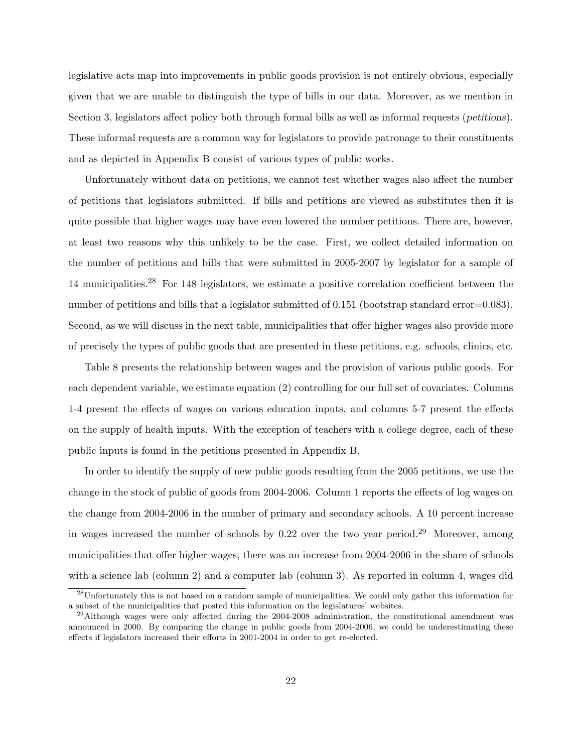legislative acts map into improvements in public goods provision is not entirely obvious, especially given that we are unable to distinguish the type of bills in our data. Moreover, as we mention in Section 3, legislators affect policy both through formal bills as well as informal requests (*petitions*). These informal requests are a common way for legislators to provide patronage to their constituents and as depicted in Appendix B consist of various types of public works.

Unfortunately without data on petitions, we cannot test whether wages also affect the number of petitions that legislators submitted. If bills and petitions are viewed as substitutes then it is quite possible that higher wages may have even lowered the number petitions. There are, however, at least two reasons why this unlikely to be the case. First, we collect detailed information on the number of petitions and bills that were submitted in 2005-2007 by legislator for a sample of 14 municipalities.[28] For 148 legislators, we estimate a positive correlation coefficient between the number of petitions and bills that a legislator submitted of 0.151 (bootstrap standard error=0.083). Second, as we will discuss in the next table, municipalities that offer higher wages also provide more of precisely the types of public goods that are presented in these petitions, e.g. schools, clinics, etc.

Table 8 presents the relationship between wages and the provision of various public goods. For each dependent variable, we estimate equation (2) controlling for our full set of covariates. Columns 1-4 present the effects of wages on various education inputs, and columns 5-7 present the effects on the supply of health inputs. With the exception of teachers with a college degree, each of these public inputs is found in the petitions presented in Appendix B.

In order to identify the supply of new public goods resulting from the 2005 petitions, we use the change in the stock of public of goods from 2004-2006. Column 1 reports the effects of log wages on the change from 2004-2006 in the number of primary and secondary schools. A 10 percent increase in wages increased the number of schools by 0.22 over the two year period.[29] Moreover, among municipalities that offer higher wages, there was an increase from 2004-2006 in the share of schools with a science lab (column 2) and a computer lab (column 3). As reported in column 4, wages did

[28] Unfortunately this is not based on a random sample of municipalities. We could only gather this information for a subset of the municipalities that posted this information on the legislatures' websites.

[29] Although wages were only affected during the 2004-2008 administration, the constitutional amendment was announced in 2000. By comparing the change in public goods from 2004-2006, we could be underestimating these effects if legislators increased their efforts in 2001-2004 in order to get re-elected.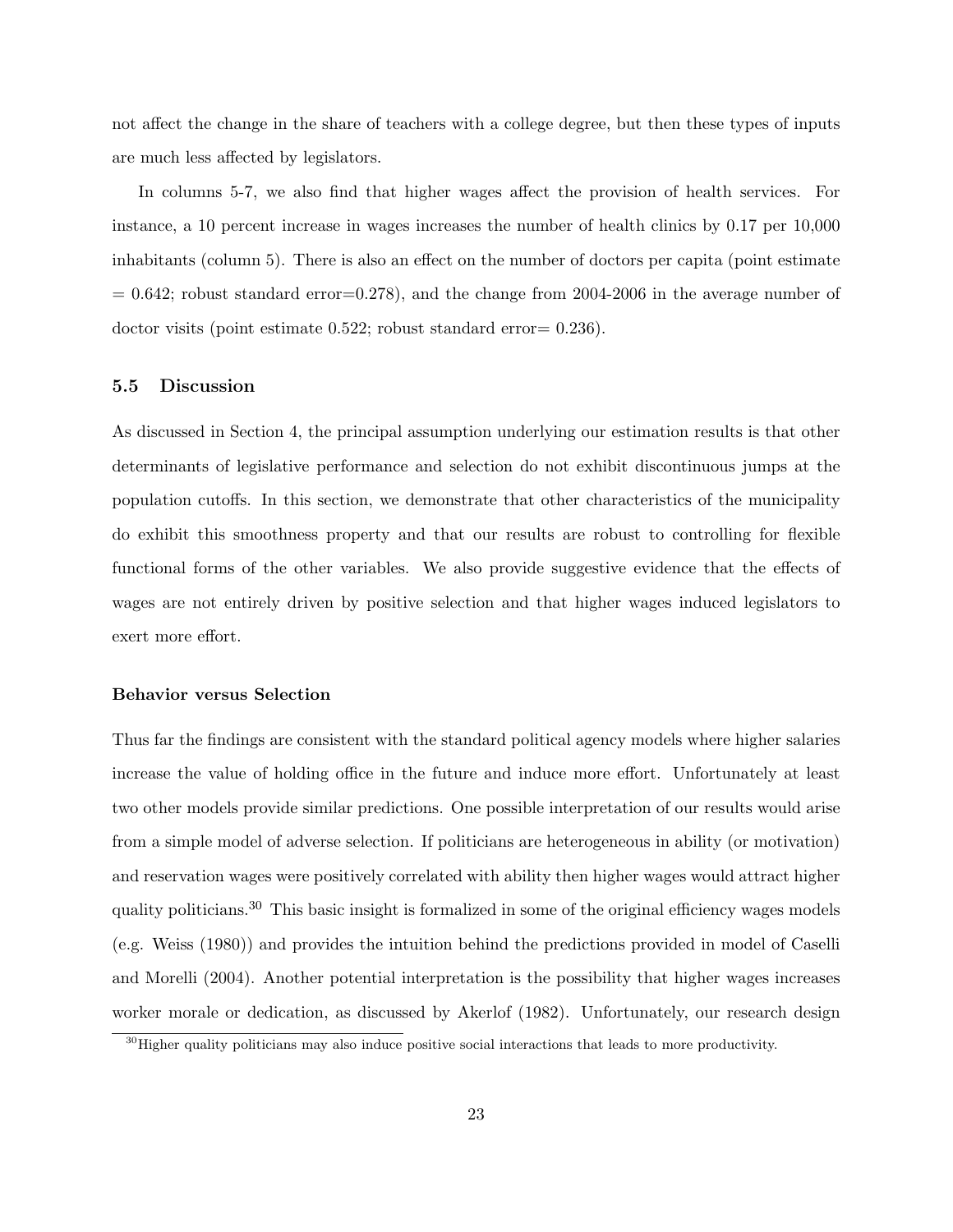not affect the change in the share of teachers with a college degree, but then these types of inputs are much less affected by legislators.

In columns 5-7, we also find that higher wages affect the provision of health services. For instance, a 10 percent increase in wages increases the number of health clinics by 0.17 per 10,000 inhabitants (column 5). There is also an effect on the number of doctors per capita (point estimate = 0.642; robust standard error=0.278), and the change from 2004-2006 in the average number of doctor visits (point estimate 0.522; robust standard error= 0.236).

### 5.5 Discussion

As discussed in Section 4, the principal assumption underlying our estimation results is that other determinants of legislative performance and selection do not exhibit discontinuous jumps at the population cutoffs. In this section, we demonstrate that other characteristics of the municipality do exhibit this smoothness property and that our results are robust to controlling for flexible functional forms of the other variables. We also provide suggestive evidence that the effects of wages are not entirely driven by positive selection and that higher wages induced legislators to exert more effort.

**Behavior versus Selection**

Thus far the findings are consistent with the standard political agency models where higher salaries increase the value of holding office in the future and induce more effort. Unfortunately at least two other models provide similar predictions. One possible interpretation of our results would arise from a simple model of adverse selection. If politicians are heterogeneous in ability (or motivation) and reservation wages were positively correlated with ability then higher wages would attract higher quality politicians.[30] This basic insight is formalized in some of the original efficiency wages models (e.g. Weiss (1980)) and provides the intuition behind the predictions provided in model of Caselli and Morelli (2004). Another potential interpretation is the possibility that higher wages increases worker morale or dedication, as discussed by Akerlof (1982). Unfortunately, our research design

[30] Higher quality politicians may also induce positive social interactions that leads to more productivity.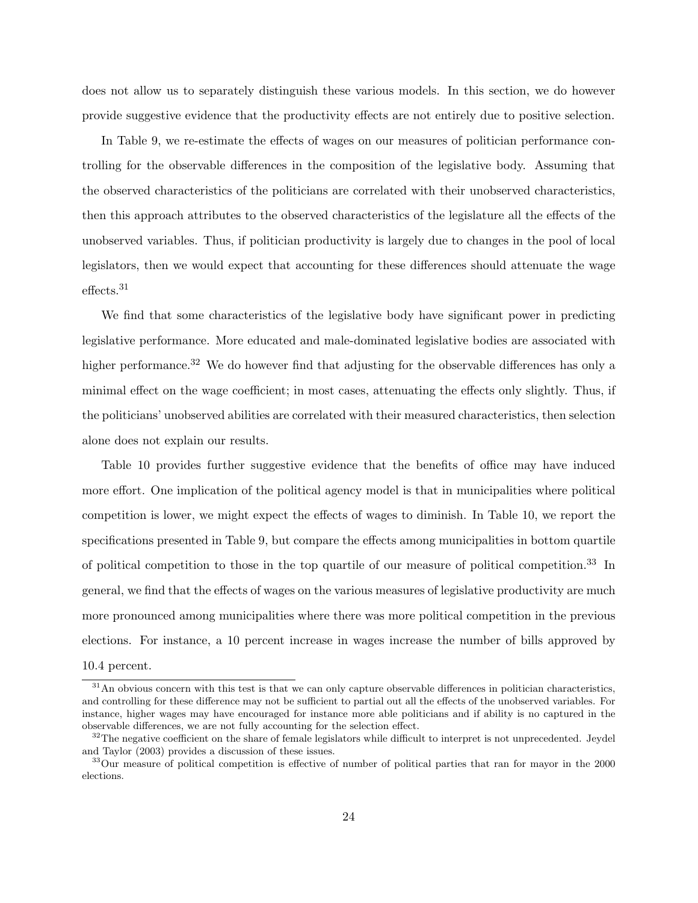does not allow us to separately distinguish these various models. In this section, we do however provide suggestive evidence that the productivity effects are not entirely due to positive selection.

In Table 9, we re-estimate the effects of wages on our measures of politician performance controlling for the observable differences in the composition of the legislative body. Assuming that the observed characteristics of the politicians are correlated with their unobserved characteristics, then this approach attributes to the observed characteristics of the legislature all the effects of the unobserved variables. Thus, if politician productivity is largely due to changes in the pool of local legislators, then we would expect that accounting for these differences should attenuate the wage effects.[31]

We find that some characteristics of the legislative body have significant power in predicting legislative performance. More educated and male-dominated legislative bodies are associated with higher performance.[32] We do however find that adjusting for the observable differences has only a minimal effect on the wage coefficient; in most cases, attenuating the effects only slightly. Thus, if the politicians' unobserved abilities are correlated with their measured characteristics, then selection alone does not explain our results.

Table 10 provides further suggestive evidence that the benefits of office may have induced more effort. One implication of the political agency model is that in municipalities where political competition is lower, we might expect the effects of wages to diminish. In Table 10, we report the specifications presented in Table 9, but compare the effects among municipalities in bottom quartile of political competition to those in the top quartile of our measure of political competition.[33] In general, we find that the effects of wages on the various measures of legislative productivity are much more pronounced among municipalities where there was more political competition in the previous elections. For instance, a 10 percent increase in wages increase the number of bills approved by 10.4 percent.

[31] An obvious concern with this test is that we can only capture observable differences in politician characteristics, and controlling for these difference may not be sufficient to partial out all the effects of the unobserved variables. For instance, higher wages may have encouraged for instance more able politicians and if ability is no captured in the observable differences, we are not fully accounting for the selection effect.

[32] The negative coefficient on the share of female legislators while difficult to interpret is not unprecedented. Jeydel and Taylor (2003) provides a discussion of these issues.

[33] Our measure of political competition is effective of number of political parties that ran for mayor in the 2000 elections.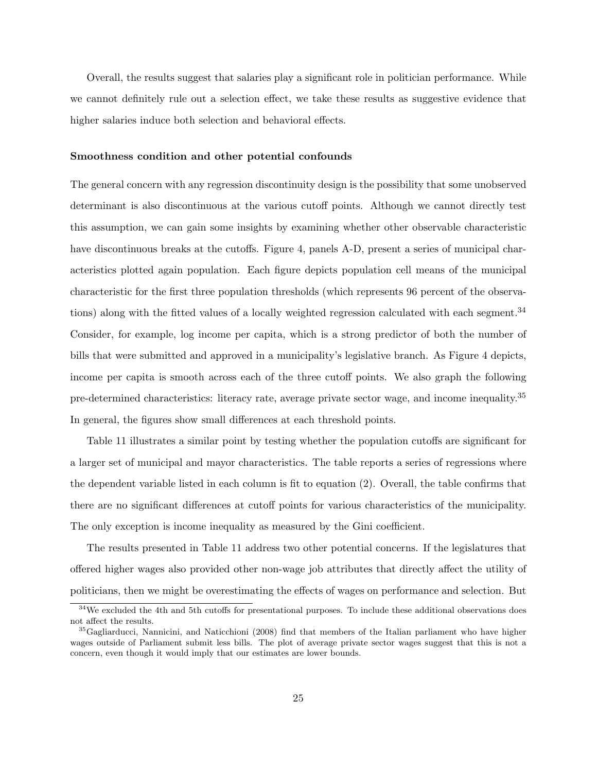Overall, the results suggest that salaries play a significant role in politician performance. While we cannot definitely rule out a selection effect, we take these results as suggestive evidence that higher salaries induce both selection and behavioral effects.

**Smoothness condition and other potential confounds**

The general concern with any regression discontinuity design is the possibility that some unobserved determinant is also discontinuous at the various cutoff points. Although we cannot directly test this assumption, we can gain some insights by examining whether other observable characteristic have discontinuous breaks at the cutoffs. Figure 4, panels A-D, present a series of municipal characteristics plotted again population. Each figure depicts population cell means of the municipal characteristic for the first three population thresholds (which represents 96 percent of the observations) along with the fitted values of a locally weighted regression calculated with each segment.[34] Consider, for example, log income per capita, which is a strong predictor of both the number of bills that were submitted and approved in a municipality's legislative branch. As Figure 4 depicts, income per capita is smooth across each of the three cutoff points. We also graph the following pre-determined characteristics: literacy rate, average private sector wage, and income inequality.[35] In general, the figures show small differences at each threshold points.

Table 11 illustrates a similar point by testing whether the population cutoffs are significant for a larger set of municipal and mayor characteristics. The table reports a series of regressions where the dependent variable listed in each column is fit to equation (2). Overall, the table confirms that there are no significant differences at cutoff points for various characteristics of the municipality. The only exception is income inequality as measured by the Gini coefficient.

The results presented in Table 11 address two other potential concerns. If the legislatures that offered higher wages also provided other non-wage job attributes that directly affect the utility of politicians, then we might be overestimating the effects of wages on performance and selection. But

[34] We excluded the 4th and 5th cutoffs for presentational purposes. To include these additional observations does not affect the results.

[35] Gagliarducci, Nannicini, and Naticchioni (2008) find that members of the Italian parliament who have higher wages outside of Parliament submit less bills. The plot of average private sector wages suggest that this is not a concern, even though it would imply that our estimates are lower bounds.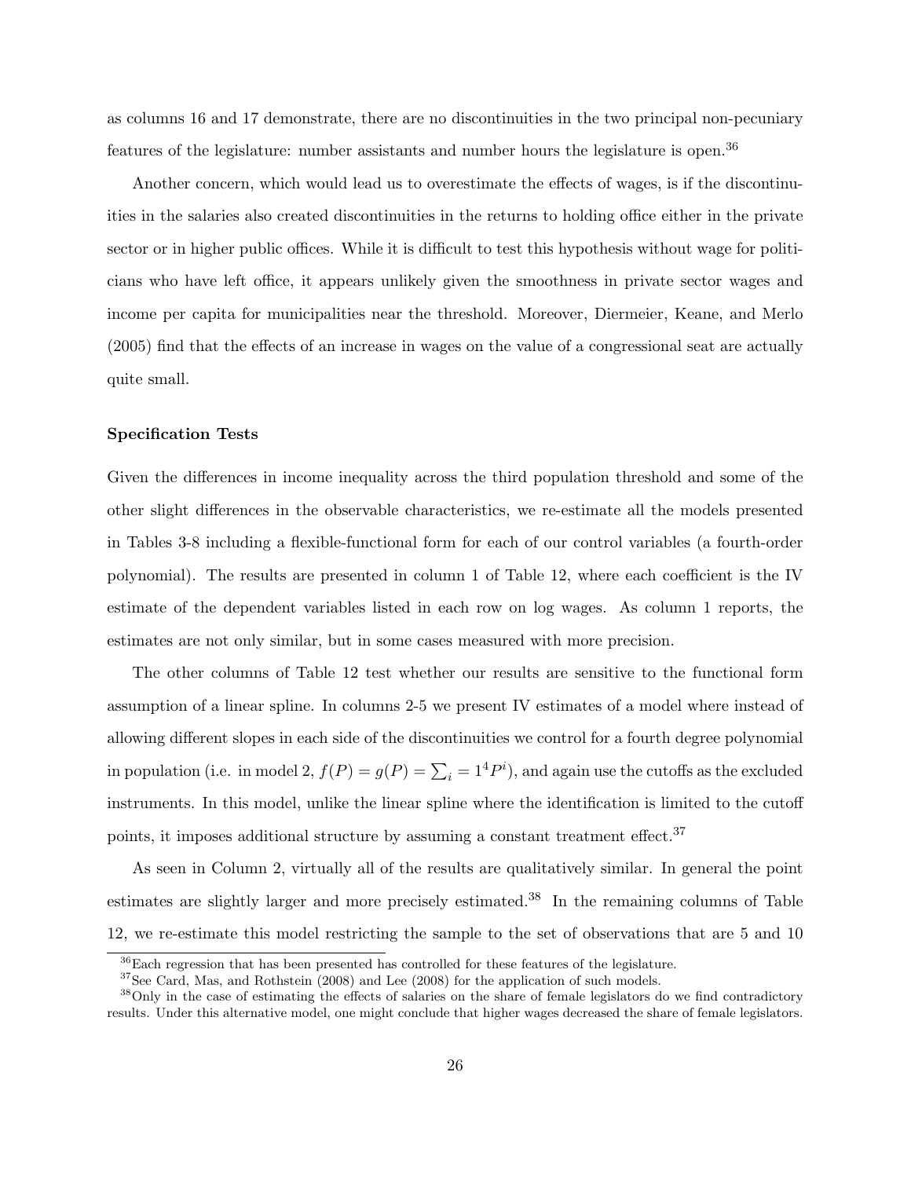as columns 16 and 17 demonstrate, there are no discontinuities in the two principal non-pecuniary features of the legislature: number assistants and number hours the legislature is open.[36]

Another concern, which would lead us to overestimate the effects of wages, is if the discontinuities in the salaries also created discontinuities in the returns to holding office either in the private sector or in higher public offices. While it is difficult to test this hypothesis without wage for politicians who have left office, it appears unlikely given the smoothness in private sector wages and income per capita for municipalities near the threshold. Moreover, Diermeier, Keane, and Merlo (2005) find that the effects of an increase in wages on the value of a congressional seat are actually quite small.

**Specification Tests**

Given the differences in income inequality across the third population threshold and some of the other slight differences in the observable characteristics, we re-estimate all the models presented in Tables 3-8 including a flexible-functional form for each of our control variables (a fourth-order polynomial). The results are presented in column 1 of Table 12, where each coefficient is the IV estimate of the dependent variables listed in each row on log wages. As column 1 reports, the estimates are not only similar, but in some cases measured with more precision.

The other columns of Table 12 test whether our results are sensitive to the functional form assumption of a linear spline. In columns 2-5 we present IV estimates of a model where instead of allowing different slopes in each side of the discontinuities we control for a fourth degree polynomial in population (i.e. in model 2, $f(P) = g(P) = \sum_i = 1^4 P^i$), and again use the cutoffs as the excluded instruments. In this model, unlike the linear spline where the identification is limited to the cutoff points, it imposes additional structure by assuming a constant treatment effect.[37]

As seen in Column 2, virtually all of the results are qualitatively similar. In general the point estimates are slightly larger and more precisely estimated.[38] In the remaining columns of Table 12, we re-estimate this model restricting the sample to the set of observations that are 5 and 10

[36] Each regression that has been presented has controlled for these features of the legislature.

[37] See Card, Mas, and Rothstein (2008) and Lee (2008) for the application of such models.

[38] Only in the case of estimating the effects of salaries on the share of female legislators do we find contradictory results. Under this alternative model, one might conclude that higher wages decreased the share of female legislators.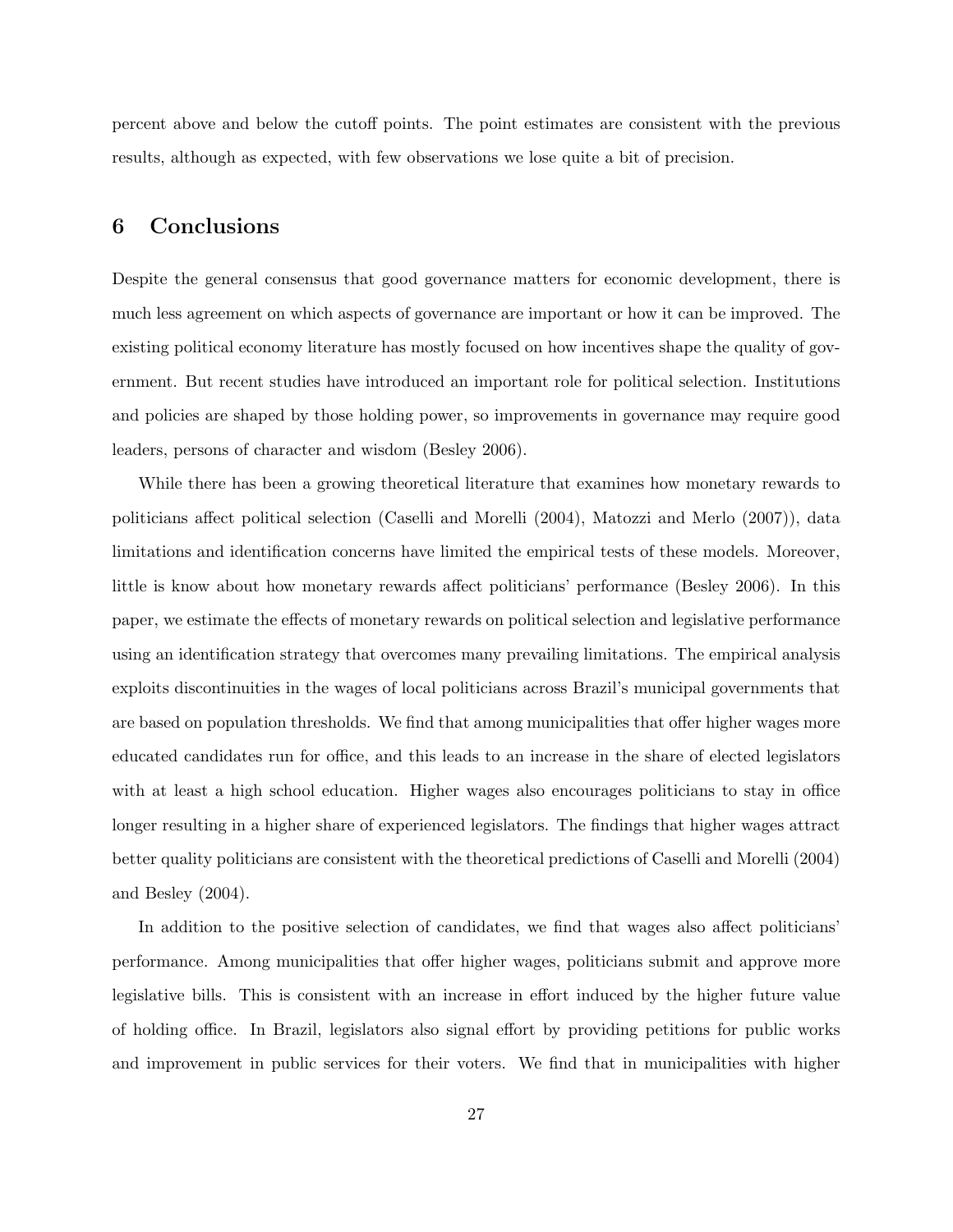percent above and below the cutoff points. The point estimates are consistent with the previous results, although as expected, with few observations we lose quite a bit of precision.

## 6 Conclusions

Despite the general consensus that good governance matters for economic development, there is much less agreement on which aspects of governance are important or how it can be improved. The existing political economy literature has mostly focused on how incentives shape the quality of government. But recent studies have introduced an important role for political selection. Institutions and policies are shaped by those holding power, so improvements in governance may require good leaders, persons of character and wisdom (Besley 2006).

While there has been a growing theoretical literature that examines how monetary rewards to politicians affect political selection (Caselli and Morelli (2004), Matozzi and Merlo (2007)), data limitations and identification concerns have limited the empirical tests of these models. Moreover, little is know about how monetary rewards affect politicians' performance (Besley 2006). In this paper, we estimate the effects of monetary rewards on political selection and legislative performance using an identification strategy that overcomes many prevailing limitations. The empirical analysis exploits discontinuities in the wages of local politicians across Brazil's municipal governments that are based on population thresholds. We find that among municipalities that offer higher wages more educated candidates run for office, and this leads to an increase in the share of elected legislators with at least a high school education. Higher wages also encourages politicians to stay in office longer resulting in a higher share of experienced legislators. The findings that higher wages attract better quality politicians are consistent with the theoretical predictions of Caselli and Morelli (2004) and Besley (2004).

In addition to the positive selection of candidates, we find that wages also affect politicians' performance. Among municipalities that offer higher wages, politicians submit and approve more legislative bills. This is consistent with an increase in effort induced by the higher future value of holding office. In Brazil, legislators also signal effort by providing petitions for public works and improvement in public services for their voters. We find that in municipalities with higher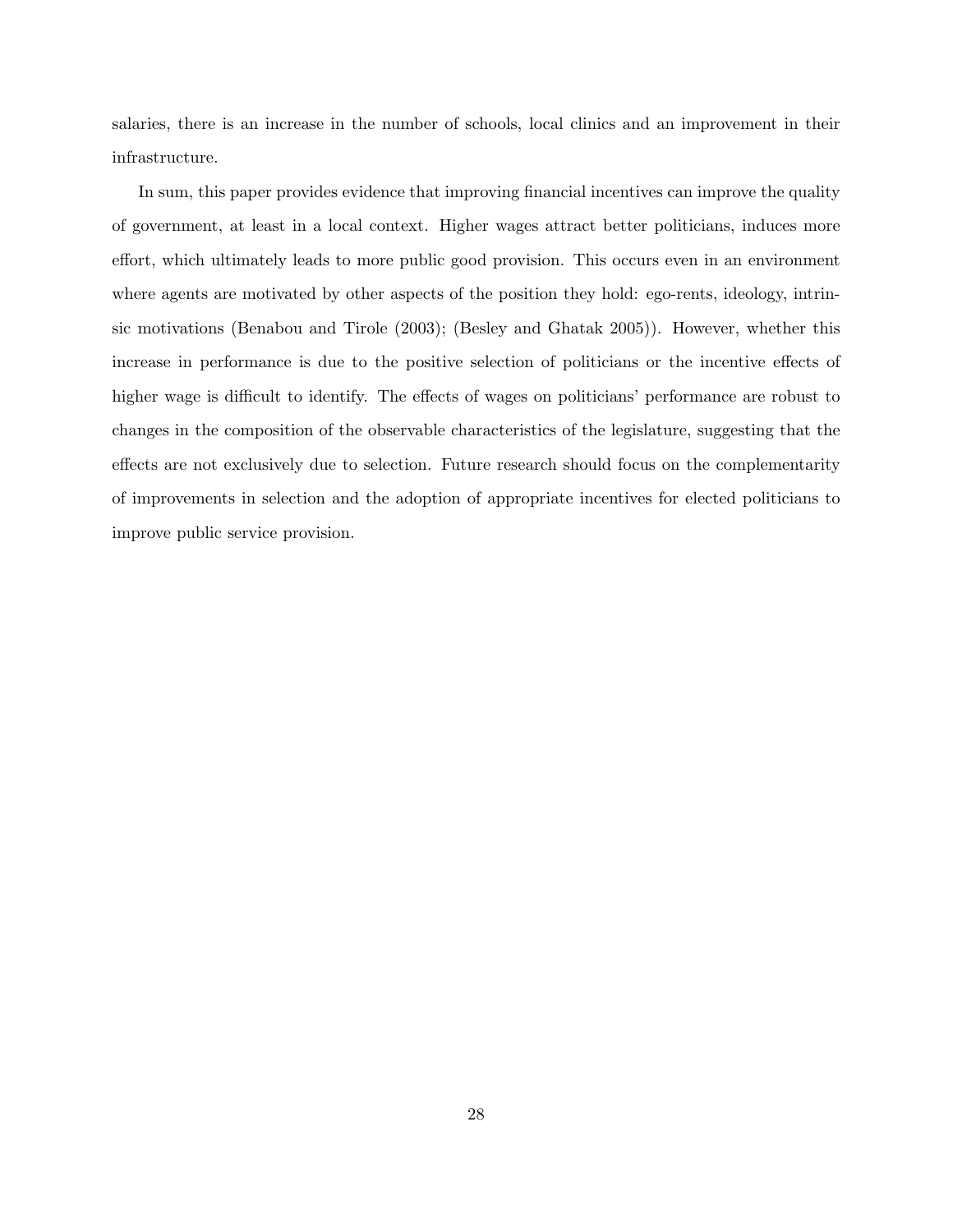salaries, there is an increase in the number of schools, local clinics and an improvement in their infrastructure.

In sum, this paper provides evidence that improving financial incentives can improve the quality of government, at least in a local context. Higher wages attract better politicians, induces more effort, which ultimately leads to more public good provision. This occurs even in an environment where agents are motivated by other aspects of the position they hold: ego-rents, ideology, intrinsic motivations (Benabou and Tirole (2003); (Besley and Ghatak 2005)). However, whether this increase in performance is due to the positive selection of politicians or the incentive effects of higher wage is difficult to identify. The effects of wages on politicians' performance are robust to changes in the composition of the observable characteristics of the legislature, suggesting that the effects are not exclusively due to selection. Future research should focus on the complementarity of improvements in selection and the adoption of appropriate incentives for elected politicians to improve public service provision.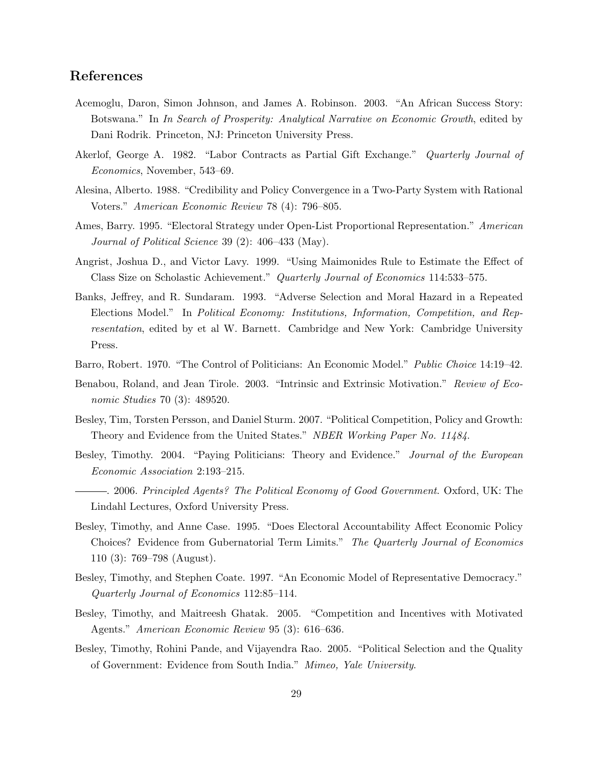## References

Acemoglu, Daron, Simon Johnson, and James A. Robinson. 2003. "An African Success Story: Botswana." In *In Search of Prosperity: Analytical Narrative on Economic Growth*, edited by Dani Rodrik. Princeton, NJ: Princeton University Press.

Akerlof, George A. 1982. "Labor Contracts as Partial Gift Exchange." *Quarterly Journal of Economics*, November, 543–69.

Alesina, Alberto. 1988. "Credibility and Policy Convergence in a Two-Party System with Rational Voters." *American Economic Review* 78 (4): 796–805.

Ames, Barry. 1995. "Electoral Strategy under Open-List Proportional Representation." *American Journal of Political Science* 39 (2): 406–433 (May).

Angrist, Joshua D., and Victor Lavy. 1999. "Using Maimonides Rule to Estimate the Effect of Class Size on Scholastic Achievement." *Quarterly Journal of Economics* 114:533–575.

Banks, Jeffrey, and R. Sundaram. 1993. "Adverse Selection and Moral Hazard in a Repeated Elections Model." In *Political Economy: Institutions, Information, Competition, and Representation*, edited by et al W. Barnett. Cambridge and New York: Cambridge University Press.

Barro, Robert. 1970. "The Control of Politicians: An Economic Model." *Public Choice* 14:19–42.

Benabou, Roland, and Jean Tirole. 2003. "Intrinsic and Extrinsic Motivation." *Review of Economic Studies* 70 (3): 489520.

Besley, Tim, Torsten Persson, and Daniel Sturm. 2007. "Political Competition, Policy and Growth: Theory and Evidence from the United States." *NBER Working Paper No. 11484*.

Besley, Timothy. 2004. "Paying Politicians: Theory and Evidence." *Journal of the European Economic Association* 2:193–215.

———. 2006. *Principled Agents? The Political Economy of Good Government*. Oxford, UK: The Lindahl Lectures, Oxford University Press.

Besley, Timothy, and Anne Case. 1995. "Does Electoral Accountability Affect Economic Policy Choices? Evidence from Gubernatorial Term Limits." *The Quarterly Journal of Economics* 110 (3): 769–798 (August).

Besley, Timothy, and Stephen Coate. 1997. "An Economic Model of Representative Democracy." *Quarterly Journal of Economics* 112:85–114.

Besley, Timothy, and Maitreesh Ghatak. 2005. "Competition and Incentives with Motivated Agents." *American Economic Review* 95 (3): 616–636.

Besley, Timothy, Rohini Pande, and Vijayendra Rao. 2005. "Political Selection and the Quality of Government: Evidence from South India." *Mimeo, Yale University*.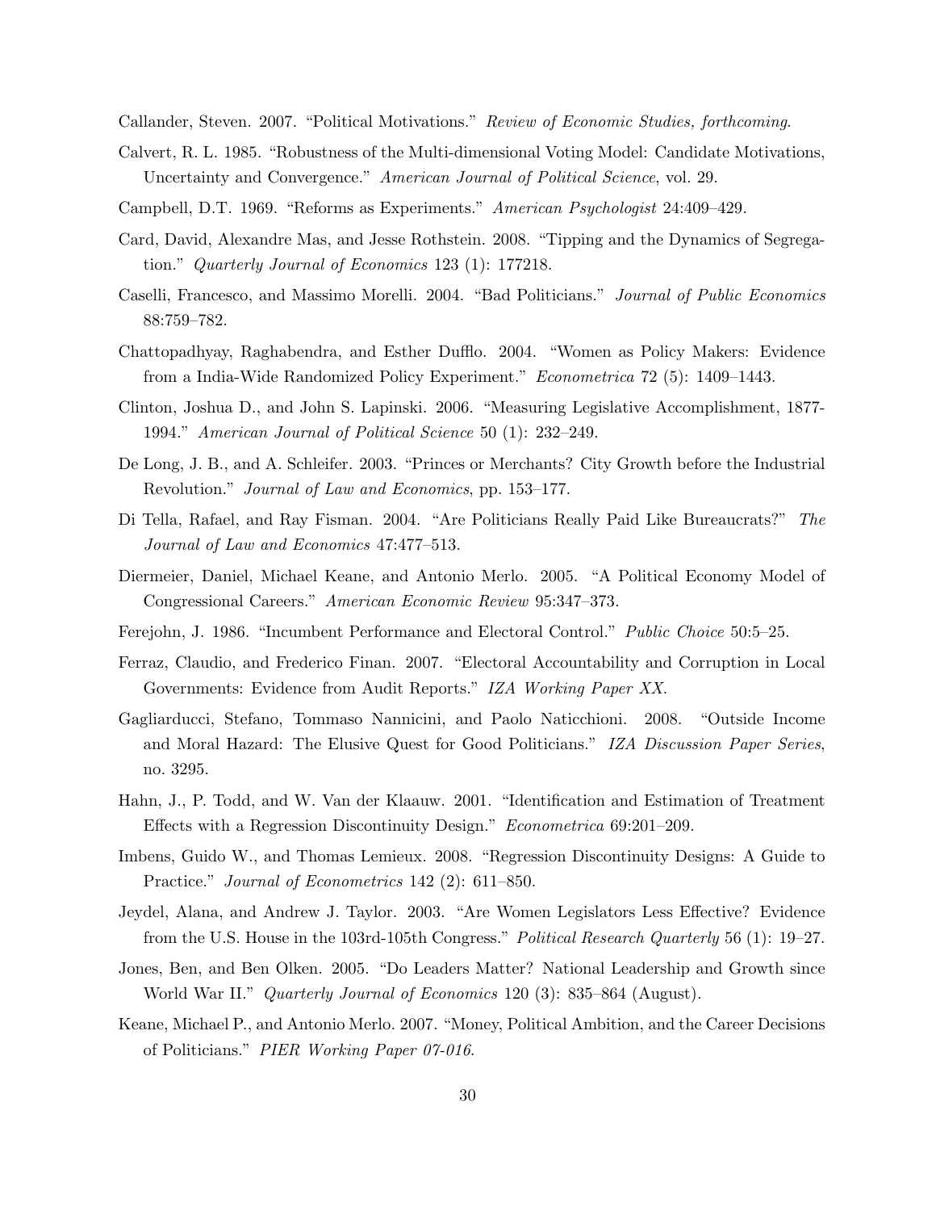Callander, Steven. 2007. "Political Motivations." *Review of Economic Studies, forthcoming*.

Calvert, R. L. 1985. "Robustness of the Multi-dimensional Voting Model: Candidate Motivations, Uncertainty and Convergence." *American Journal of Political Science*, vol. 29.

Campbell, D.T. 1969. "Reforms as Experiments." *American Psychologist* 24:409–429.

Card, David, Alexandre Mas, and Jesse Rothstein. 2008. "Tipping and the Dynamics of Segregation." *Quarterly Journal of Economics* 123 (1): 177218.

Caselli, Francesco, and Massimo Morelli. 2004. "Bad Politicians." *Journal of Public Economics* 88:759–782.

Chattopadhyay, Raghabendra, and Esther Dufflo. 2004. "Women as Policy Makers: Evidence from a India-Wide Randomized Policy Experiment." *Econometrica* 72 (5): 1409–1443.

Clinton, Joshua D., and John S. Lapinski. 2006. "Measuring Legislative Accomplishment, 1877-1994." *American Journal of Political Science* 50 (1): 232–249.

De Long, J. B., and A. Schleifer. 2003. "Princes or Merchants? City Growth before the Industrial Revolution." *Journal of Law and Economics*, pp. 153–177.

Di Tella, Rafael, and Ray Fisman. 2004. "Are Politicians Really Paid Like Bureaucrats?" *The Journal of Law and Economics* 47:477–513.

Diermeier, Daniel, Michael Keane, and Antonio Merlo. 2005. "A Political Economy Model of Congressional Careers." *American Economic Review* 95:347–373.

Ferejohn, J. 1986. "Incumbent Performance and Electoral Control." *Public Choice* 50:5–25.

Ferraz, Claudio, and Frederico Finan. 2007. "Electoral Accountability and Corruption in Local Governments: Evidence from Audit Reports." *IZA Working Paper XX*.

Gagliarducci, Stefano, Tommaso Nannicini, and Paolo Naticchioni. 2008. "Outside Income and Moral Hazard: The Elusive Quest for Good Politicians." *IZA Discussion Paper Series*, no. 3295.

Hahn, J., P. Todd, and W. Van der Klaauw. 2001. "Identification and Estimation of Treatment Effects with a Regression Discontinuity Design." *Econometrica* 69:201–209.

Imbens, Guido W., and Thomas Lemieux. 2008. "Regression Discontinuity Designs: A Guide to Practice." *Journal of Econometrics* 142 (2): 611–850.

Jeydel, Alana, and Andrew J. Taylor. 2003. "Are Women Legislators Less Effective? Evidence from the U.S. House in the 103rd-105th Congress." *Political Research Quarterly* 56 (1): 19–27.

Jones, Ben, and Ben Olken. 2005. "Do Leaders Matter? National Leadership and Growth since World War II." *Quarterly Journal of Economics* 120 (3): 835–864 (August).

Keane, Michael P., and Antonio Merlo. 2007. "Money, Political Ambition, and the Career Decisions of Politicians." *PIER Working Paper 07-016*.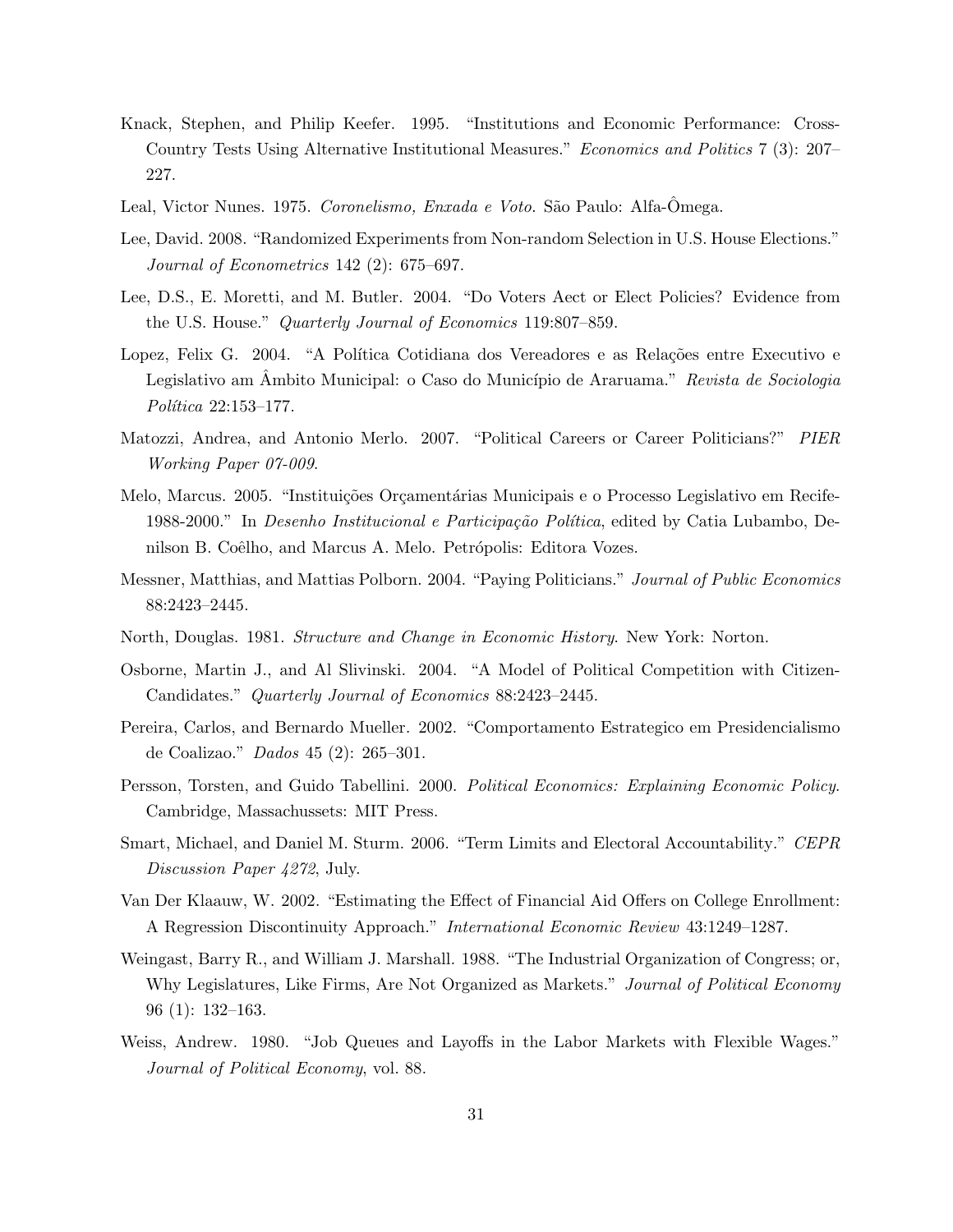Knack, Stephen, and Philip Keefer. 1995. "Institutions and Economic Performance: Cross-Country Tests Using Alternative Institutional Measures." *Economics and Politics* 7 (3): 207–227.

Leal, Victor Nunes. 1975. *Coronelismo, Enxada e Voto*. São Paulo: Alfa-Ômega.

Lee, David. 2008. "Randomized Experiments from Non-random Selection in U.S. House Elections." *Journal of Econometrics* 142 (2): 675–697.

Lee, D.S., E. Moretti, and M. Butler. 2004. "Do Voters Aect or Elect Policies? Evidence from the U.S. House." *Quarterly Journal of Economics* 119:807–859.

Lopez, Felix G. 2004. "A Política Cotidiana dos Vereadores e as Relações entre Executivo e Legislativo am Âmbito Municipal: o Caso do Município de Araruama." *Revista de Sociologia Política* 22:153–177.

Matozzi, Andrea, and Antonio Merlo. 2007. "Political Careers or Career Politicians?" *PIER Working Paper 07-009*.

Melo, Marcus. 2005. "Instituições Orçamentárias Municipais e o Processo Legislativo em Recife-1988-2000." In *Desenho Institucional e Participação Política*, edited by Catia Lubambo, Denilson B. Coêlho, and Marcus A. Melo. Petrópolis: Editora Vozes.

Messner, Matthias, and Mattias Polborn. 2004. "Paying Politicians." *Journal of Public Economics* 88:2423–2445.

North, Douglas. 1981. *Structure and Change in Economic History*. New York: Norton.

Osborne, Martin J., and Al Slivinski. 2004. "A Model of Political Competition with Citizen-Candidates." *Quarterly Journal of Economics* 88:2423–2445.

Pereira, Carlos, and Bernardo Mueller. 2002. "Comportamento Estrategico em Presidencialismo de Coalizao." *Dados* 45 (2): 265–301.

Persson, Torsten, and Guido Tabellini. 2000. *Political Economics: Explaining Economic Policy*. Cambridge, Massachussets: MIT Press.

Smart, Michael, and Daniel M. Sturm. 2006. "Term Limits and Electoral Accountability." *CEPR Discussion Paper 4272*, July.

Van Der Klaauw, W. 2002. "Estimating the Effect of Financial Aid Offers on College Enrollment: A Regression Discontinuity Approach." *International Economic Review* 43:1249–1287.

Weingast, Barry R., and William J. Marshall. 1988. "The Industrial Organization of Congress; or, Why Legislatures, Like Firms, Are Not Organized as Markets." *Journal of Political Economy* 96 (1): 132–163.

Weiss, Andrew. 1980. "Job Queues and Layoffs in the Labor Markets with Flexible Wages." *Journal of Political Economy*, vol. 88.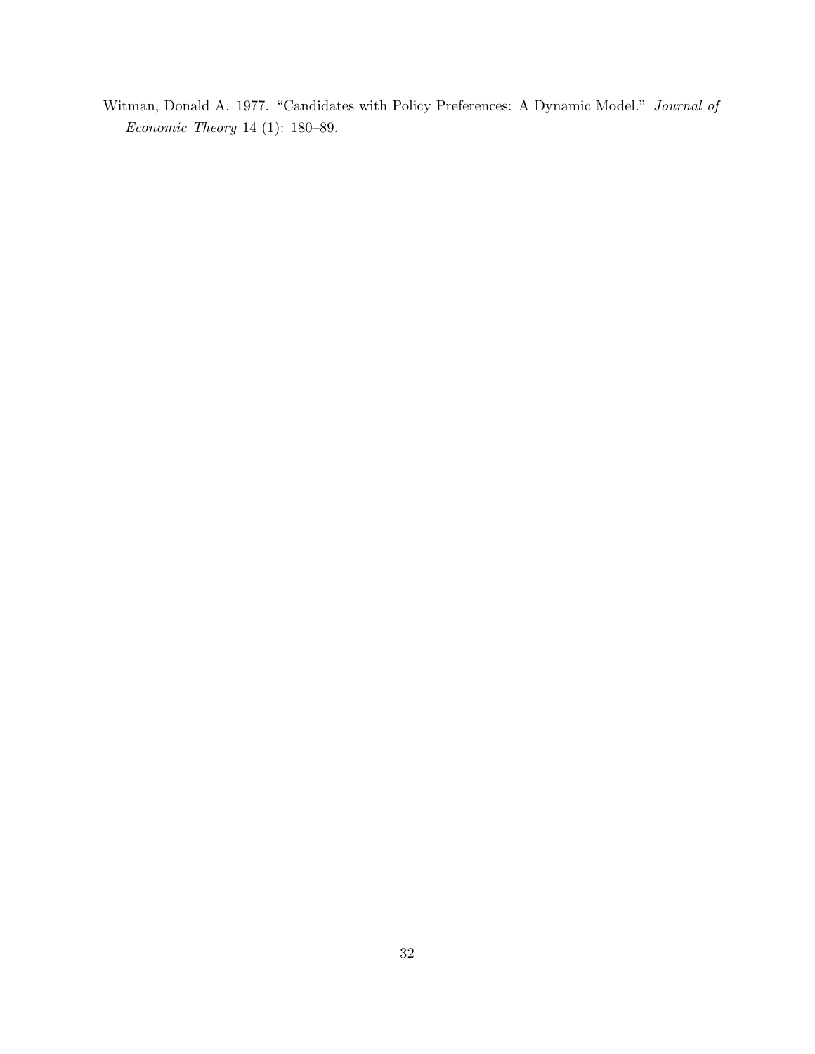Witman, Donald A. 1977. "Candidates with Policy Preferences: A Dynamic Model." *Journal of Economic Theory* 14 (1): 180–89.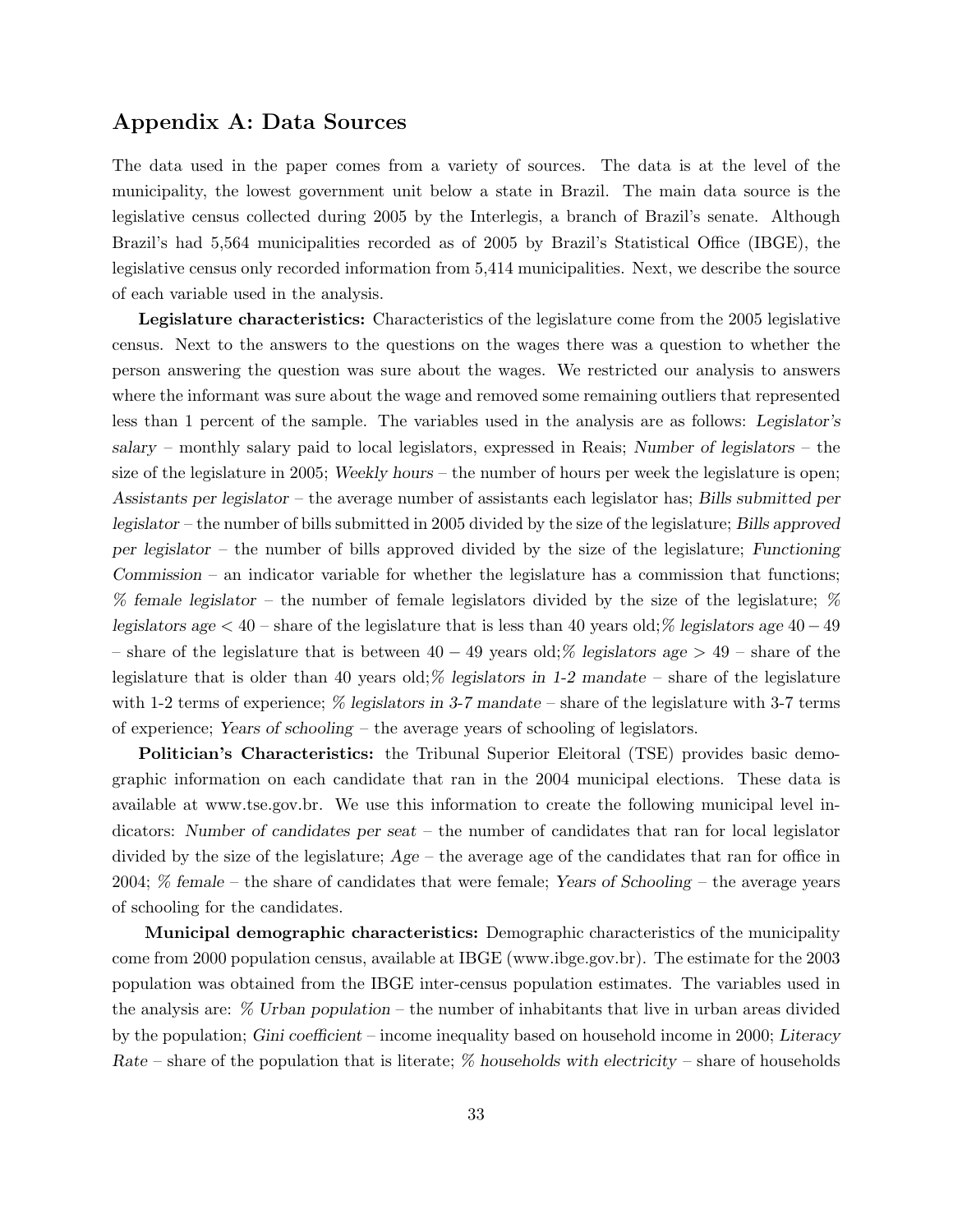## Appendix A: Data Sources

The data used in the paper comes from a variety of sources. The data is at the level of the municipality, the lowest government unit below a state in Brazil. The main data source is the legislative census collected during 2005 by the Interlegis, a branch of Brazil's senate. Although Brazil's had 5,564 municipalities recorded as of 2005 by Brazil's Statistical Office (IBGE), the legislative census only recorded information from 5,414 municipalities. Next, we describe the source of each variable used in the analysis.

**Legislature characteristics:** Characteristics of the legislature come from the 2005 legislative census. Next to the answers to the questions on the wages there was a question to whether the person answering the question was sure about the wages. We restricted our analysis to answers where the informant was sure about the wage and removed some remaining outliers that represented less than 1 percent of the sample. The variables used in the analysis are as follows: *Legislator's salary* – monthly salary paid to local legislators, expressed in Reais; *Number of legislators* – the size of the legislature in 2005; *Weekly hours* – the number of hours per week the legislature is open; *Assistants per legislator* – the average number of assistants each legislator has; *Bills submitted per legislator* – the number of bills submitted in 2005 divided by the size of the legislature; *Bills approved per legislator* – the number of bills approved divided by the size of the legislature; *Functioning Commission* – an indicator variable for whether the legislature has a commission that functions; *% female legislator* – the number of female legislators divided by the size of the legislature; *% legislators age* $< 40$ – share of the legislature that is less than 40 years old;*% legislators age* $40-49$ – share of the legislature that is between $40-49$ years old;*% legislators age* $> 49$ – share of the legislature that is older than 40 years old;*% legislators in 1-2 mandate* – share of the legislature with 1-2 terms of experience; *% legislators in 3-7 mandate* – share of the legislature with 3-7 terms of experience; *Years of schooling* – the average years of schooling of legislators.

**Politician's Characteristics:** the Tribunal Superior Eleitoral (TSE) provides basic demographic information on each candidate that ran in the 2004 municipal elections. These data is available at www.tse.gov.br. We use this information to create the following municipal level indicators: *Number of candidates per seat* – the number of candidates that ran for local legislator divided by the size of the legislature; *Age* – the average age of the candidates that ran for office in 2004; *% female* – the share of candidates that were female; *Years of Schooling* – the average years of schooling for the candidates.

**Municipal demographic characteristics:** Demographic characteristics of the municipality come from 2000 population census, available at IBGE (www.ibge.gov.br). The estimate for the 2003 population was obtained from the IBGE inter-census population estimates. The variables used in the analysis are: *% Urban population* – the number of inhabitants that live in urban areas divided by the population; *Gini coefficient* – income inequality based on household income in 2000; *Literacy Rate* – share of the population that is literate; *% households with electricity* – share of households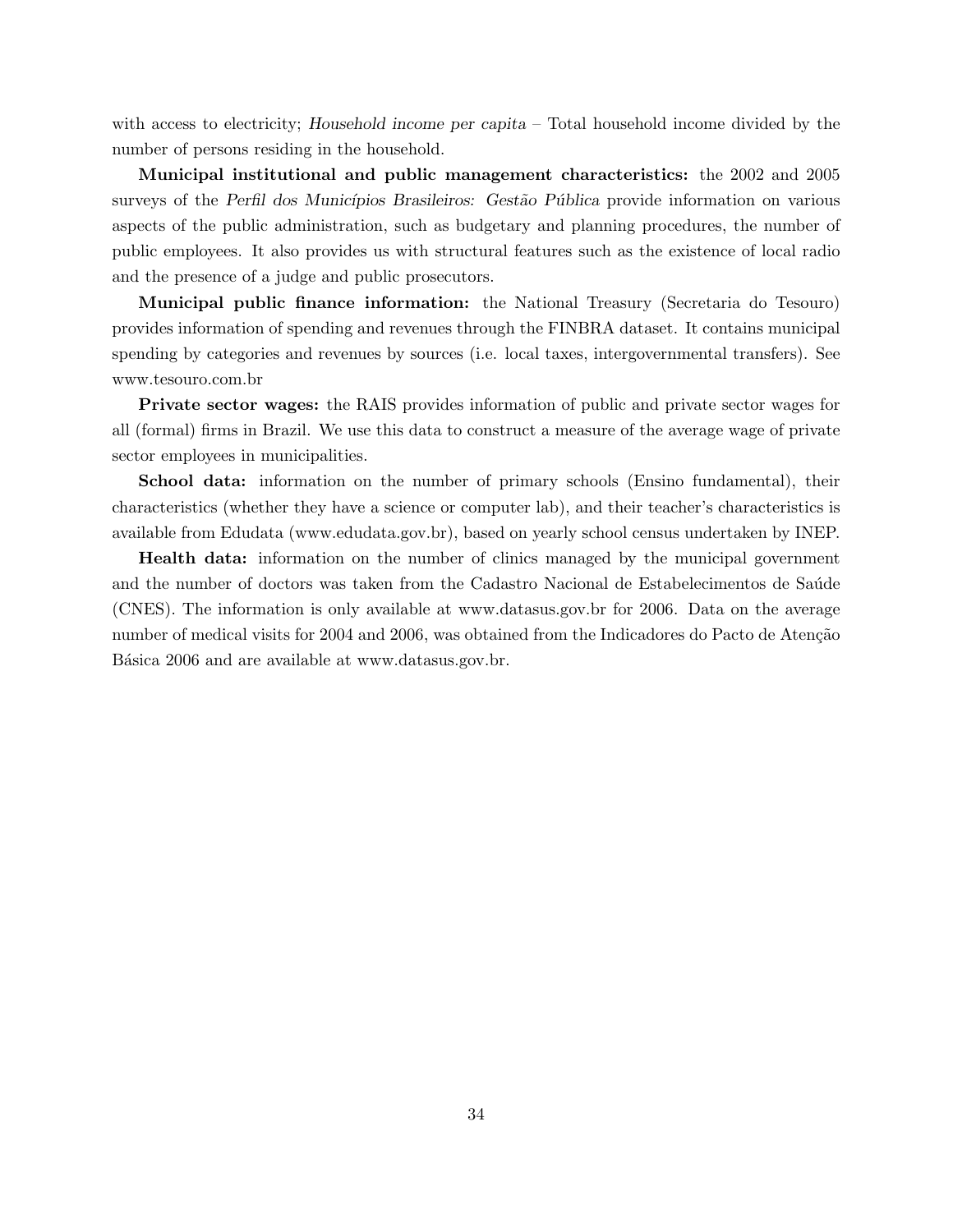with access to electricity; *Household income per capita* – Total household income divided by the number of persons residing in the household.

**Municipal institutional and public management characteristics:** the 2002 and 2005 surveys of the *Perfil dos Municípios Brasileiros: Gestão Pública* provide information on various aspects of the public administration, such as budgetary and planning procedures, the number of public employees. It also provides us with structural features such as the existence of local radio and the presence of a judge and public prosecutors.

**Municipal public finance information:** the National Treasury (Secretaria do Tesouro) provides information of spending and revenues through the FINBRA dataset. It contains municipal spending by categories and revenues by sources (i.e. local taxes, intergovernmental transfers). See www.tesouro.com.br

**Private sector wages:** the RAIS provides information of public and private sector wages for all (formal) firms in Brazil. We use this data to construct a measure of the average wage of private sector employees in municipalities.

**School data:** information on the number of primary schools (Ensino fundamental), their characteristics (whether they have a science or computer lab), and their teacher's characteristics is available from Edudata (www.edudata.gov.br), based on yearly school census undertaken by INEP.

**Health data:** information on the number of clinics managed by the municipal government and the number of doctors was taken from the Cadastro Nacional de Estabelecimentos de Saúde (CNES). The information is only available at www.datasus.gov.br for 2006. Data on the average number of medical visits for 2004 and 2006, was obtained from the Indicadores do Pacto de Atenção Básica 2006 and are available at www.datasus.gov.br.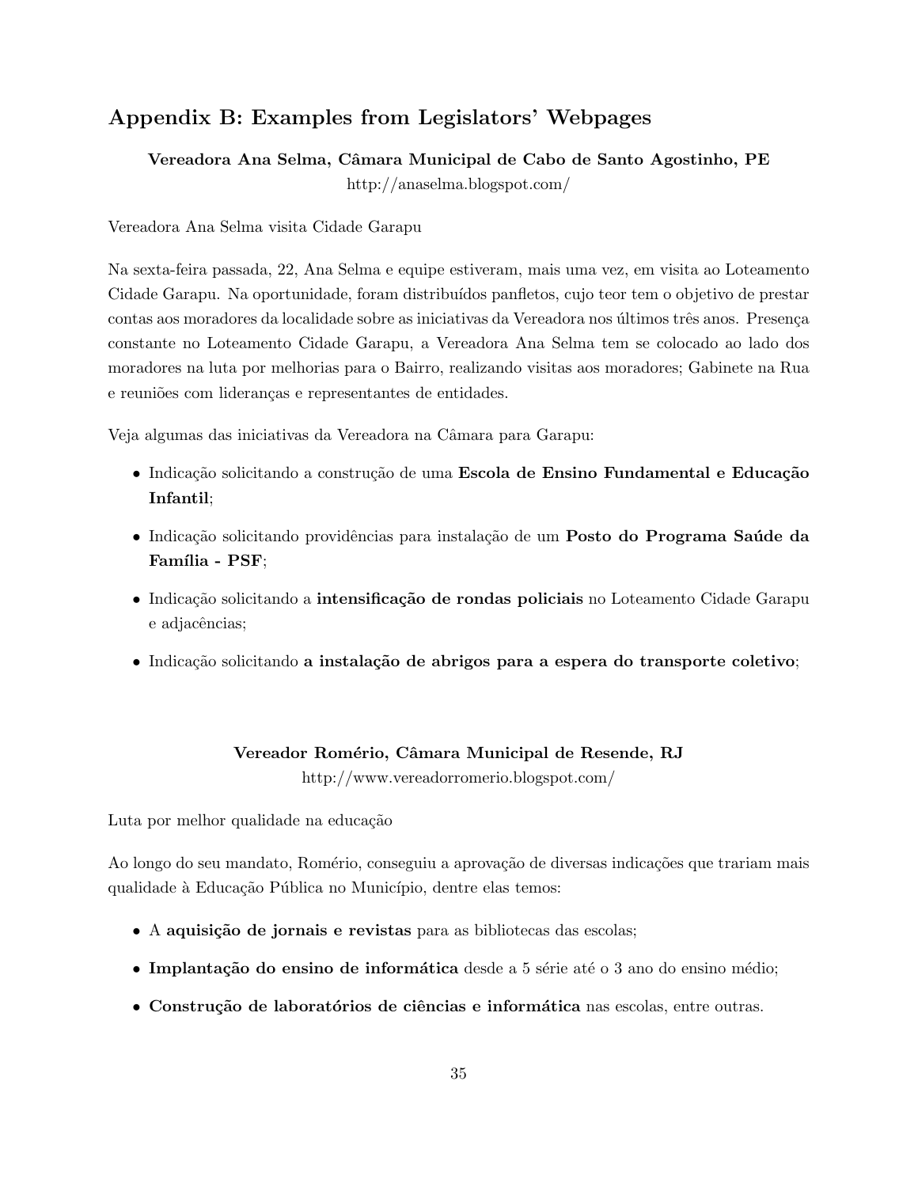## Appendix B: Examples from Legislators' Webpages

**Vereadora Ana Selma, Câmara Municipal de Cabo de Santo Agostinho, PE**
http://anaselma.blogspot.com/

Vereadora Ana Selma visita Cidade Garapu

Na sexta-feira passada, 22, Ana Selma e equipe estiveram, mais uma vez, em visita ao Loteamento Cidade Garapu. Na oportunidade, foram distribuídos panfletos, cujo teor tem o objetivo de prestar contas aos moradores da localidade sobre as iniciativas da Vereadora nos últimos três anos. Presença constante no Loteamento Cidade Garapu, a Vereadora Ana Selma tem se colocado ao lado dos moradores na luta por melhorias para o Bairro, realizando visitas aos moradores; Gabinete na Rua e reuniões com lideranças e representantes de entidades.

Veja algumas das iniciativas da Vereadora na Câmara para Garapu:

- Indicação solicitando a construção de uma **Escola de Ensino Fundamental e Educação Infantil**;
- Indicação solicitando providências para instalação de um **Posto do Programa Saúde da Família - PSF**;
- Indicação solicitando a **intensificação de rondas policiais** no Loteamento Cidade Garapu e adjacências;
- Indicação solicitando **a instalação de abrigos para a espera do transporte coletivo**;

**Vereador Romério, Câmara Municipal de Resende, RJ**
http://www.vereadorromerio.blogspot.com/

Luta por melhor qualidade na educação

Ao longo do seu mandato, Romério, conseguiu a aprovação de diversas indicações que trariam mais qualidade à Educação Pública no Município, dentre elas temos:

- A **aquisição de jornais e revistas** para as bibliotecas das escolas;
- **Implantação do ensino de informática** desde a 5 série até o 3 ano do ensino médio;
- **Construção de laboratórios de ciências e informática** nas escolas, entre outras.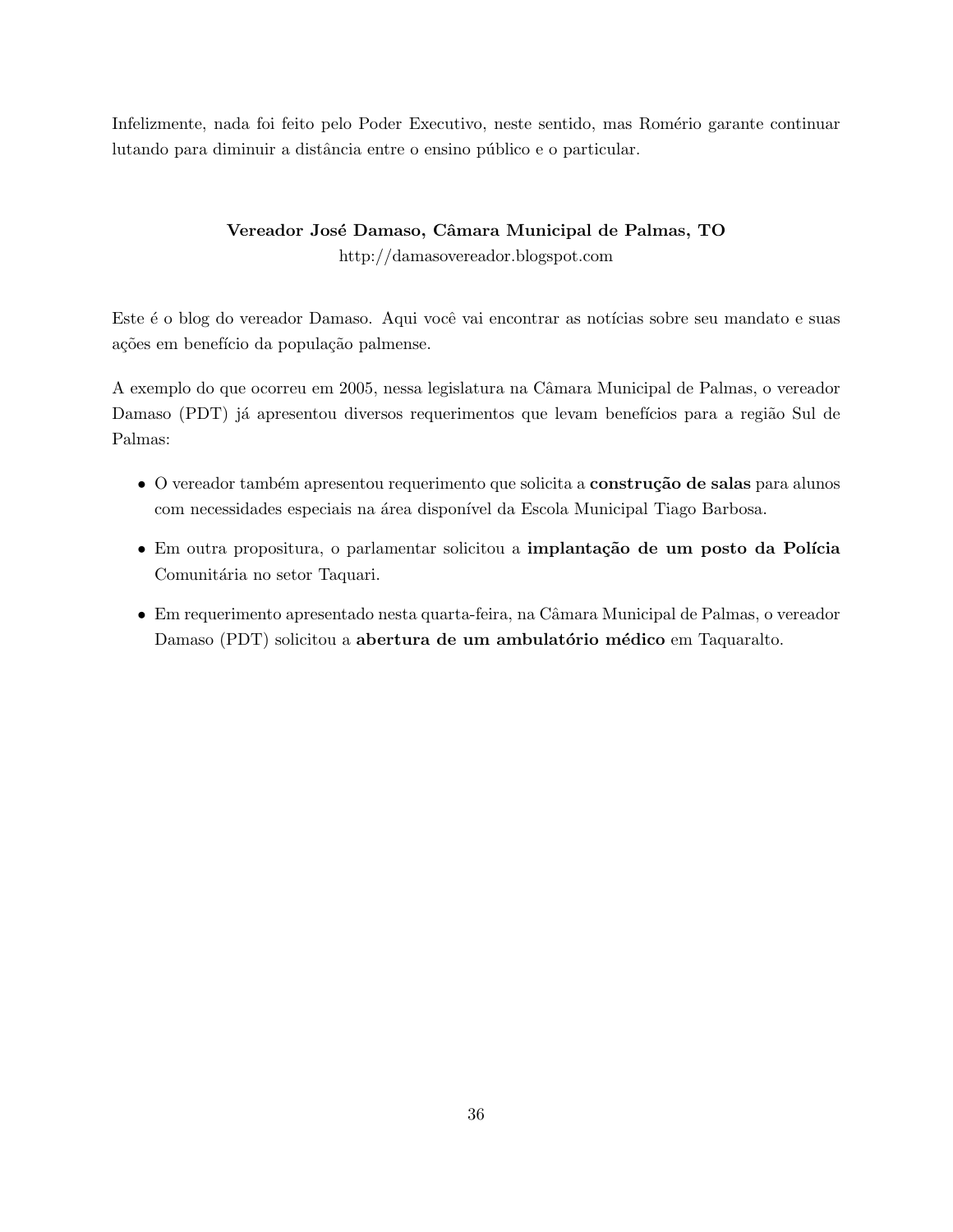Infelizmente, nada foi feito pelo Poder Executivo, neste sentido, mas Romério garante continuar lutando para diminuir a distância entre o ensino público e o particular.

**Vereador José Damaso, Câmara Municipal de Palmas, TO**

http://damasovereador.blogspot.com

Este é o blog do vereador Damaso. Aqui você vai encontrar as notícias sobre seu mandato e suas ações em benefício da população palmense.

A exemplo do que ocorreu em 2005, nessa legislatura na Câmara Municipal de Palmas, o vereador Damaso (PDT) já apresentou diversos requerimentos que levam benefícios para a região Sul de Palmas:

- O vereador também apresentou requerimento que solicita a **construção de salas** para alunos com necessidades especiais na área disponível da Escola Municipal Tiago Barbosa.
- Em outra propositura, o parlamentar solicitou a **implantação de um posto da Polícia** Comunitária no setor Taquari.
- Em requerimento apresentado nesta quarta-feira, na Câmara Municipal de Palmas, o vereador Damaso (PDT) solicitou a **abertura de um ambulatório médico** em Taquaralto.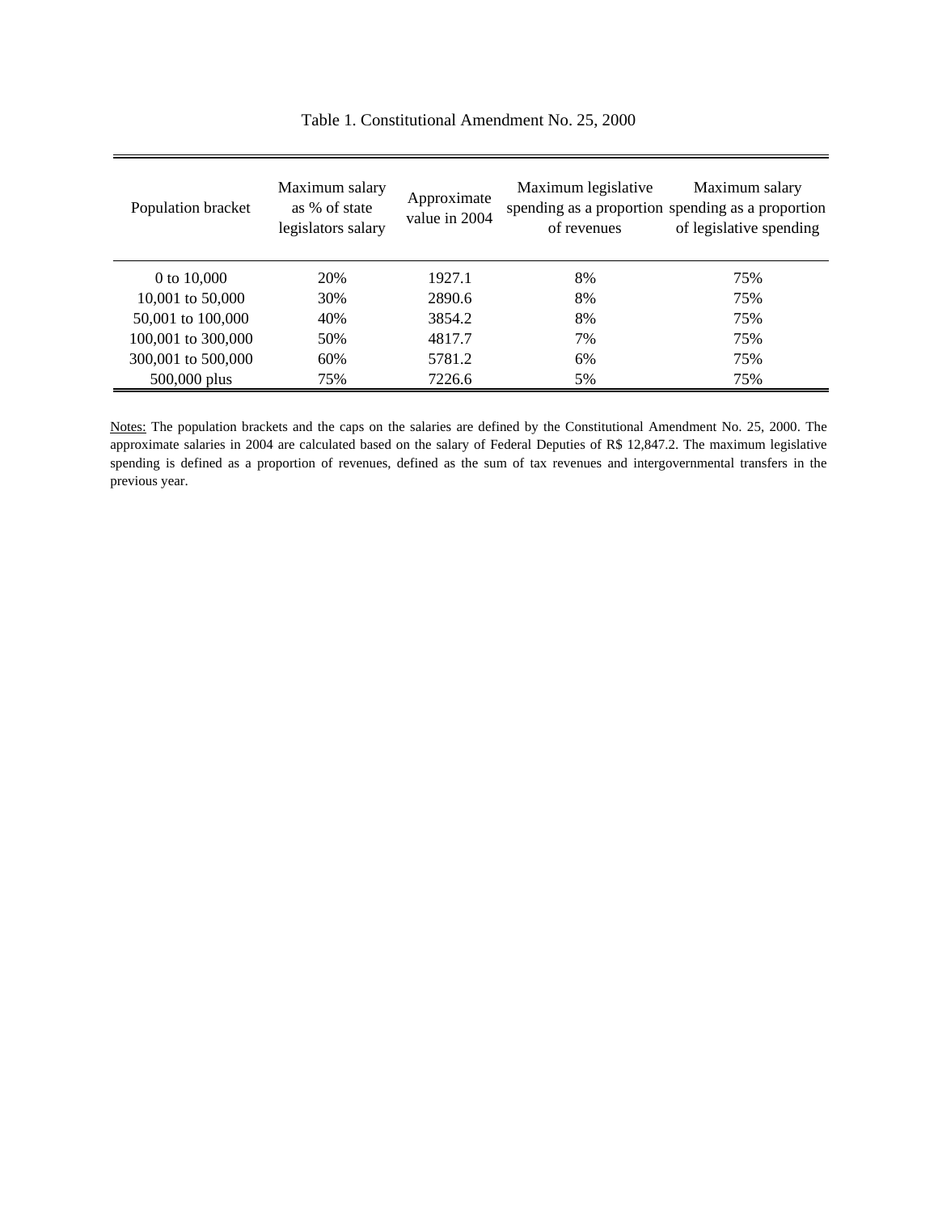Table 1. Constitutional Amendment No. 25, 2000

| Population bracket | Maximum salary as % of state legislators salary | Approximate value in 2004 | Maximum legislative spending as a proportion of revenues | Maximum salary spending as a proportion of legislative spending |
|---|---|---|---|---|
| 0 to 10,000 | 20% | 1927.1 | 8% | 75% |
| 10,001 to 50,000 | 30% | 2890.6 | 8% | 75% |
| 50,001 to 100,000 | 40% | 3854.2 | 8% | 75% |
| 100,001 to 300,000 | 50% | 4817.7 | 7% | 75% |
| 300,001 to 500,000 | 60% | 5781.2 | 6% | 75% |
| 500,000 plus | 75% | 7226.6 | 5% | 75% |

Notes: The population brackets and the caps on the salaries are defined by the Constitutional Amendment No. 25, 2000. The approximate salaries in 2004 are calculated based on the salary of Federal Deputies of R$ 12,847.2. The maximum legislative spending is defined as a proportion of revenues, defined as the sum of tax revenues and intergovernmental transfers in the previous year.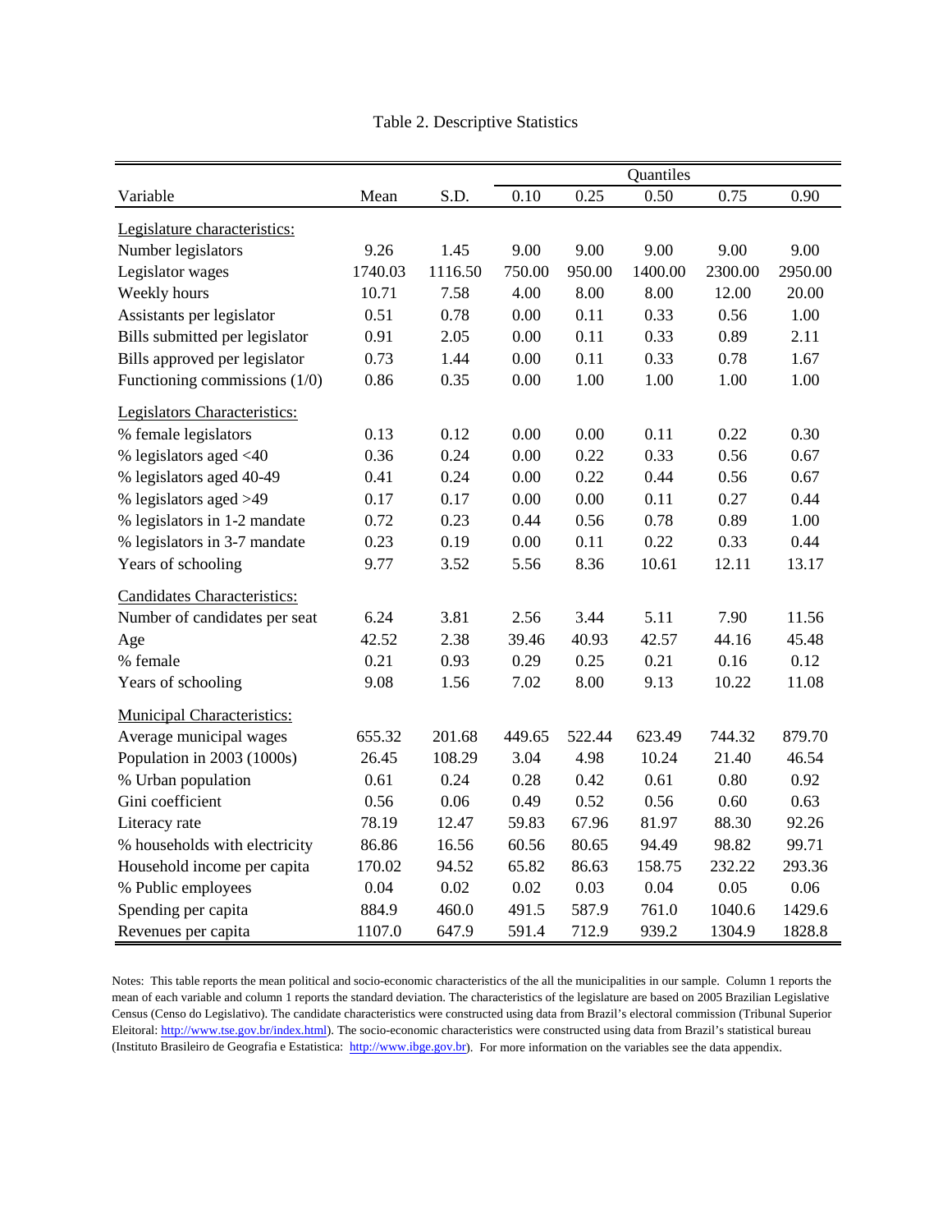Table 2. Descriptive Statistics

| Variable | Mean | S.D. | Quantiles | | | | |
|---|---|---|---|---|---|---|---|
| | | | 0.10 | 0.25 | 0.50 | 0.75 | 0.90 |
| Legislature characteristics: | | | | | | | |
| Number legislators | 9.26 | 1.45 | 9.00 | 9.00 | 9.00 | 9.00 | 9.00 |
| Legislator wages | 1740.03 | 1116.50 | 750.00 | 950.00 | 1400.00 | 2300.00 | 2950.00 |
| Weekly hours | 10.71 | 7.58 | 4.00 | 8.00 | 8.00 | 12.00 | 20.00 |
| Assistants per legislator | 0.51 | 0.78 | 0.00 | 0.11 | 0.33 | 0.56 | 1.00 |
| Bills submitted per legislator | 0.91 | 2.05 | 0.00 | 0.11 | 0.33 | 0.89 | 2.11 |
| Bills approved per legislator | 0.73 | 1.44 | 0.00 | 0.11 | 0.33 | 0.78 | 1.67 |
| Functioning commissions (1/0) | 0.86 | 0.35 | 0.00 | 1.00 | 1.00 | 1.00 | 1.00 |
| Legislators Characteristics: | | | | | | | |
| % female legislators | 0.13 | 0.12 | 0.00 | 0.00 | 0.11 | 0.22 | 0.30 |
| % legislators aged <40 | 0.36 | 0.24 | 0.00 | 0.22 | 0.33 | 0.56 | 0.67 |
| % legislators aged 40-49 | 0.41 | 0.24 | 0.00 | 0.22 | 0.44 | 0.56 | 0.67 |
| % legislators aged >49 | 0.17 | 0.17 | 0.00 | 0.00 | 0.11 | 0.27 | 0.44 |
| % legislators in 1-2 mandate | 0.72 | 0.23 | 0.44 | 0.56 | 0.78 | 0.89 | 1.00 |
| % legislators in 3-7 mandate | 0.23 | 0.19 | 0.00 | 0.11 | 0.22 | 0.33 | 0.44 |
| Years of schooling | 9.77 | 3.52 | 5.56 | 8.36 | 10.61 | 12.11 | 13.17 |
| Candidates Characteristics: | | | | | | | |
| Number of candidates per seat | 6.24 | 3.81 | 2.56 | 3.44 | 5.11 | 7.90 | 11.56 |
| Age | 42.52 | 2.38 | 39.46 | 40.93 | 42.57 | 44.16 | 45.48 |
| % female | 0.21 | 0.93 | 0.29 | 0.25 | 0.21 | 0.16 | 0.12 |
| Years of schooling | 9.08 | 1.56 | 7.02 | 8.00 | 9.13 | 10.22 | 11.08 |
| Municipal Characteristics: | | | | | | | |
| Average municipal wages | 655.32 | 201.68 | 449.65 | 522.44 | 623.49 | 744.32 | 879.70 |
| Population in 2003 (1000s) | 26.45 | 108.29 | 3.04 | 4.98 | 10.24 | 21.40 | 46.54 |
| % Urban population | 0.61 | 0.24 | 0.28 | 0.42 | 0.61 | 0.80 | 0.92 |
| Gini coefficient | 0.56 | 0.06 | 0.49 | 0.52 | 0.56 | 0.60 | 0.63 |
| Literacy rate | 78.19 | 12.47 | 59.83 | 67.96 | 81.97 | 88.30 | 92.26 |
| % households with electricity | 86.86 | 16.56 | 60.56 | 80.65 | 94.49 | 98.82 | 99.71 |
| Household income per capita | 170.02 | 94.52 | 65.82 | 86.63 | 158.75 | 232.22 | 293.36 |
| % Public employees | 0.04 | 0.02 | 0.02 | 0.03 | 0.04 | 0.05 | 0.06 |
| Spending per capita | 884.9 | 460.0 | 491.5 | 587.9 | 761.0 | 1040.6 | 1429.6 |
| Revenues per capita | 1107.0 | 647.9 | 591.4 | 712.9 | 939.2 | 1304.9 | 1828.8 |

Notes: This table reports the mean political and socio-economic characteristics of the all the municipalities in our sample. Column 1 reports the mean of each variable and column 1 reports the standard deviation. The characteristics of the legislature are based on 2005 Brazilian Legislative Census (Censo do Legislativo). The candidate characteristics were constructed using data from Brazil's electoral commission (Tribunal Superior Eleitoral: http://www.tse.gov.br/index.html). The socio-economic characteristics were constructed using data from Brazil's statistical bureau (Instituto Brasileiro de Geografia e Estatistica: http://www.ibge.gov.br). For more information on the variables see the data appendix.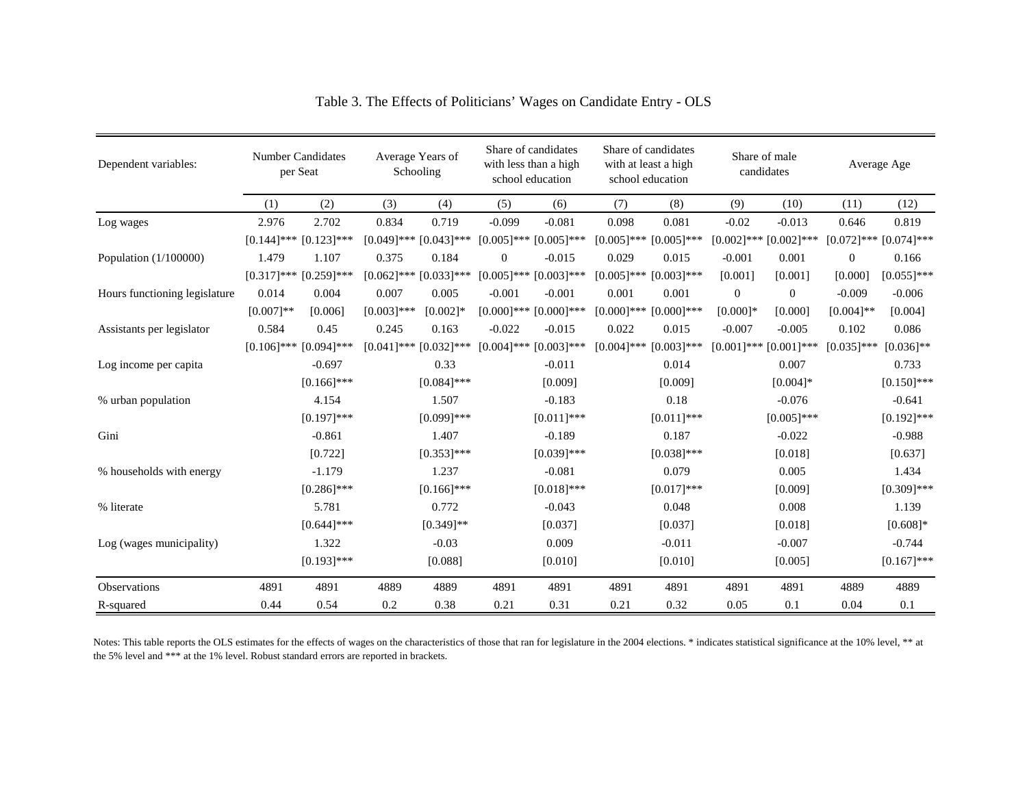Table 3. The Effects of Politicians' Wages on Candidate Entry - OLS

| Dependent variables: | Number Candidates per Seat | | Average Years of Schooling | | Share of candidates with less than a high school education | | Share of candidates with at least a high school education | | Share of male candidates | | Average Age | |
|---|---|---|---|---|---|---|---|---|---|---|---|---|
| | (1) | (2) | (3) | (4) | (5) | (6) | (7) | (8) | (9) | (10) | (11) | (12) |
| Log wages | 2.976 | 2.702 | 0.834 | 0.719 | -0.099 | -0.081 | 0.098 | 0.081 | -0.02 | -0.013 | 0.646 | 0.819 |
| | [0.144]*** | [0.123]*** | [0.049]*** | [0.043]*** | [0.005]*** | [0.005]*** | [0.005]*** | [0.005]*** | [0.002]*** | [0.002]*** | [0.072]*** | [0.074]*** |
| Population (1/100000) | 1.479 | 1.107 | 0.375 | 0.184 | 0 | -0.015 | 0.029 | 0.015 | -0.001 | 0.001 | 0 | 0.166 |
| | [0.317]*** | [0.259]*** | [0.062]*** | [0.033]*** | [0.005]*** | [0.003]*** | [0.005]*** | [0.003]*** | [0.001] | [0.001] | [0.000] | [0.055]*** |
| Hours functioning legislature | 0.014 | 0.004 | 0.007 | 0.005 | -0.001 | -0.001 | 0.001 | 0.001 | 0 | 0 | -0.009 | -0.006 |
| | [0.007]** | [0.006] | [0.003]*** | [0.002]* | [0.000]*** | [0.000]*** | [0.000]*** | [0.000]*** | [0.000]* | [0.000] | [0.004]** | [0.004] |
| Assistants per legislator | 0.584 | 0.45 | 0.245 | 0.163 | -0.022 | -0.015 | 0.022 | 0.015 | -0.007 | -0.005 | 0.102 | 0.086 |
| | [0.106]*** | [0.094]*** | [0.041]*** | [0.032]*** | [0.004]*** | [0.003]*** | [0.004]*** | [0.003]*** | [0.001]*** | [0.001]*** | [0.035]*** | [0.036]** |
| Log income per capita | | -0.697 | | 0.33 | | -0.011 | | 0.014 | | 0.007 | | 0.733 |
| | | [0.166]*** | | [0.084]*** | | [0.009] | | [0.009] | | [0.004]* | | [0.150]*** |
| % urban population | | 4.154 | | 1.507 | | -0.183 | | 0.18 | | -0.076 | | -0.641 |
| | | [0.197]*** | | [0.099]*** | | [0.011]*** | | [0.011]*** | | [0.005]*** | | [0.192]*** |
| Gini | | -0.861 | | 1.407 | | -0.189 | | 0.187 | | -0.022 | | -0.988 |
| | | [0.722] | | [0.353]*** | | [0.039]*** | | [0.038]*** | | [0.018] | | [0.637] |
| % households with energy | | -1.179 | | 1.237 | | -0.081 | | 0.079 | | 0.005 | | 1.434 |
| | | [0.286]*** | | [0.166]*** | | [0.018]*** | | [0.017]*** | | [0.009] | | [0.309]*** |
| % literate | | 5.781 | | 0.772 | | -0.043 | | 0.048 | | 0.008 | | 1.139 |
| | | [0.644]*** | | [0.349]** | | [0.037] | | [0.037] | | [0.018] | | [0.608]* |
| Log (wages municipality) | | 1.322 | | -0.03 | | 0.009 | | -0.011 | | -0.007 | | -0.744 |
| | | [0.193]*** | | [0.088] | | [0.010] | | [0.010] | | [0.005] | | [0.167]*** |
| Observations | 4891 | 4891 | 4889 | 4889 | 4891 | 4891 | 4891 | 4891 | 4891 | 4891 | 4889 | 4889 |
| R-squared | 0.44 | 0.54 | 0.2 | 0.38 | 0.21 | 0.31 | 0.21 | 0.32 | 0.05 | 0.1 | 0.04 | 0.1 |

Notes: This table reports the OLS estimates for the effects of wages on the characteristics of those that ran for legislature in the 2004 elections. * indicates statistical significance at the 10% level, ** at the 5% level and *** at the 1% level. Robust standard errors are reported in brackets.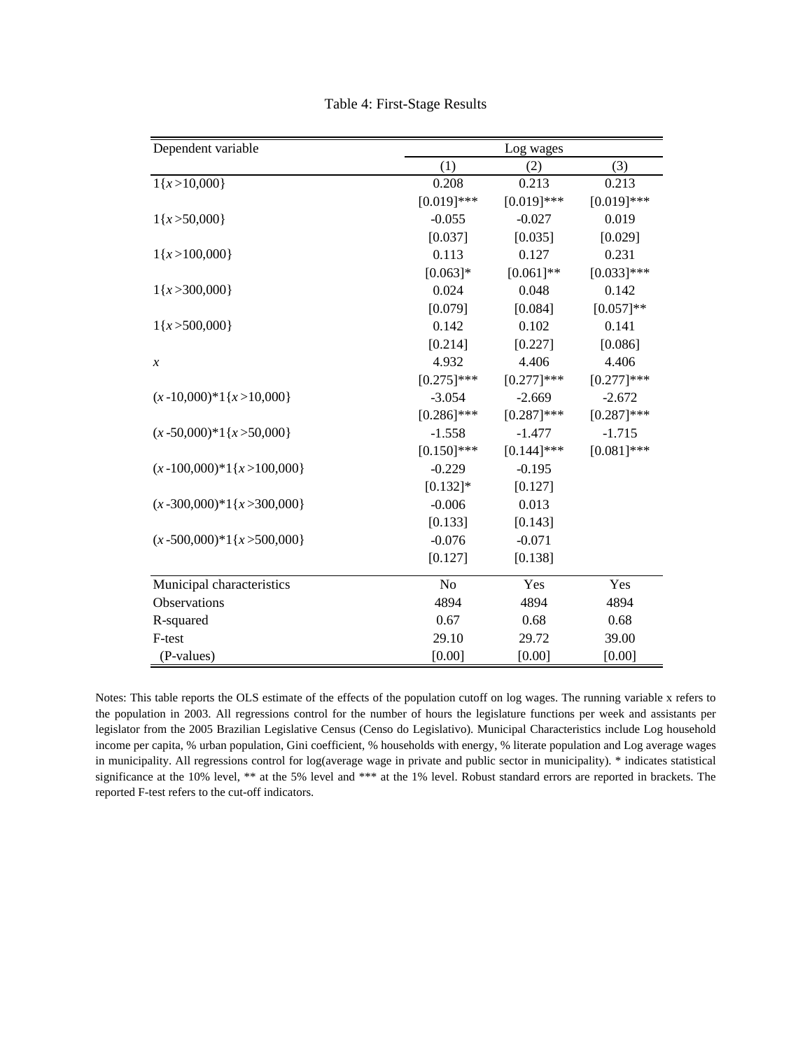Table 4: First-Stage Results

| Dependent variable | Log wages | | |
|---|---|---|---|
| | (1) | (2) | (3) |
| $1\{x>10{,}000\}$ | 0.208 | 0.213 | 0.213 |
| | [0.019]*** | [0.019]*** | [0.019]*** |
| $1\{x>50{,}000\}$ | -0.055 | -0.027 | 0.019 |
| | [0.037] | [0.035] | [0.029] |
| $1\{x>100{,}000\}$ | 0.113 | 0.127 | 0.231 |
| | [0.063]* | [0.061]** | [0.033]*** |
| $1\{x>300{,}000\}$ | 0.024 | 0.048 | 0.142 |
| | [0.079] | [0.084] | [0.057]** |
| $1\{x>500{,}000\}$ | 0.142 | 0.102 | 0.141 |
| | [0.214] | [0.227] | [0.086] |
| $x$ | 4.932 | 4.406 | 4.406 |
| | [0.275]*** | [0.277]*** | [0.277]*** |
| $(x-10{,}000)*1\{x>10{,}000\}$ | -3.054 | -2.669 | -2.672 |
| | [0.286]*** | [0.287]*** | [0.287]*** |
| $(x-50{,}000)*1\{x>50{,}000\}$ | -1.558 | -1.477 | -1.715 |
| | [0.150]*** | [0.144]*** | [0.081]*** |
| $(x-100{,}000)*1\{x>100{,}000\}$ | -0.229 | -0.195 | |
| | [0.132]* | [0.127] | |
| $(x-300{,}000)*1\{x>300{,}000\}$ | -0.006 | 0.013 | |
| | [0.133] | [0.143] | |
| $(x-500{,}000)*1\{x>500{,}000\}$ | -0.076 | -0.071 | |
| | [0.127] | [0.138] | |
| Municipal characteristics | No | Yes | Yes |
| Observations | 4894 | 4894 | 4894 |
| R-squared | 0.67 | 0.68 | 0.68 |
| F-test | 29.10 | 29.72 | 39.00 |
| (P-values) | [0.00] | [0.00] | [0.00] |

Notes: This table reports the OLS estimate of the effects of the population cutoff on log wages. The running variable x refers to the population in 2003. All regressions control for the number of hours the legislature functions per week and assistants per legislator from the 2005 Brazilian Legislative Census (Censo do Legislativo). Municipal Characteristics include Log household income per capita, % urban population, Gini coefficient, % households with energy, % literate population and Log average wages in municipality. All regressions control for log(average wage in private and public sector in municipality). * indicates statistical significance at the 10% level, ** at the 5% level and *** at the 1% level. Robust standard errors are reported in brackets. The reported F-test refers to the cut-off indicators.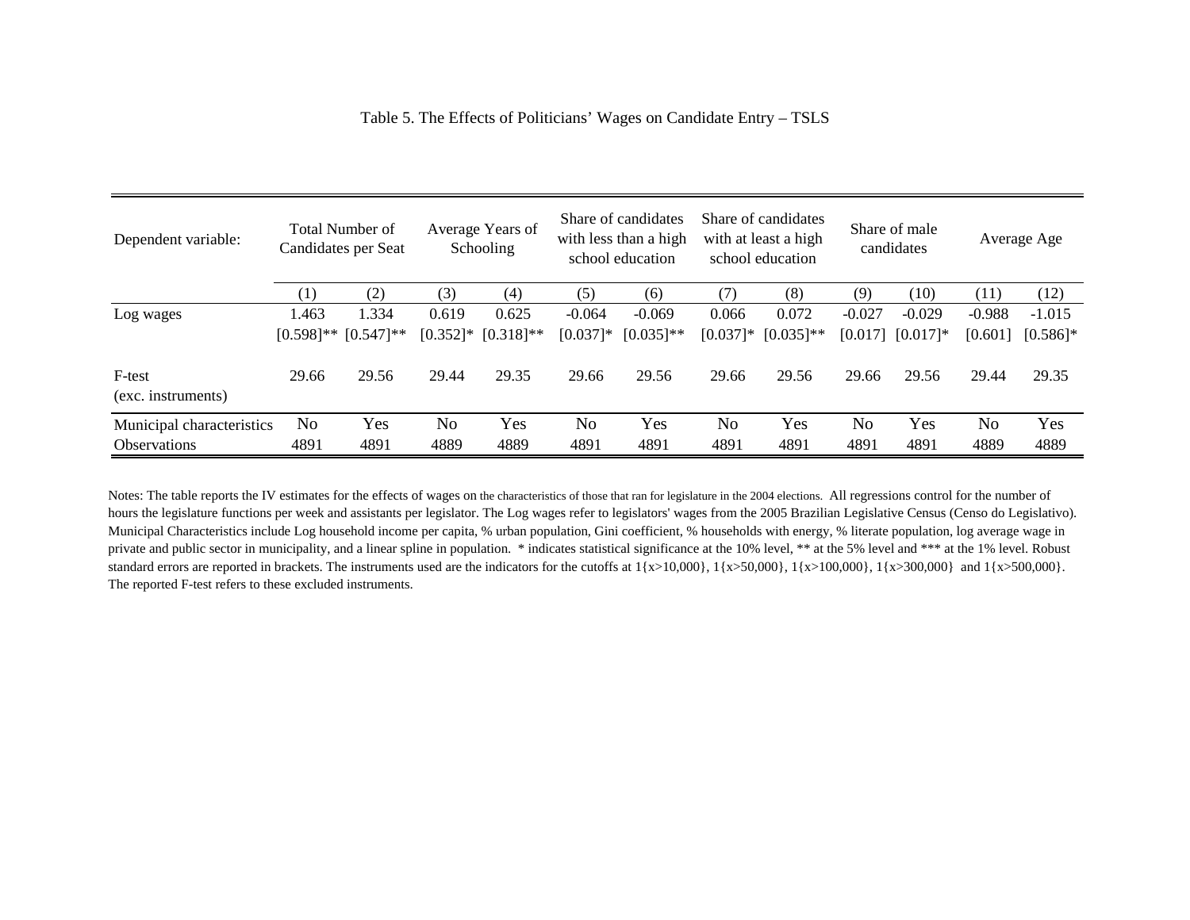Table 5. The Effects of Politicians' Wages on Candidate Entry – TSLS

| Dependent variable: | Total Number of Candidates per Seat | | Average Years of Schooling | | Share of candidates with less than a high school education | | Share of candidates with at least a high school education | | Share of male candidates | | Average Age | |
|---|---|---|---|---|---|---|---|---|---|---|---|---|
| | (1) | (2) | (3) | (4) | (5) | (6) | (7) | (8) | (9) | (10) | (11) | (12) |
| Log wages | 1.463 | 1.334 | 0.619 | 0.625 | -0.064 | -0.069 | 0.066 | 0.072 | -0.027 | -0.029 | -0.988 | -1.015 |
| | [0.598]** | [0.547]** | [0.352]* | [0.318]** | [0.037]* | [0.035]** | [0.037]* | [0.035]** | [0.017] | [0.017]* | [0.601] | [0.586]* |
| F-test (exc. instruments) | 29.66 | 29.56 | 29.44 | 29.35 | 29.66 | 29.56 | 29.66 | 29.56 | 29.66 | 29.56 | 29.44 | 29.35 |
| Municipal characteristics | No | Yes | No | Yes | No | Yes | No | Yes | No | Yes | No | Yes |
| Observations | 4891 | 4891 | 4889 | 4889 | 4891 | 4891 | 4891 | 4891 | 4891 | 4891 | 4889 | 4889 |

Notes: The table reports the IV estimates for the effects of wages on the characteristics of those that ran for legislature in the 2004 elections. All regressions control for the number of hours the legislature functions per week and assistants per legislator. The Log wages refer to legislators' wages from the 2005 Brazilian Legislative Census (Censo do Legislativo). Municipal Characteristics include Log household income per capita, % urban population, Gini coefficient, % households with energy, % literate population, log average wage in private and public sector in municipality, and a linear spline in population. * indicates statistical significance at the 10% level, ** at the 5% level and *** at the 1% level. Robust standard errors are reported in brackets. The instruments used are the indicators for the cutoffs at $1\{x>10{,}000\}$, $1\{x>50{,}000\}$, $1\{x>100{,}000\}$, $1\{x>300{,}000\}$ and $1\{x>500{,}000\}$. The reported F-test refers to these excluded instruments.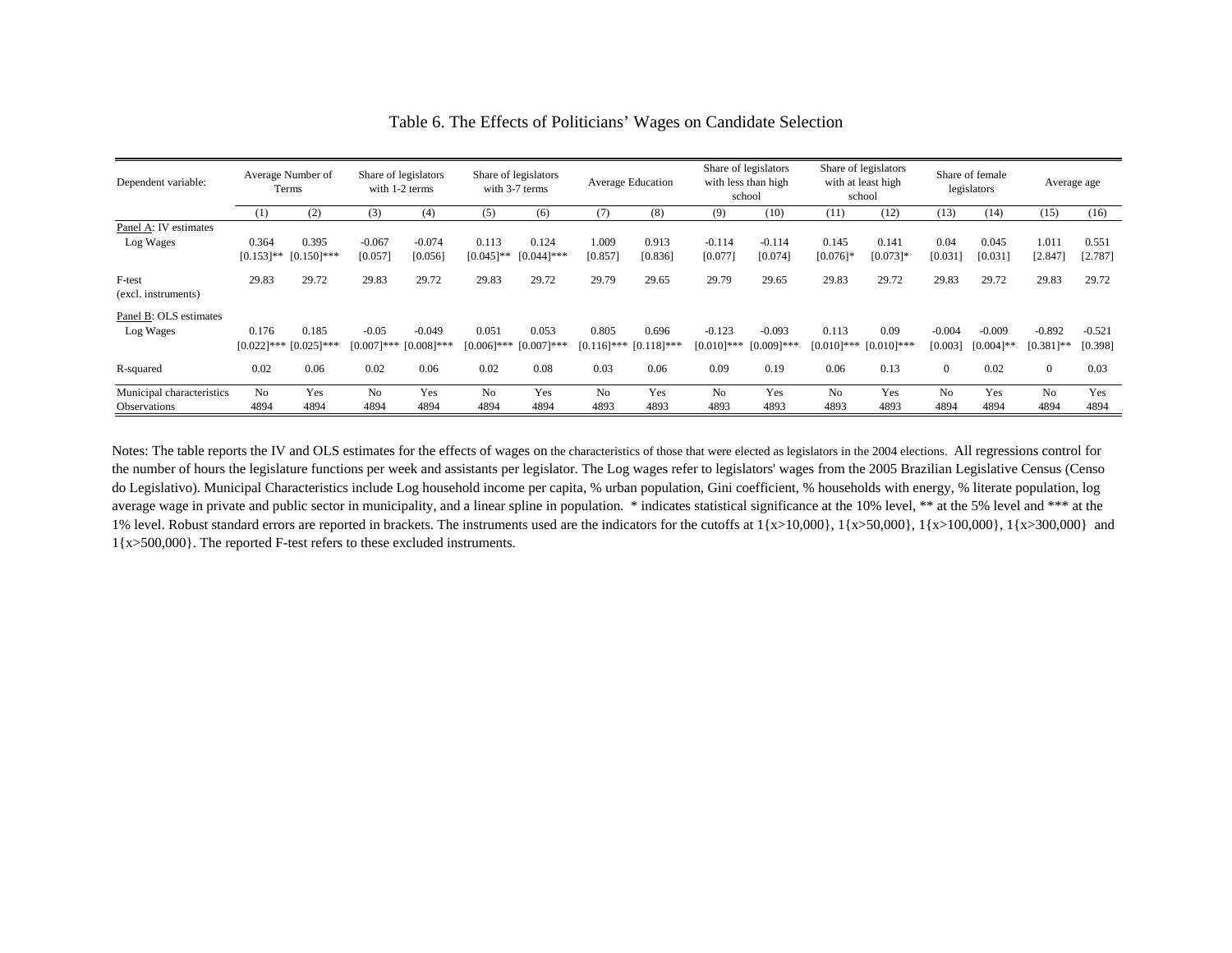# Table 6. The Effects of Politicians' Wages on Candidate Selection

| Dependent variable: | Average Number of Terms | | Share of legislators with 1-2 terms | | Share of legislators with 3-7 terms | | Average Education | | Share of legislators with less than high school | | Share of legislators with at least high school | | Share of female legislators | | Average age | |
|---|---|---|---|---|---|---|---|---|---|---|---|---|---|---|---|---|
| | (1) | (2) | (3) | (4) | (5) | (6) | (7) | (8) | (9) | (10) | (11) | (12) | (13) | (14) | (15) | (16) |
| Panel A: IV estimates | | | | | | | | | | | | | | | | |
| Log Wages | 0.364 | 0.395 | -0.067 | -0.074 | 0.113 | 0.124 | 1.009 | 0.913 | -0.114 | -0.114 | 0.145 | 0.141 | 0.04 | 0.045 | 1.011 | 0.551 |
| | [0.153]** | [0.150]*** | [0.057] | [0.056] | [0.045]** | [0.044]*** | [0.857] | [0.836] | [0.077] | [0.074] | [0.076]* | [0.073]* | [0.031] | [0.031] | [2.847] | [2.787] |
| F-test (excl. instruments) | 29.83 | 29.72 | 29.83 | 29.72 | 29.83 | 29.72 | 29.79 | 29.65 | 29.79 | 29.65 | 29.83 | 29.72 | 29.83 | 29.72 | 29.83 | 29.72 |
| Panel B: OLS estimates | | | | | | | | | | | | | | | | |
| Log Wages | 0.176 | 0.185 | -0.05 | -0.049 | 0.051 | 0.053 | 0.805 | 0.696 | -0.123 | -0.093 | 0.113 | 0.09 | -0.004 | -0.009 | -0.892 | -0.521 |
| | [0.022]*** | [0.025]*** | [0.007]*** | [0.008]*** | [0.006]*** | [0.007]*** | [0.116]*** | [0.118]*** | [0.010]*** | [0.009]*** | [0.010]*** | [0.010]*** | [0.003] | [0.004]** | [0.381]** | [0.398] |
| R-squared | 0.02 | 0.06 | 0.02 | 0.06 | 0.02 | 0.08 | 0.03 | 0.06 | 0.09 | 0.19 | 0.06 | 0.13 | 0 | 0.02 | 0 | 0.03 |
| Municipal characteristics | No | Yes | No | Yes | No | Yes | No | Yes | No | Yes | No | Yes | No | Yes | No | Yes |
| Observations | 4894 | 4894 | 4894 | 4894 | 4894 | 4894 | 4893 | 4893 | 4893 | 4893 | 4893 | 4893 | 4894 | 4894 | 4894 | 4894 |

Notes: The table reports the IV and OLS estimates for the effects of wages on the characteristics of those that were elected as legislators in the 2004 elections. All regressions control for the number of hours the legislature functions per week and assistants per legislator. The Log wages refer to legislators' wages from the 2005 Brazilian Legislative Census (Censo do Legislativo). Municipal Characteristics include Log household income per capita, % urban population, Gini coefficient, % households with energy, % literate population, log average wage in private and public sector in municipality, and a linear spline in population. * indicates statistical significance at the 10% level, ** at the 5% level and *** at the 1% level. Robust standard errors are reported in brackets. The instruments used are the indicators for the cutoffs at $1\{x>10{,}000\}$, $1\{x>50{,}000\}$, $1\{x>100{,}000\}$, $1\{x>300{,}000\}$ and $1\{x>500{,}000\}$. The reported F-test refers to these excluded instruments.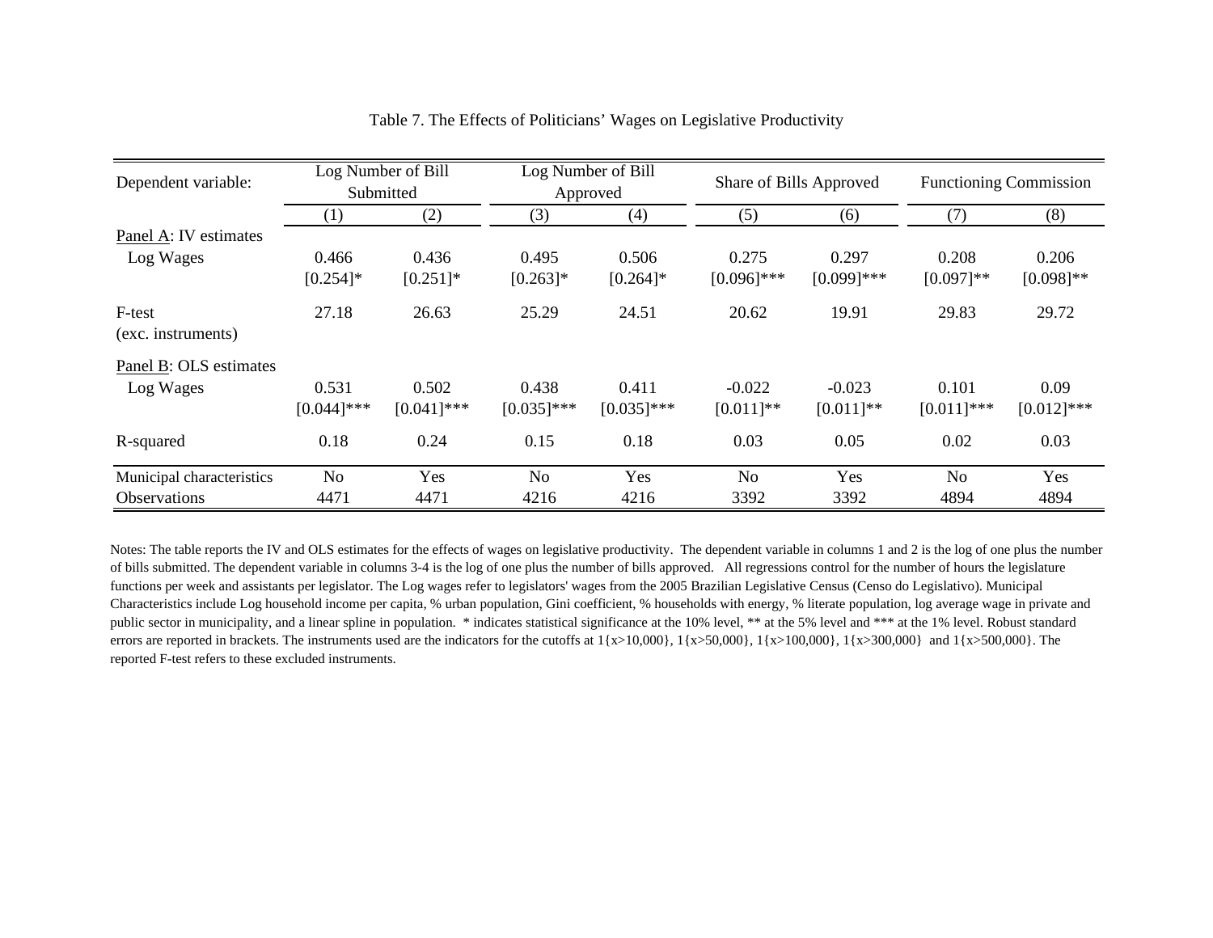Table 7. The Effects of Politicians' Wages on Legislative Productivity

| Dependent variable: | Log Number of Bill Submitted | | Log Number of Bill Approved | | Share of Bills Approved | | Functioning Commission | |
|---|---|---|---|---|---|---|---|---|
| | (1) | (2) | (3) | (4) | (5) | (6) | (7) | (8) |
| Panel A: IV estimates | | | | | | | | |
| Log Wages | 0.466 | 0.436 | 0.495 | 0.506 | 0.275 | 0.297 | 0.208 | 0.206 |
| | [0.254]* | [0.251]* | [0.263]* | [0.264]* | [0.096]*** | [0.099]*** | [0.097]** | [0.098]** |
| F-test (exc. instruments) | 27.18 | 26.63 | 25.29 | 24.51 | 20.62 | 19.91 | 29.83 | 29.72 |
| Panel B: OLS estimates | | | | | | | | |
| Log Wages | 0.531 | 0.502 | 0.438 | 0.411 | -0.022 | -0.023 | 0.101 | 0.09 |
| | [0.044]*** | [0.041]*** | [0.035]*** | [0.035]*** | [0.011]** | [0.011]** | [0.011]*** | [0.012]*** |
| R-squared | 0.18 | 0.24 | 0.15 | 0.18 | 0.03 | 0.05 | 0.02 | 0.03 |
| Municipal characteristics | No | Yes | No | Yes | No | Yes | No | Yes |
| Observations | 4471 | 4471 | 4216 | 4216 | 3392 | 3392 | 4894 | 4894 |

Notes: The table reports the IV and OLS estimates for the effects of wages on legislative productivity. The dependent variable in columns 1 and 2 is the log of one plus the number of bills submitted. The dependent variable in columns 3-4 is the log of one plus the number of bills approved. All regressions control for the number of hours the legislature functions per week and assistants per legislator. The Log wages refer to legislators' wages from the 2005 Brazilian Legislative Census (Censo do Legislativo). Municipal Characteristics include Log household income per capita, % urban population, Gini coefficient, % households with energy, % literate population, log average wage in private and public sector in municipality, and a linear spline in population. * indicates statistical significance at the 10% level, ** at the 5% level and *** at the 1% level. Robust standard errors are reported in brackets. The instruments used are the indicators for the cutoffs at $1\{x>10{,}000\}$, $1\{x>50{,}000\}$, $1\{x>100{,}000\}$, $1\{x>300{,}000\}$ and $1\{x>500{,}000\}$. The reported F-test refers to these excluded instruments.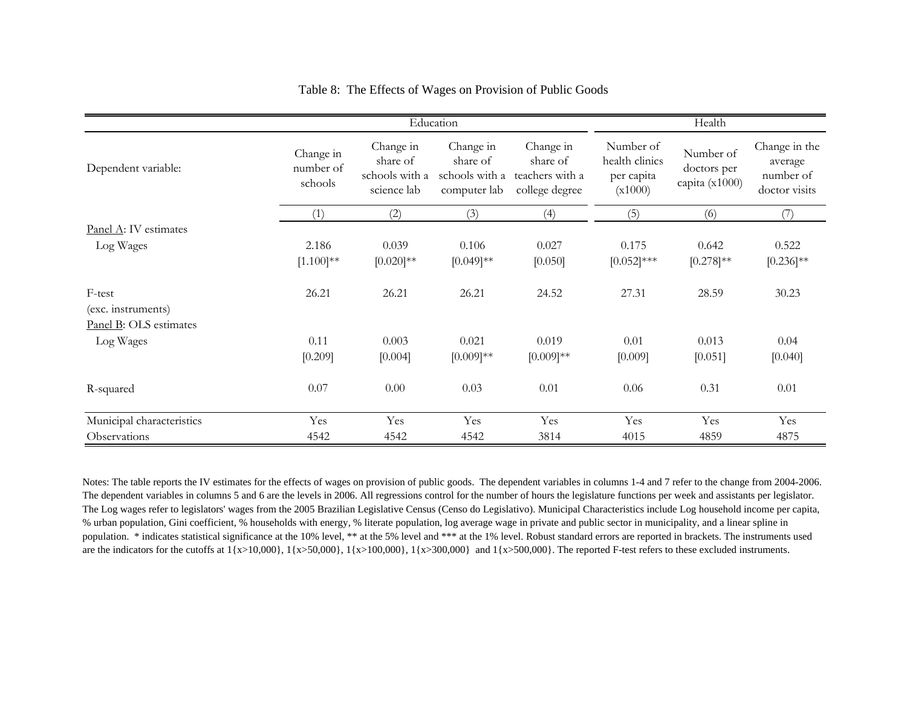Table 8: The Effects of Wages on Provision of Public Goods

| | Education | | | | Health | | |
|---|---|---|---|---|---|---|---|
| Dependent variable: | Change in number of schools | Change in share of schools with a science lab | Change in share of schools with a computer lab | Change in share of teachers with a college degree | Number of health clinics per capita (x1000) | Number of doctors per capita (x1000) | Change in the average number of doctor visits |
| | (1) | (2) | (3) | (4) | (5) | (6) | (7) |
| Panel A: IV estimates | | | | | | | |
| Log Wages | 2.186 | 0.039 | 0.106 | 0.027 | 0.175 | 0.642 | 0.522 |
| | [1.100]** | [0.020]** | [0.049]** | [0.050] | [0.052]*** | [0.278]** | [0.236]** |
| F-test (exc. instruments) | 26.21 | 26.21 | 26.21 | 24.52 | 27.31 | 28.59 | 30.23 |
| Panel B: OLS estimates | | | | | | | |
| Log Wages | 0.11 | 0.003 | 0.021 | 0.019 | 0.01 | 0.013 | 0.04 |
| | [0.209] | [0.004] | [0.009]** | [0.009]** | [0.009] | [0.051] | [0.040] |
| R-squared | 0.07 | 0.00 | 0.03 | 0.01 | 0.06 | 0.31 | 0.01 |
| Municipal characteristics | Yes | Yes | Yes | Yes | Yes | Yes | Yes |
| Observations | 4542 | 4542 | 4542 | 3814 | 4015 | 4859 | 4875 |

Notes: The table reports the IV estimates for the effects of wages on provision of public goods. The dependent variables in columns 1-4 and 7 refer to the change from 2004-2006. The dependent variables in columns 5 and 6 are the levels in 2006. All regressions control for the number of hours the legislature functions per week and assistants per legislator. The Log wages refer to legislators' wages from the 2005 Brazilian Legislative Census (Censo do Legislativo). Municipal Characteristics include Log household income per capita, % urban population, Gini coefficient, % households with energy, % literate population, log average wage in private and public sector in municipality, and a linear spline in population. * indicates statistical significance at the 10% level, ** at the 5% level and *** at the 1% level. Robust standard errors are reported in brackets. The instruments used are the indicators for the cutoffs at 1{x>10,000}, 1{x>50,000}, 1{x>100,000}, 1{x>300,000} and 1{x>500,000}. The reported F-test refers to these excluded instruments.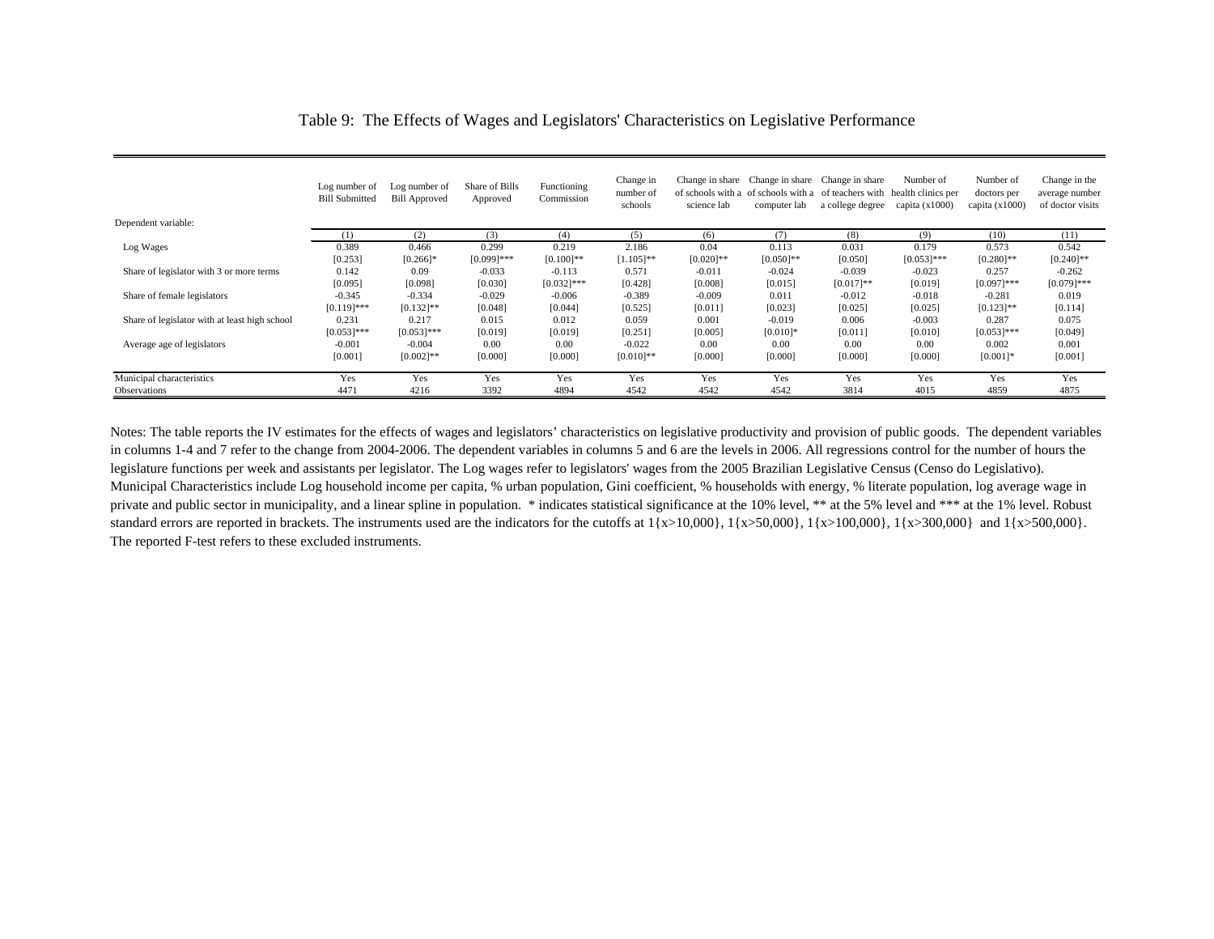# Table 9: The Effects of Wages and Legislators' Characteristics on Legislative Performance

| | Log number of Bill Submitted | Log number of Bill Approved | Share of Bills Approved | Functioning Commission | Change in number of schools | Change in share of schools with a science lab | Change in share of schools with a computer lab | Change in share of teachers with a college degree | Number of health clinics per capita (x1000) | Number of doctors per capita (x1000) | Change in the average number of doctor visits |
|---|---|---|---|---|---|---|---|---|---|---|---|
| Dependent variable: | | | | | | | | | | | |
| | (1) | (2) | (3) | (4) | (5) | (6) | (7) | (8) | (9) | (10) | (11) |
| Log Wages | 0.389 | 0.466 | 0.299 | 0.219 | 2.186 | 0.04 | 0.113 | 0.031 | 0.179 | 0.573 | 0.542 |
| | [0.253] | [0.266]* | [0.099]*** | [0.100]** | [1.105]** | [0.020]** | [0.050]** | [0.050] | [0.053]*** | [0.280]** | [0.240]** |
| Share of legislator with 3 or more terms | 0.142 | 0.09 | -0.033 | -0.113 | 0.571 | -0.011 | -0.024 | -0.039 | -0.023 | 0.257 | -0.262 |
| | [0.095] | [0.098] | [0.030] | [0.032]*** | [0.428] | [0.008] | [0.015] | [0.017]** | [0.019] | [0.097]*** | [0.079]*** |
| Share of female legislators | -0.345 | -0.334 | -0.029 | -0.006 | -0.389 | -0.009 | 0.011 | -0.012 | -0.018 | -0.281 | 0.019 |
| | [0.119]*** | [0.132]** | [0.048] | [0.044] | [0.525] | [0.011] | [0.023] | [0.025] | [0.025] | [0.123]** | [0.114] |
| Share of legislator with at least high school | 0.231 | 0.217 | 0.015 | 0.012 | 0.059 | 0.001 | -0.019 | 0.006 | -0.003 | 0.287 | 0.075 |
| | [0.053]*** | [0.053]*** | [0.019] | [0.019] | [0.251] | [0.005] | [0.010]* | [0.011] | [0.010] | [0.053]*** | [0.049] |
| Average age of legislators | -0.001 | -0.004 | 0.00 | 0.00 | -0.022 | 0.00 | 0.00 | 0.00 | 0.00 | 0.002 | 0.001 |
| | [0.001] | [0.002]** | [0.000] | [0.000] | [0.010]** | [0.000] | [0.000] | [0.000] | [0.000] | [0.001]* | [0.001] |
| Municipal characteristics | Yes | Yes | Yes | Yes | Yes | Yes | Yes | Yes | Yes | Yes | Yes |
| Observations | 4471 | 4216 | 3392 | 4894 | 4542 | 4542 | 4542 | 3814 | 4015 | 4859 | 4875 |

Notes: The table reports the IV estimates for the effects of wages and legislators' characteristics on legislative productivity and provision of public goods. The dependent variables in columns 1-4 and 7 refer to the change from 2004-2006. The dependent variables in columns 5 and 6 are the levels in 2006. All regressions control for the number of hours the legislature functions per week and assistants per legislator. The Log wages refer to legislators' wages from the 2005 Brazilian Legislative Census (Censo do Legislativo). Municipal Characteristics include Log household income per capita, % urban population, Gini coefficient, % households with energy, % literate population, log average wage in private and public sector in municipality, and a linear spline in population. * indicates statistical significance at the 10% level, ** at the 5% level and *** at the 1% level. Robust standard errors are reported in brackets. The instruments used are the indicators for the cutoffs at $1\{x>10{,}000\}$, $1\{x>50{,}000\}$, $1\{x>100{,}000\}$, $1\{x>300{,}000\}$ and $1\{x>500{,}000\}$. The reported F-test refers to these excluded instruments.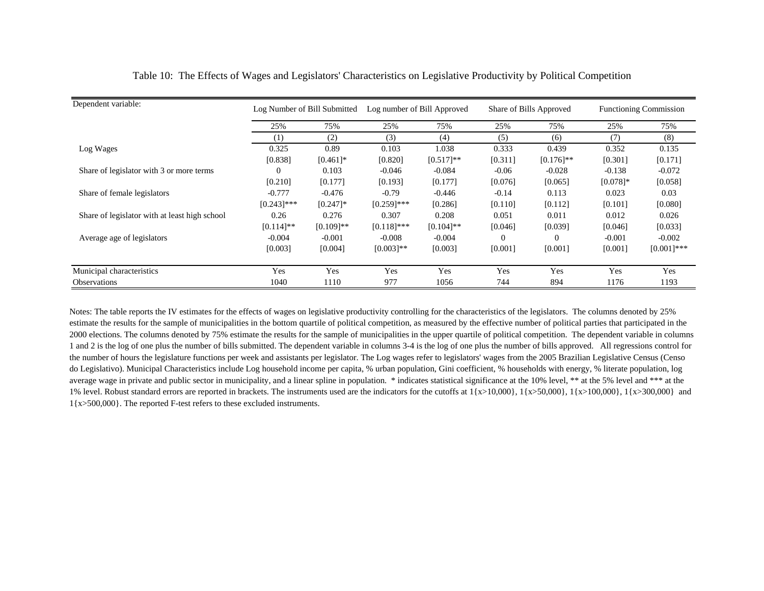Table 10: The Effects of Wages and Legislators' Characteristics on Legislative Productivity by Political Competition

| Dependent variable: | Log Number of Bill Submitted | | Log number of Bill Approved | | Share of Bills Approved | | Functioning Commission | |
|---|---|---|---|---|---|---|---|---|
| | 25% | 75% | 25% | 75% | 25% | 75% | 25% | 75% |
| | (1) | (2) | (3) | (4) | (5) | (6) | (7) | (8) |
| Log Wages | 0.325 | 0.89 | 0.103 | 1.038 | 0.333 | 0.439 | 0.352 | 0.135 |
| | [0.838] | [0.461]* | [0.820] | [0.517]** | [0.311] | [0.176]** | [0.301] | [0.171] |
| Share of legislator with 3 or more terms | 0 | 0.103 | -0.046 | -0.084 | -0.06 | -0.028 | -0.138 | -0.072 |
| | [0.210] | [0.177] | [0.193] | [0.177] | [0.076] | [0.065] | [0.078]* | [0.058] |
| Share of female legislators | -0.777 | -0.476 | -0.79 | -0.446 | -0.14 | 0.113 | 0.023 | 0.03 |
| | [0.243]*** | [0.247]* | [0.259]*** | [0.286] | [0.110] | [0.112] | [0.101] | [0.080] |
| Share of legislator with at least high school | 0.26 | 0.276 | 0.307 | 0.208 | 0.051 | 0.011 | 0.012 | 0.026 |
| | [0.114]** | [0.109]** | [0.118]*** | [0.104]** | [0.046] | [0.039] | [0.046] | [0.033] |
| Average age of legislators | -0.004 | -0.001 | -0.008 | -0.004 | 0 | 0 | -0.001 | -0.002 |
| | [0.003] | [0.004] | [0.003]** | [0.003] | [0.001] | [0.001] | [0.001] | [0.001]*** |
| Municipal characteristics | Yes | Yes | Yes | Yes | Yes | Yes | Yes | Yes |
| Observations | 1040 | 1110 | 977 | 1056 | 744 | 894 | 1176 | 1193 |

Notes: The table reports the IV estimates for the effects of wages on legislative productivity controlling for the characteristics of the legislators. The columns denoted by 25% estimate the results for the sample of municipalities in the bottom quartile of political competition, as measured by the effective number of political parties that participated in the 2000 elections. The columns denoted by 75% estimate the results for the sample of municipalities in the upper quartile of political competition. The dependent variable in columns 1 and 2 is the log of one plus the number of bills submitted. The dependent variable in columns 3-4 is the log of one plus the number of bills approved. All regressions control for the number of hours the legislature functions per week and assistants per legislator. The Log wages refer to legislators' wages from the 2005 Brazilian Legislative Census (Censo do Legislativo). Municipal Characteristics include Log household income per capita, % urban population, Gini coefficient, % households with energy, % literate population, log average wage in private and public sector in municipality, and a linear spline in population. * indicates statistical significance at the 10% level, ** at the 5% level and *** at the 1% level. Robust standard errors are reported in brackets. The instruments used are the indicators for the cutoffs at $1\{x>10{,}000\}$, $1\{x>50{,}000\}$, $1\{x>100{,}000\}$, $1\{x>300{,}000\}$ and $1\{x>500{,}000\}$. The reported F-test refers to these excluded instruments.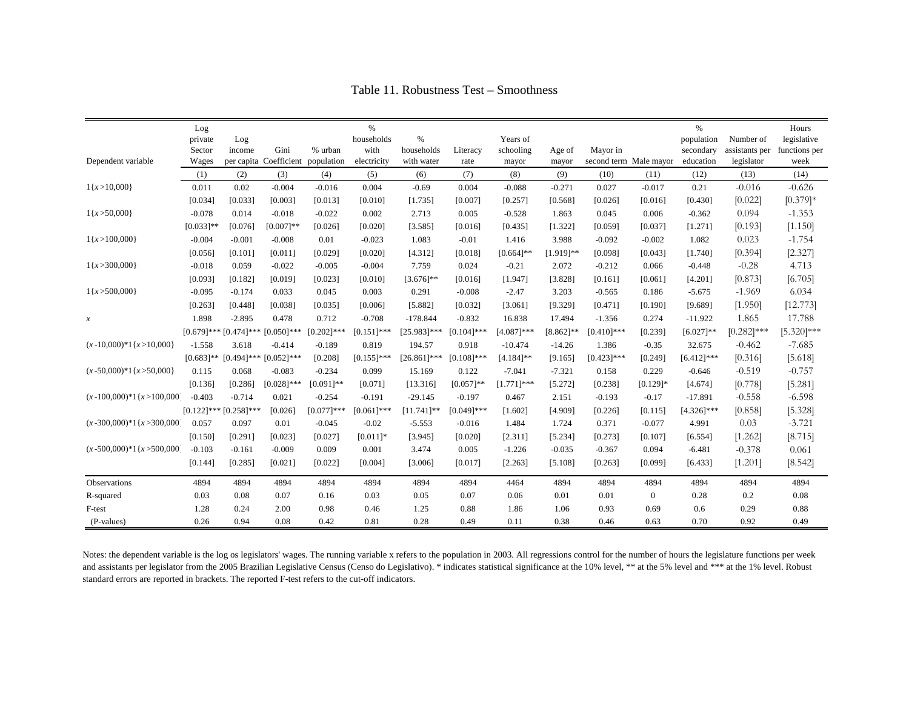# Table 11. Robustness Test – Smoothness

| Dependent variable | Log private Sector Wages | Log income per capita | Gini Coefficient | % urban population | % households with electricity | % households with water | Literacy rate | Years of schooling mayor | Age of mayor | Mayor in second term | Male mayor | % population secondary education | Number of assistants per legislator | Hours legislative functions per week |
|---|---|---|---|---|---|---|---|---|---|---|---|---|---|---|
| | (1) | (2) | (3) | (4) | (5) | (6) | (7) | (8) | (9) | (10) | (11) | (12) | (13) | (14) |
| 1{$x$>10,000} | 0.011 | 0.02 | -0.004 | -0.016 | 0.004 | -0.69 | 0.004 | -0.088 | -0.271 | 0.027 | -0.017 | 0.21 | -0.016 | -0.626 |
| | [0.034] | [0.033] | [0.003] | [0.013] | [0.010] | [1.735] | [0.007] | [0.257] | [0.568] | [0.026] | [0.016] | [0.430] | [0.022] | [0.379]* |
| 1{$x$>50,000} | -0.078 | 0.014 | -0.018 | -0.022 | 0.002 | 2.713 | 0.005 | -0.528 | 1.863 | 0.045 | 0.006 | -0.362 | 0.094 | -1.353 |
| | [0.033]** | [0.076] | [0.007]** | [0.026] | [0.020] | [3.585] | [0.016] | [0.435] | [1.322] | [0.059] | [0.037] | [1.271] | [0.193] | [1.150] |
| 1{$x$>100,000} | -0.004 | -0.001 | -0.008 | 0.01 | -0.023 | 1.083 | -0.01 | 1.416 | 3.988 | -0.092 | -0.002 | 1.082 | 0.023 | -1.754 |
| | [0.056] | [0.101] | [0.011] | [0.029] | [0.020] | [4.312] | [0.018] | [0.664]** | [1.919]** | [0.098] | [0.043] | [1.740] | [0.394] | [2.327] |
| 1{$x$>300,000} | -0.018 | 0.059 | -0.022 | -0.005 | -0.004 | 7.759 | 0.024 | -0.21 | 2.072 | -0.212 | 0.066 | -0.448 | -0.28 | 4.713 |
| | [0.093] | [0.182] | [0.019] | [0.023] | [0.010] | [3.676]** | [0.016] | [1.947] | [3.828] | [0.161] | [0.061] | [4.201] | [0.873] | [6.705] |
| 1{$x$>500,000} | -0.095 | -0.174 | 0.033 | 0.045 | 0.003 | 0.291 | -0.008 | -2.47 | 3.203 | -0.565 | 0.186 | -5.675 | -1.969 | 6.034 |
| | [0.263] | [0.448] | [0.038] | [0.035] | [0.006] | [5.882] | [0.032] | [3.061] | [9.329] | [0.471] | [0.190] | [9.689] | [1.950] | [12.773] |
| $x$ | 1.898 | -2.895 | 0.478 | 0.712 | -0.708 | -178.844 | -0.832 | 16.838 | 17.494 | -1.356 | 0.274 | -11.922 | 1.865 | 17.788 |
| | [0.679]*** | [0.474]*** | [0.050]*** | [0.202]*** | [0.151]*** | [25.983]*** | [0.104]*** | [4.087]*** | [8.862]** | [0.410]*** | [0.239] | [6.027]** | [0.282]*** | [5.320]*** |
| ($x$-10,000)*1{$x$>10,000} | -1.558 | 3.618 | -0.414 | -0.189 | 0.819 | 194.57 | 0.918 | -10.474 | -14.26 | 1.386 | -0.35 | 32.675 | -0.462 | -7.685 |
| | [0.683]** | [0.494]*** | [0.052]*** | [0.208] | [0.155]*** | [26.861]*** | [0.108]*** | [4.184]** | [9.165] | [0.423]*** | [0.249] | [6.412]*** | [0.316] | [5.618] |
| ($x$-50,000)*1{$x$>50,000} | 0.115 | 0.068 | -0.083 | -0.234 | 0.099 | 15.169 | 0.122 | -7.041 | -7.321 | 0.158 | 0.229 | -0.646 | -0.519 | -0.757 |
| | [0.136] | [0.286] | [0.028]*** | [0.091]** | [0.071] | [13.316] | [0.057]** | [1.771]*** | [5.272] | [0.238] | [0.129]* | [4.674] | [0.778] | [5.281] |
| ($x$-100,000)*1{$x$>100,000} | -0.403 | -0.714 | 0.021 | -0.254 | -0.191 | -29.145 | -0.197 | 0.467 | 2.151 | -0.193 | -0.17 | -17.891 | -0.558 | -6.598 |
| | [0.122]*** | [0.258]*** | [0.026] | [0.077]*** | [0.061]*** | [11.741]** | [0.049]*** | [1.602] | [4.909] | [0.226] | [0.115] | [4.326]*** | [0.858] | [5.328] |
| ($x$-300,000)*1{$x$>300,000} | 0.057 | 0.097 | 0.01 | -0.045 | -0.02 | -5.553 | -0.016 | 1.484 | 1.724 | 0.371 | -0.077 | 4.991 | 0.03 | -3.721 |
| | [0.150] | [0.291] | [0.023] | [0.027] | [0.011]* | [3.945] | [0.020] | [2.311] | [5.234] | [0.273] | [0.107] | [6.554] | [1.262] | [8.715] |
| ($x$-500,000)*1{$x$>500,000} | -0.103 | -0.161 | -0.009 | 0.009 | 0.001 | 3.474 | 0.005 | -1.226 | -0.035 | -0.367 | 0.094 | -6.481 | -0.378 | 0.061 |
| | [0.144] | [0.285] | [0.021] | [0.022] | [0.004] | [3.006] | [0.017] | [2.263] | [5.108] | [0.263] | [0.099] | [6.433] | [1.201] | [8.542] |
| Observations | 4894 | 4894 | 4894 | 4894 | 4894 | 4894 | 4894 | 4464 | 4894 | 4894 | 4894 | 4894 | 4894 | 4894 |
| R-squared | 0.03 | 0.08 | 0.07 | 0.16 | 0.03 | 0.05 | 0.07 | 0.06 | 0.01 | 0.01 | 0 | 0.28 | 0.2 | 0.08 |
| F-test | 1.28 | 0.24 | 2.00 | 0.98 | 0.46 | 1.25 | 0.88 | 1.86 | 1.06 | 0.93 | 0.69 | 0.6 | 0.29 | 0.88 |
| (P-values) | 0.26 | 0.94 | 0.08 | 0.42 | 0.81 | 0.28 | 0.49 | 0.11 | 0.38 | 0.46 | 0.63 | 0.70 | 0.92 | 0.49 |

Notes: the dependent variable is the log os legislators' wages. The running variable x refers to the population in 2003. All regressions control for the number of hours the legislature functions per week and assistants per legislator from the 2005 Brazilian Legislative Census (Censo do Legislativo). * indicates statistical significance at the 10% level, ** at the 5% level and *** at the 1% level. Robust standard errors are reported in brackets. The reported F-test refers to the cut-off indicators.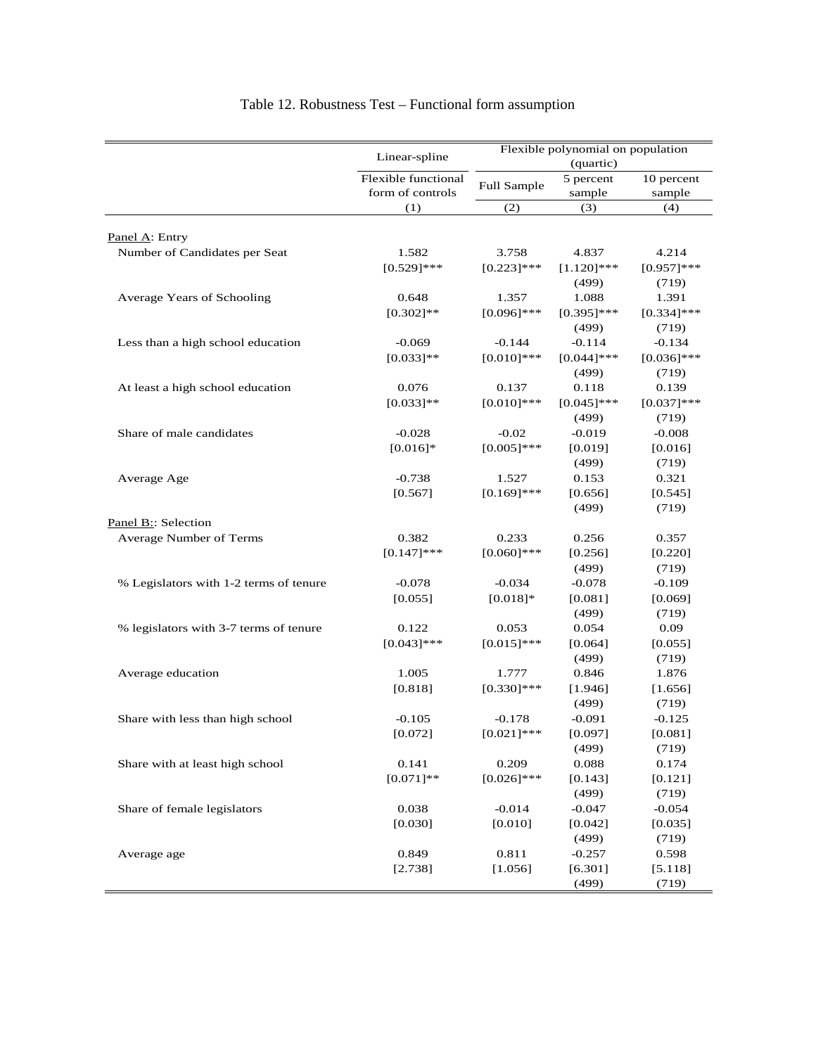# Table 12. Robustness Test – Functional form assumption

| | Linear-spline | Flexible polynomial on population (quartic) | | |
|---|---|---|---|---|
| | Flexible functional form of controls | Full Sample | 5 percent sample | 10 percent sample |
| | (1) | (2) | (3) | (4) |
| Panel A: Entry | | | | |
| Number of Candidates per Seat | 1.582 | 3.758 | 4.837 | 4.214 |
| | [0.529]*** | [0.223]*** | [1.120]*** | [0.957]*** |
| | | | (499) | (719) |
| Average Years of Schooling | 0.648 | 1.357 | 1.088 | 1.391 |
| | [0.302]** | [0.096]*** | [0.395]*** | [0.334]*** |
| | | | (499) | (719) |
| Less than a high school education | -0.069 | -0.144 | -0.114 | -0.134 |
| | [0.033]** | [0.010]*** | [0.044]*** | [0.036]*** |
| | | | (499) | (719) |
| At least a high school education | 0.076 | 0.137 | 0.118 | 0.139 |
| | [0.033]** | [0.010]*** | [0.045]*** | [0.037]*** |
| | | | (499) | (719) |
| Share of male candidates | -0.028 | -0.02 | -0.019 | -0.008 |
| | [0.016]* | [0.005]*** | [0.019] | [0.016] |
| | | | (499) | (719) |
| Average Age | -0.738 | 1.527 | 0.153 | 0.321 |
| | [0.567] | [0.169]*** | [0.656] | [0.545] |
| | | | (499) | (719) |
| Panel B:: Selection | | | | |
| Average Number of Terms | 0.382 | 0.233 | 0.256 | 0.357 |
| | [0.147]*** | [0.060]*** | [0.256] | [0.220] |
| | | | (499) | (719) |
| % Legislators with 1-2 terms of tenure | -0.078 | -0.034 | -0.078 | -0.109 |
| | [0.055] | [0.018]* | [0.081] | [0.069] |
| | | | (499) | (719) |
| % legislators with 3-7 terms of tenure | 0.122 | 0.053 | 0.054 | 0.09 |
| | [0.043]*** | [0.015]*** | [0.064] | [0.055] |
| | | | (499) | (719) |
| Average education | 1.005 | 1.777 | 0.846 | 1.876 |
| | [0.818] | [0.330]*** | [1.946] | [1.656] |
| | | | (499) | (719) |
| Share with less than high school | -0.105 | -0.178 | -0.091 | -0.125 |
| | [0.072] | [0.021]*** | [0.097] | [0.081] |
| | | | (499) | (719) |
| Share with at least high school | 0.141 | 0.209 | 0.088 | 0.174 |
| | [0.071]** | [0.026]*** | [0.143] | [0.121] |
| | | | (499) | (719) |
| Share of female legislators | 0.038 | -0.014 | -0.047 | -0.054 |
| | [0.030] | [0.010] | [0.042] | [0.035] |
| | | | (499) | (719) |
| Average age | 0.849 | 0.811 | -0.257 | 0.598 |
| | [2.738] | [1.056] | [6.301] | [5.118] |
| | | | (499) | (719) |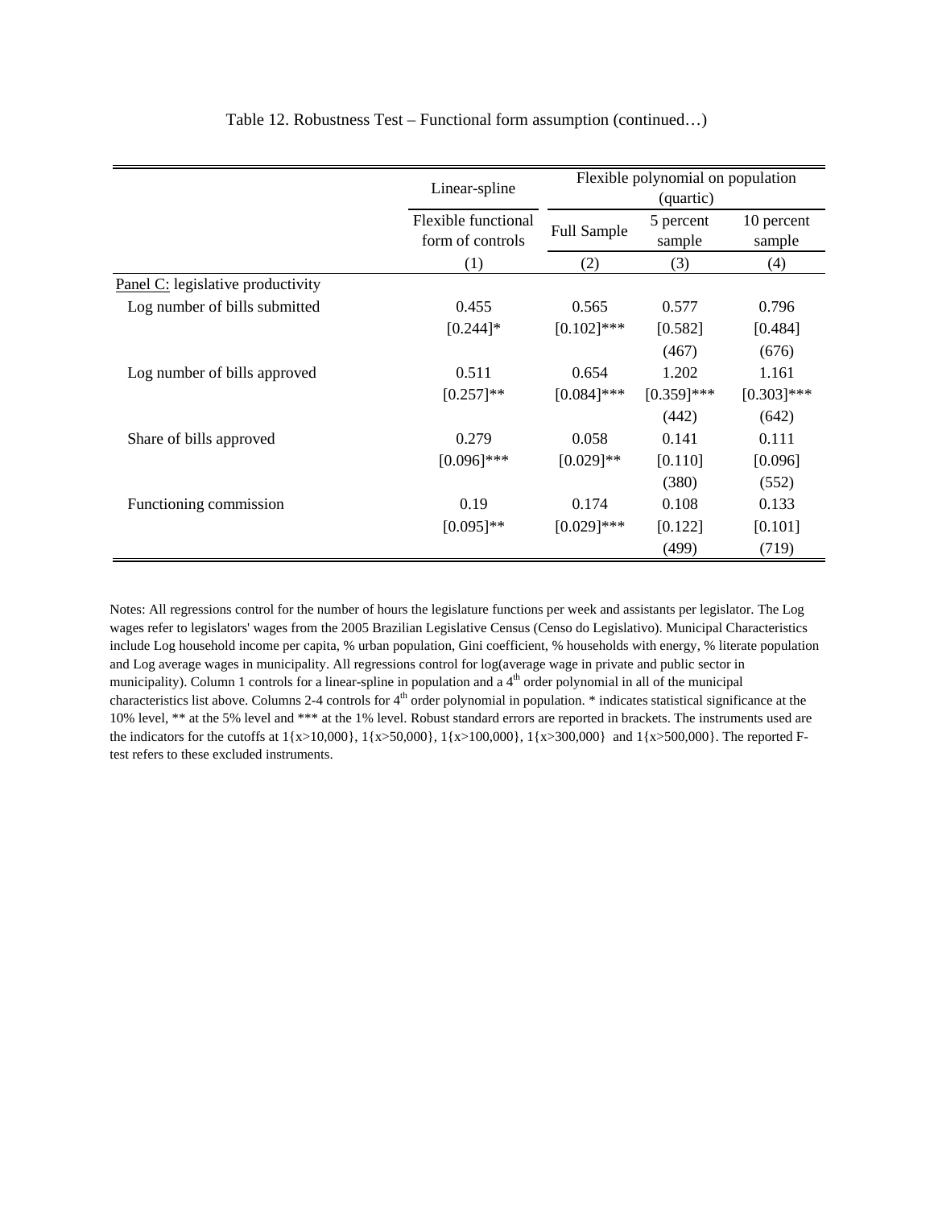Table 12. Robustness Test – Functional form assumption (continued…)

| | Linear-spline | Flexible polynomial on population (quartic) | | |
|---|---|---|---|---|
| | Flexible functional form of controls | Full Sample | 5 percent sample | 10 percent sample |
| | (1) | (2) | (3) | (4) |
| Panel C: legislative productivity | | | | |
| Log number of bills submitted | 0.455 | 0.565 | 0.577 | 0.796 |
| | [0.244]* | [0.102]*** | [0.582] | [0.484] |
| | | | (467) | (676) |
| Log number of bills approved | 0.511 | 0.654 | 1.202 | 1.161 |
| | [0.257]** | [0.084]*** | [0.359]*** | [0.303]*** |
| | | | (442) | (642) |
| Share of bills approved | 0.279 | 0.058 | 0.141 | 0.111 |
| | [0.096]*** | [0.029]** | [0.110] | [0.096] |
| | | | (380) | (552) |
| Functioning commission | 0.19 | 0.174 | 0.108 | 0.133 |
| | [0.095]** | [0.029]*** | [0.122] | [0.101] |
| | | | (499) | (719) |

Notes: All regressions control for the number of hours the legislature functions per week and assistants per legislator. The Log wages refer to legislators' wages from the 2005 Brazilian Legislative Census (Censo do Legislativo). Municipal Characteristics include Log household income per capita, % urban population, Gini coefficient, % households with energy, % literate population and Log average wages in municipality. All regressions control for log(average wage in private and public sector in municipality). Column 1 controls for a linear-spline in population and a 4th order polynomial in all of the municipal characteristics list above. Columns 2-4 controls for 4th order polynomial in population. * indicates statistical significance at the 10% level, ** at the 5% level and *** at the 1% level. Robust standard errors are reported in brackets. The instruments used are the indicators for the cutoffs at $1\{x>10{,}000\}$, $1\{x>50{,}000\}$, $1\{x>100{,}000\}$, $1\{x>300{,}000\}$ and $1\{x>500{,}000\}$. The reported F-test refers to these excluded instruments.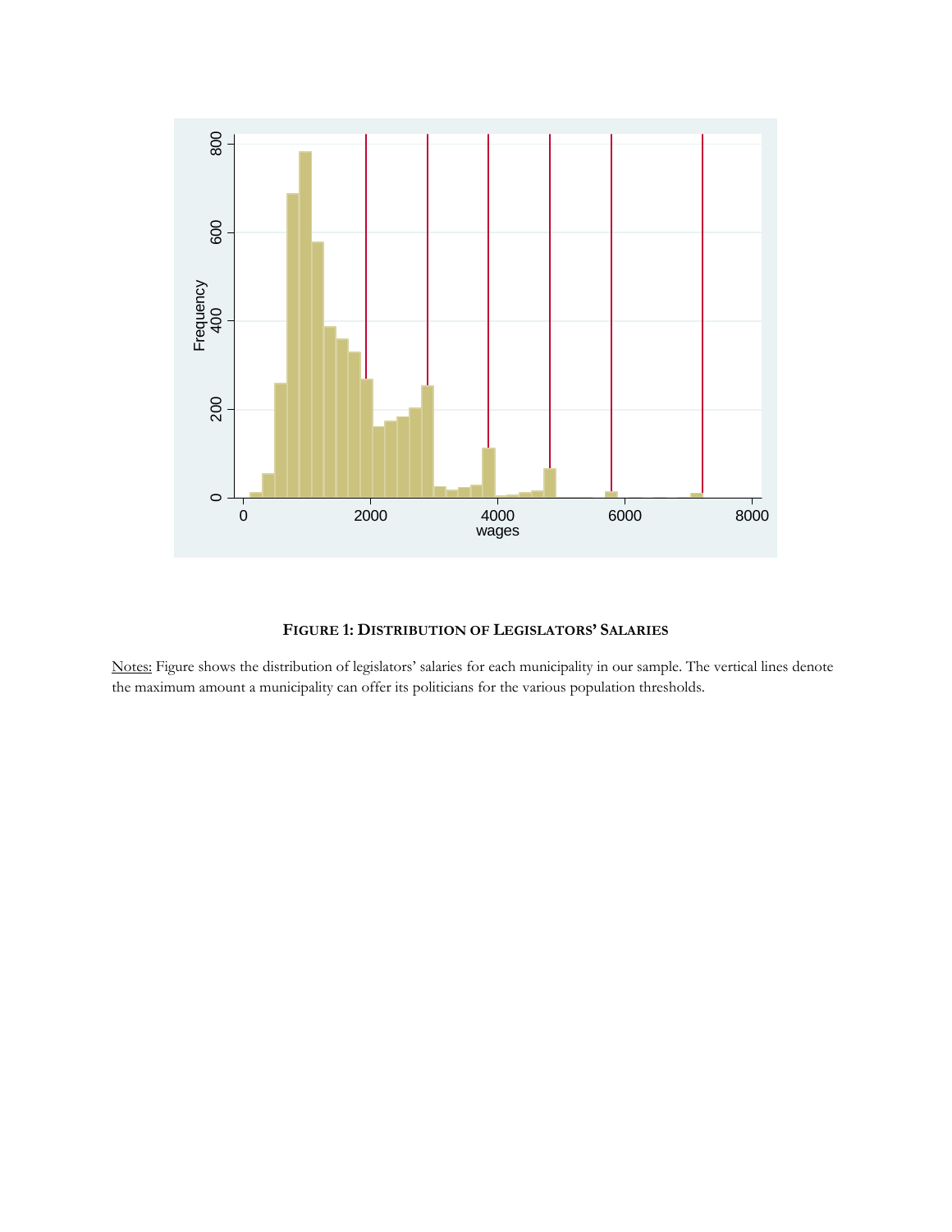**FIGURE 1: DISTRIBUTION OF LEGISLATORS' SALARIES**

Notes: Figure shows the distribution of legislators' salaries for each municipality in our sample. The vertical lines denote the maximum amount a municipality can offer its politicians for the various population thresholds.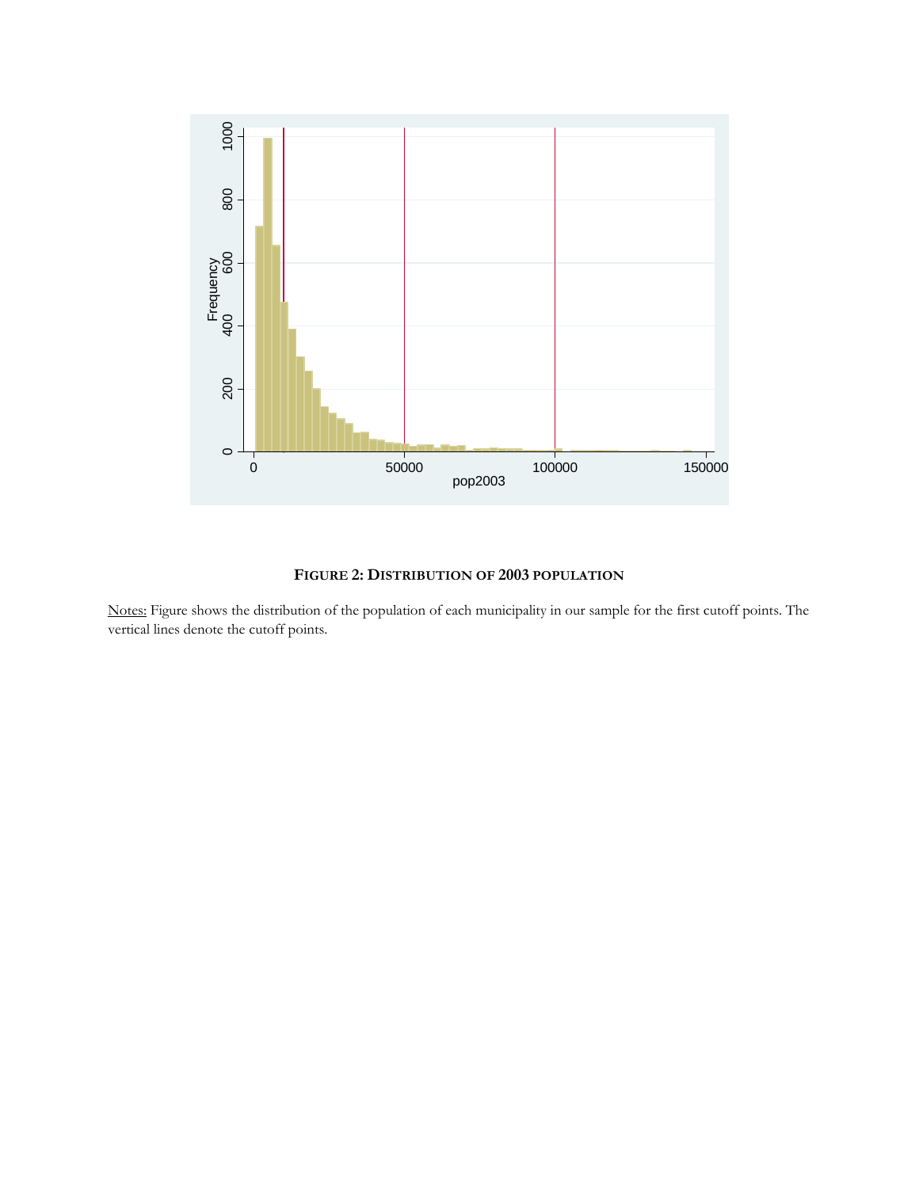**FIGURE 2: DISTRIBUTION OF 2003 POPULATION**

Notes: Figure shows the distribution of the population of each municipality in our sample for the first cutoff points. The vertical lines denote the cutoff points.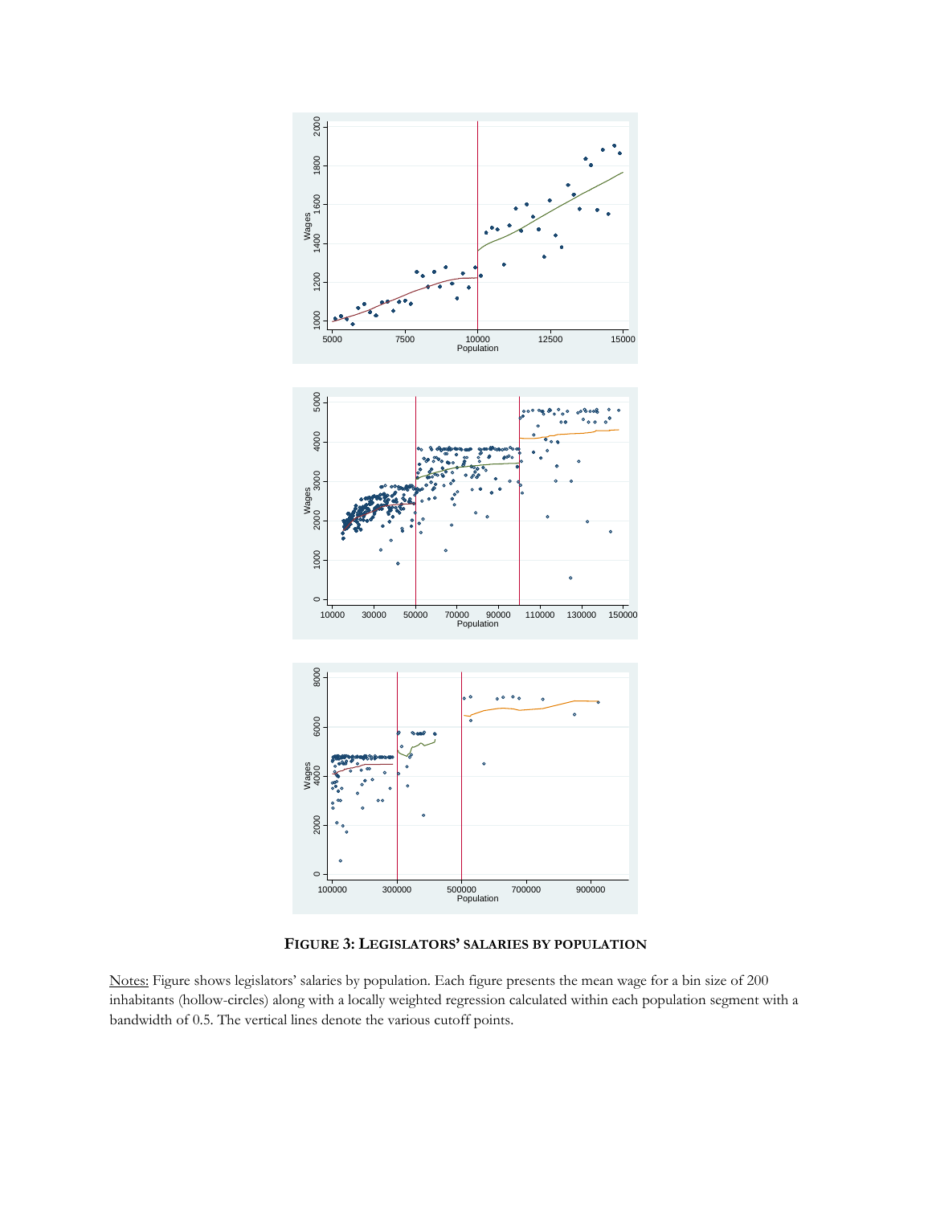**FIGURE 3: LEGISLATORS' SALARIES BY POPULATION**

Notes: Figure shows legislators' salaries by population. Each figure presents the mean wage for a bin size of 200 inhabitants (hollow-circles) along with a locally weighted regression calculated within each population segment with a bandwidth of 0.5. The vertical lines denote the various cutoff points.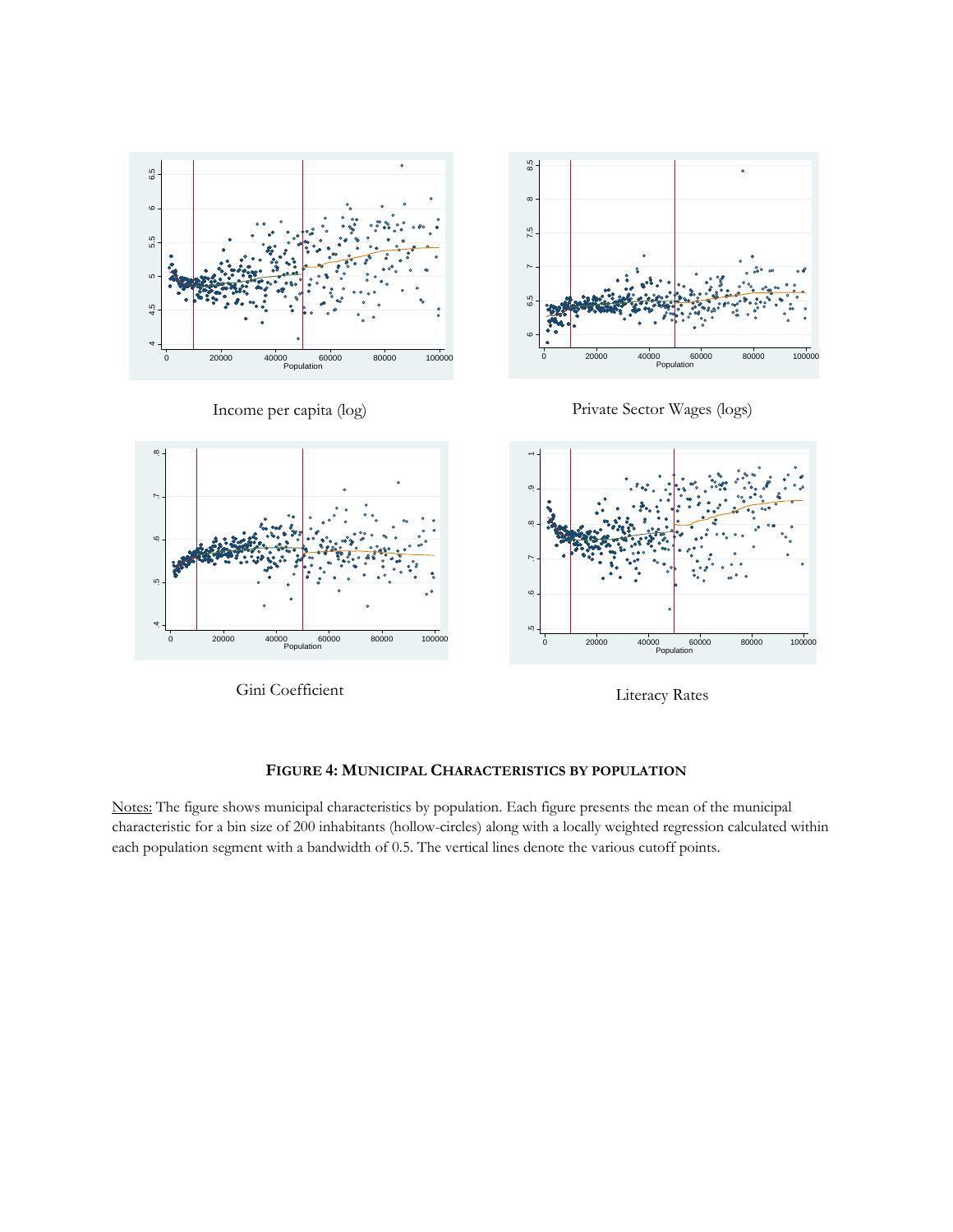6.5
6
5.5
5
4.5
4
0 20000 40000 60000 80000 100000
Population

Income per capita (log)

8.5
8
7.5
7
6.5
6
0 20000 40000 60000 80000 100000
Population

Private Sector Wages (logs)

.8
.7
.6
.5
.4
0 20000 40000 60000 80000 100000
Population

Gini Coefficient

1
.9
.8
.7
.6
.5
0 20000 40000 60000 80000 100000
Population

Literacy Rates

**FIGURE 4: MUNICIPAL CHARACTERISTICS BY POPULATION**

Notes: The figure shows municipal characteristics by population. Each figure presents the mean of the municipal characteristic for a bin size of 200 inhabitants (hollow-circles) along with a locally weighted regression calculated within each population segment with a bandwidth of 0.5. The vertical lines denote the various cutoff points.